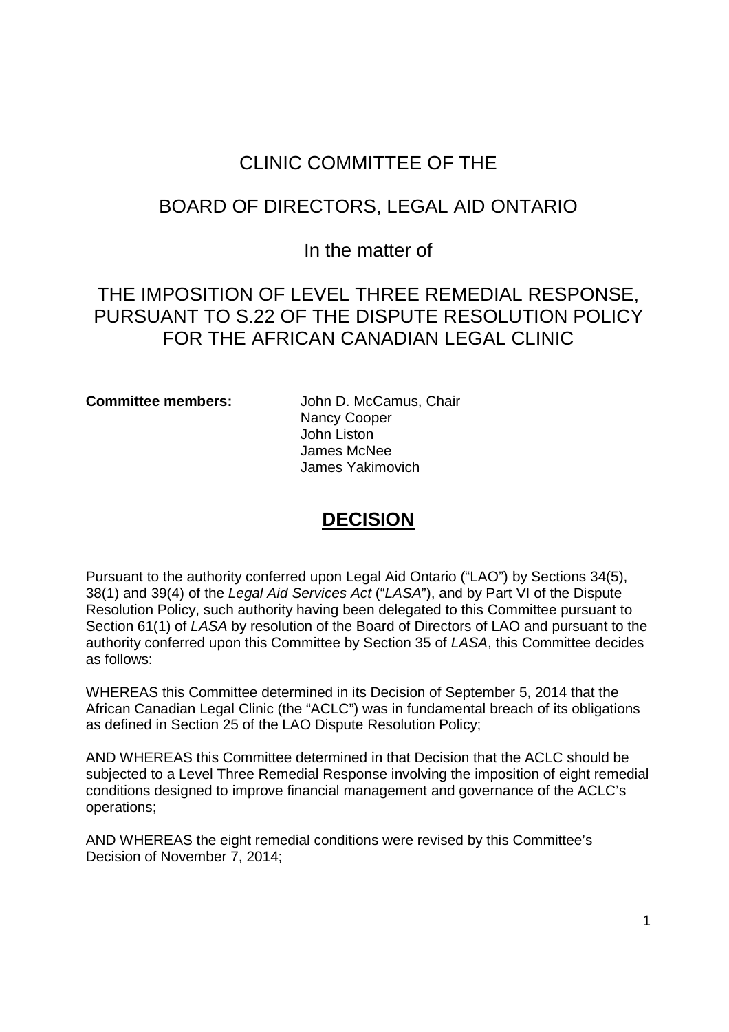# CLINIC COMMITTEE OF THE

# BOARD OF DIRECTORS, LEGAL AID ONTARIO

In the matter of

## THE IMPOSITION OF LEVEL THREE REMEDIAL RESPONSE, PURSUANT TO S.22 OF THE DISPUTE RESOLUTION POLICY FOR THE AFRICAN CANADIAN LEGAL CLINIC

**Committee members:**

John D. McCamus, Chair
Nancy Cooper
John Liston
James McNee
James Yakimovich

## DECISION

Pursuant to the authority conferred upon Legal Aid Ontario ("LAO") by Sections 34(5), 38(1) and 39(4) of the *Legal Aid Services Act* ("*LASA*"), and by Part VI of the Dispute Resolution Policy, such authority having been delegated to this Committee pursuant to Section 61(1) of *LASA* by resolution of the Board of Directors of LAO and pursuant to the authority conferred upon this Committee by Section 35 of *LASA*, this Committee decides as follows:

WHEREAS this Committee determined in its Decision of September 5, 2014 that the African Canadian Legal Clinic (the "ACLC") was in fundamental breach of its obligations as defined in Section 25 of the LAO Dispute Resolution Policy;

AND WHEREAS this Committee determined in that Decision that the ACLC should be subjected to a Level Three Remedial Response involving the imposition of eight remedial conditions designed to improve financial management and governance of the ACLC's operations;

AND WHEREAS the eight remedial conditions were revised by this Committee's Decision of November 7, 2014;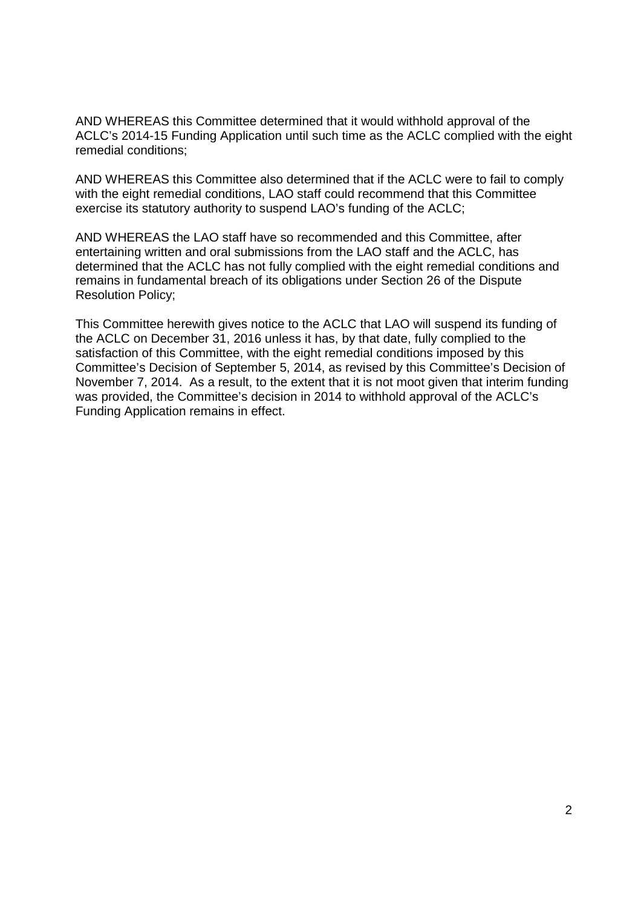AND WHEREAS this Committee determined that it would withhold approval of the ACLC's 2014-15 Funding Application until such time as the ACLC complied with the eight remedial conditions;

AND WHEREAS this Committee also determined that if the ACLC were to fail to comply with the eight remedial conditions, LAO staff could recommend that this Committee exercise its statutory authority to suspend LAO's funding of the ACLC;

AND WHEREAS the LAO staff have so recommended and this Committee, after entertaining written and oral submissions from the LAO staff and the ACLC, has determined that the ACLC has not fully complied with the eight remedial conditions and remains in fundamental breach of its obligations under Section 26 of the Dispute Resolution Policy;

This Committee herewith gives notice to the ACLC that LAO will suspend its funding of the ACLC on December 31, 2016 unless it has, by that date, fully complied to the satisfaction of this Committee, with the eight remedial conditions imposed by this Committee's Decision of September 5, 2014, as revised by this Committee's Decision of November 7, 2014. As a result, to the extent that it is not moot given that interim funding was provided, the Committee's decision in 2014 to withhold approval of the ACLC's Funding Application remains in effect.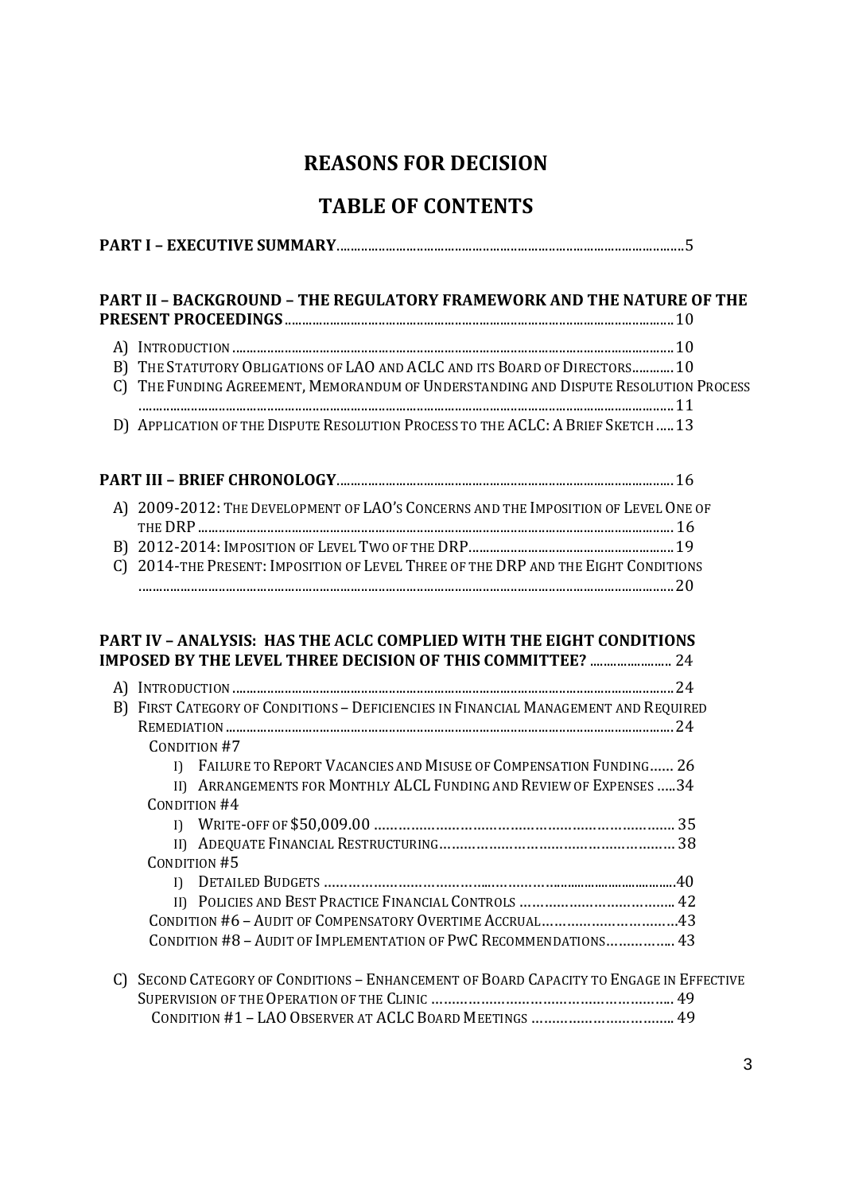# REASONS FOR DECISION

# TABLE OF CONTENTS

**PART I – EXECUTIVE SUMMARY** .......... 5

**PART II – BACKGROUND – THE REGULATORY FRAMEWORK AND THE NATURE OF THE PRESENT PROCEEDINGS** .......... 10

- A) INTRODUCTION .......... 10
- B) THE STATUTORY OBLIGATIONS OF LAO AND ACLC AND ITS BOARD OF DIRECTORS .......... 10
- C) THE FUNDING AGREEMENT, MEMORANDUM OF UNDERSTANDING AND DISPUTE RESOLUTION PROCESS .......... 11
- D) APPLICATION OF THE DISPUTE RESOLUTION PROCESS TO THE ACLC: A BRIEF SKETCH .......... 13

**PART III – BRIEF CHRONOLOGY** .......... 16

- A) 2009-2012: THE DEVELOPMENT OF LAO'S CONCERNS AND THE IMPOSITION OF LEVEL ONE OF THE DRP .......... 16
- B) 2012-2014: IMPOSITION OF LEVEL TWO OF THE DRP .......... 19
- C) 2014-THE PRESENT: IMPOSITION OF LEVEL THREE OF THE DRP AND THE EIGHT CONDITIONS .......... 20

**PART IV – ANALYSIS: HAS THE ACLC COMPLIED WITH THE EIGHT CONDITIONS IMPOSED BY THE LEVEL THREE DECISION OF THIS COMMITTEE?** .......... 24

- A) INTRODUCTION .......... 24
- B) FIRST CATEGORY OF CONDITIONS – DEFICIENCIES IN FINANCIAL MANAGEMENT AND REQUIRED REMEDIATION .......... 24
  - CONDITION #7
    - I) FAILURE TO REPORT VACANCIES AND MISUSE OF COMPENSATION FUNDING .......... 26
    - II) ARRANGEMENTS FOR MONTHLY ALCL FUNDING AND REVIEW OF EXPENSES .......... 34
  - CONDITION #4
    - I) WRITE-OFF OF $50,009.00 .......... 35
    - II) ADEQUATE FINANCIAL RESTRUCTURING .......... 38
  - CONDITION #5
    - I) DETAILED BUDGETS .......... 40
    - II) POLICIES AND BEST PRACTICE FINANCIAL CONTROLS .......... 42
  - CONDITION #6 – AUDIT OF COMPENSATORY OVERTIME ACCRUAL .......... 43
  - CONDITION #8 – AUDIT OF IMPLEMENTATION OF PWC RECOMMENDATIONS .......... 43
- C) SECOND CATEGORY OF CONDITIONS – ENHANCEMENT OF BOARD CAPACITY TO ENGAGE IN EFFECTIVE SUPERVISION OF THE OPERATION OF THE CLINIC .......... 49
  - CONDITION #1 – LAO OBSERVER AT ACLC BOARD MEETINGS .......... 49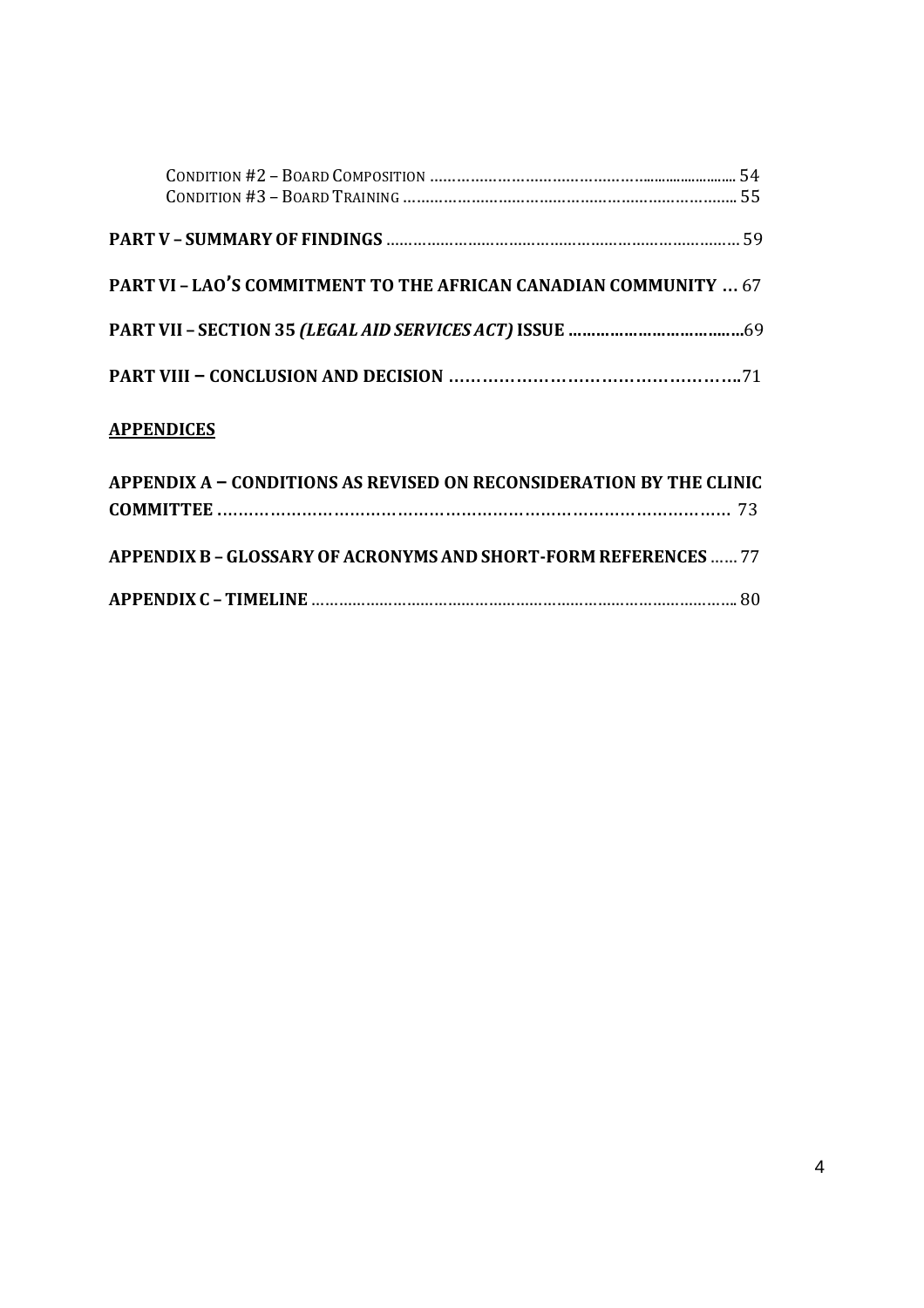Condition #2 – Board Composition ........................................................ 54
Condition #3 – Board Training ............................................................ 55

**PART V – SUMMARY OF FINDINGS** ............................................................ 59

**PART VI – LAO'S COMMITMENT TO THE AFRICAN CANADIAN COMMUNITY** ... 67

**PART VII – SECTION 35 *(LEGAL AID SERVICES ACT)* ISSUE** ..................................69

**PART VIII – CONCLUSION AND DECISION** ..................................................71

**APPENDICES**

**APPENDIX A – CONDITIONS AS REVISED ON RECONSIDERATION BY THE CLINIC COMMITTEE** ................................................................................... 73

**APPENDIX B – GLOSSARY OF ACRONYMS AND SHORT-FORM REFERENCES** ...... 77

**APPENDIX C – TIMELINE** ............................................................................... 80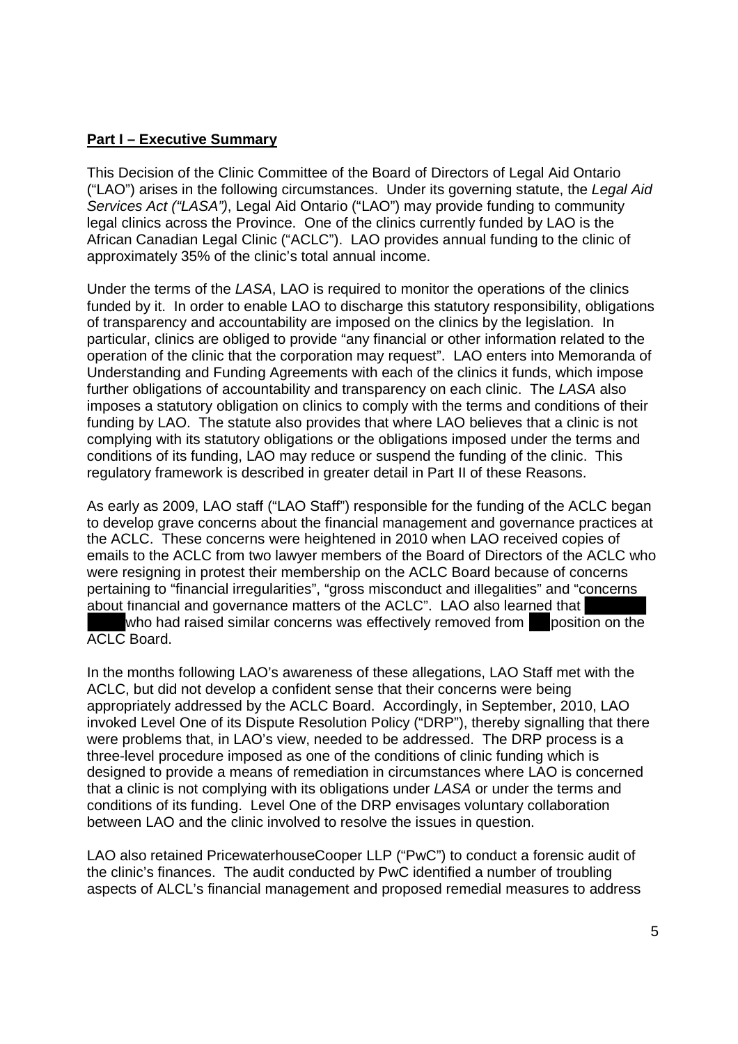**Part I – Executive Summary**

This Decision of the Clinic Committee of the Board of Directors of Legal Aid Ontario ("LAO") arises in the following circumstances. Under its governing statute, the *Legal Aid Services Act ("LASA")*, Legal Aid Ontario ("LAO") may provide funding to community legal clinics across the Province. One of the clinics currently funded by LAO is the African Canadian Legal Clinic ("ACLC"). LAO provides annual funding to the clinic of approximately 35% of the clinic's total annual income.

Under the terms of the *LASA*, LAO is required to monitor the operations of the clinics funded by it. In order to enable LAO to discharge this statutory responsibility, obligations of transparency and accountability are imposed on the clinics by the legislation. In particular, clinics are obliged to provide "any financial or other information related to the operation of the clinic that the corporation may request". LAO enters into Memoranda of Understanding and Funding Agreements with each of the clinics it funds, which impose further obligations of accountability and transparency on each clinic. The *LASA* also imposes a statutory obligation on clinics to comply with the terms and conditions of their funding by LAO. The statute also provides that where LAO believes that a clinic is not complying with its statutory obligations or the obligations imposed under the terms and conditions of its funding, LAO may reduce or suspend the funding of the clinic. This regulatory framework is described in greater detail in Part II of these Reasons.

As early as 2009, LAO staff ("LAO Staff") responsible for the funding of the ACLC began to develop grave concerns about the financial management and governance practices at the ACLC. These concerns were heightened in 2010 when LAO received copies of emails to the ACLC from two lawyer members of the Board of Directors of the ACLC who were resigning in protest their membership on the ACLC Board because of concerns pertaining to "financial irregularities", "gross misconduct and illegalities" and "concerns about financial and governance matters of the ACLC". LAO also learned that [REDACTED] who had raised similar concerns was effectively removed from [REDACTED] position on the ACLC Board.

In the months following LAO's awareness of these allegations, LAO Staff met with the ACLC, but did not develop a confident sense that their concerns were being appropriately addressed by the ACLC Board. Accordingly, in September, 2010, LAO invoked Level One of its Dispute Resolution Policy ("DRP"), thereby signalling that there were problems that, in LAO's view, needed to be addressed. The DRP process is a three-level procedure imposed as one of the conditions of clinic funding which is designed to provide a means of remediation in circumstances where LAO is concerned that a clinic is not complying with its obligations under *LASA* or under the terms and conditions of its funding. Level One of the DRP envisages voluntary collaboration between LAO and the clinic involved to resolve the issues in question.

LAO also retained PricewaterhouseCooper LLP ("PwC") to conduct a forensic audit of the clinic's finances. The audit conducted by PwC identified a number of troubling aspects of ALCL's financial management and proposed remedial measures to address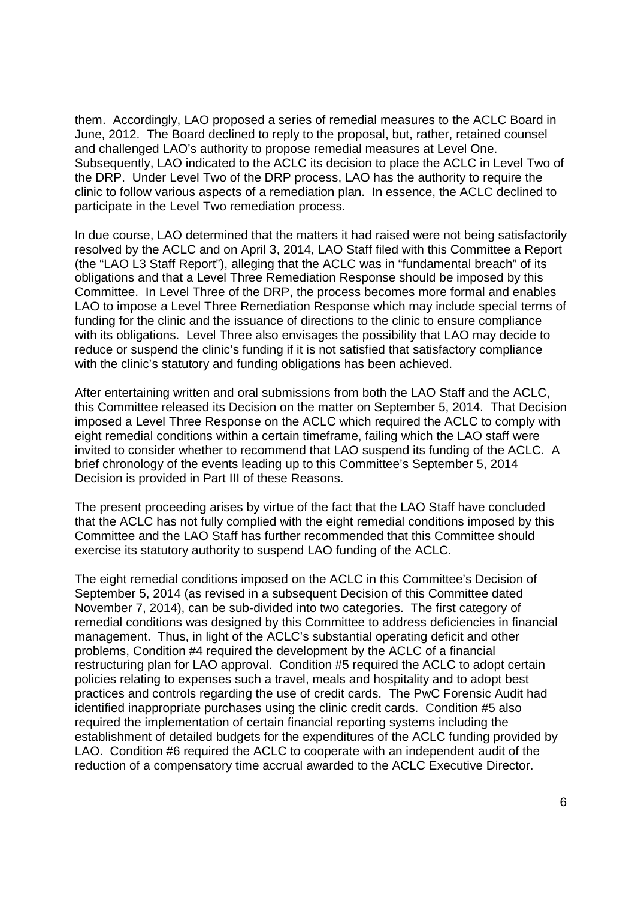them. Accordingly, LAO proposed a series of remedial measures to the ACLC Board in June, 2012. The Board declined to reply to the proposal, but, rather, retained counsel and challenged LAO's authority to propose remedial measures at Level One. Subsequently, LAO indicated to the ACLC its decision to place the ACLC in Level Two of the DRP. Under Level Two of the DRP process, LAO has the authority to require the clinic to follow various aspects of a remediation plan. In essence, the ACLC declined to participate in the Level Two remediation process.

In due course, LAO determined that the matters it had raised were not being satisfactorily resolved by the ACLC and on April 3, 2014, LAO Staff filed with this Committee a Report (the "LAO L3 Staff Report"), alleging that the ACLC was in "fundamental breach" of its obligations and that a Level Three Remediation Response should be imposed by this Committee. In Level Three of the DRP, the process becomes more formal and enables LAO to impose a Level Three Remediation Response which may include special terms of funding for the clinic and the issuance of directions to the clinic to ensure compliance with its obligations. Level Three also envisages the possibility that LAO may decide to reduce or suspend the clinic's funding if it is not satisfied that satisfactory compliance with the clinic's statutory and funding obligations has been achieved.

After entertaining written and oral submissions from both the LAO Staff and the ACLC, this Committee released its Decision on the matter on September 5, 2014. That Decision imposed a Level Three Response on the ACLC which required the ACLC to comply with eight remedial conditions within a certain timeframe, failing which the LAO staff were invited to consider whether to recommend that LAO suspend its funding of the ACLC. A brief chronology of the events leading up to this Committee's September 5, 2014 Decision is provided in Part III of these Reasons.

The present proceeding arises by virtue of the fact that the LAO Staff have concluded that the ACLC has not fully complied with the eight remedial conditions imposed by this Committee and the LAO Staff has further recommended that this Committee should exercise its statutory authority to suspend LAO funding of the ACLC.

The eight remedial conditions imposed on the ACLC in this Committee's Decision of September 5, 2014 (as revised in a subsequent Decision of this Committee dated November 7, 2014), can be sub-divided into two categories. The first category of remedial conditions was designed by this Committee to address deficiencies in financial management. Thus, in light of the ACLC's substantial operating deficit and other problems, Condition #4 required the development by the ACLC of a financial restructuring plan for LAO approval. Condition #5 required the ACLC to adopt certain policies relating to expenses such a travel, meals and hospitality and to adopt best practices and controls regarding the use of credit cards. The PwC Forensic Audit had identified inappropriate purchases using the clinic credit cards. Condition #5 also required the implementation of certain financial reporting systems including the establishment of detailed budgets for the expenditures of the ACLC funding provided by LAO. Condition #6 required the ACLC to cooperate with an independent audit of the reduction of a compensatory time accrual awarded to the ACLC Executive Director.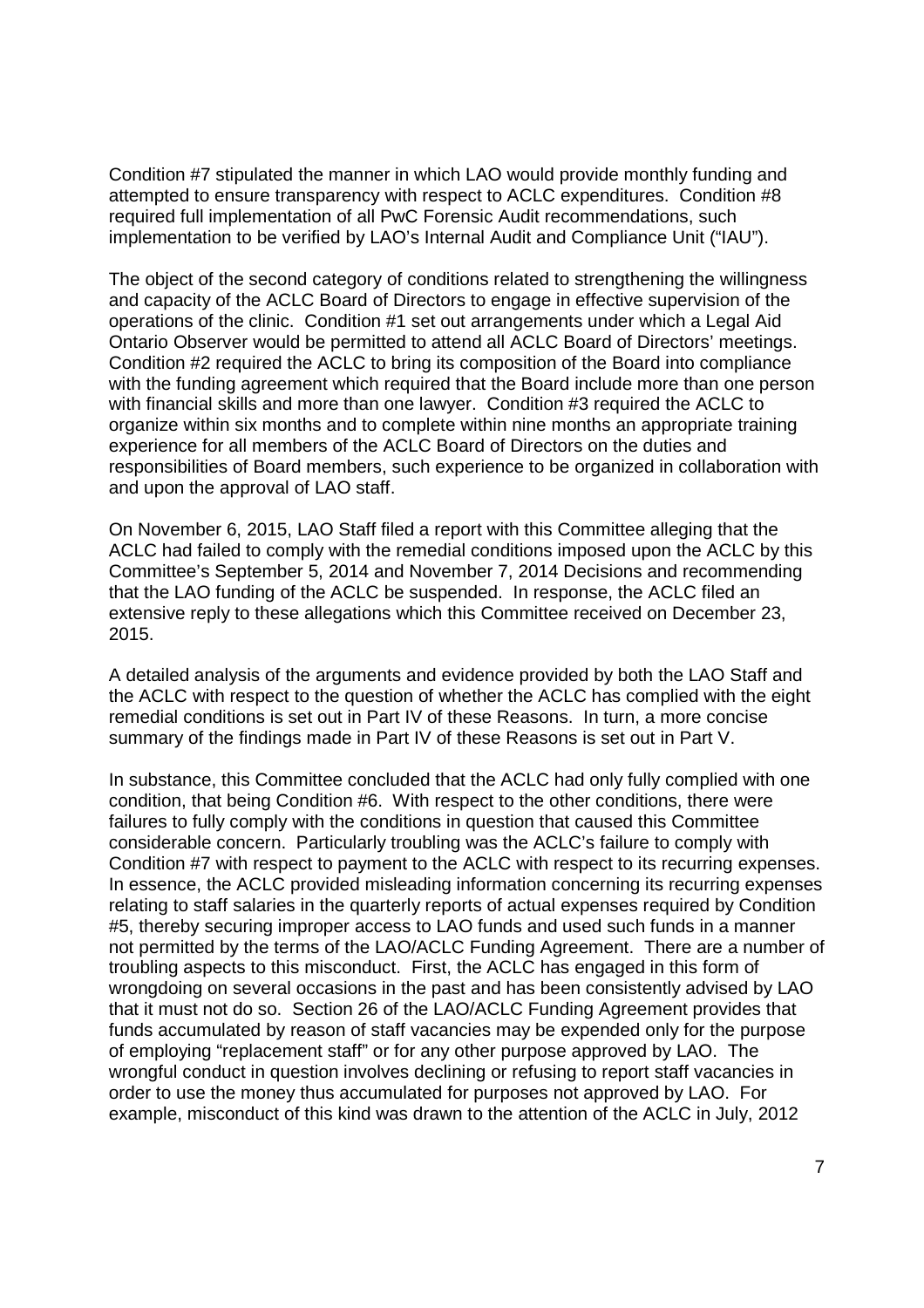Condition #7 stipulated the manner in which LAO would provide monthly funding and attempted to ensure transparency with respect to ACLC expenditures. Condition #8 required full implementation of all PwC Forensic Audit recommendations, such implementation to be verified by LAO's Internal Audit and Compliance Unit ("IAU").

The object of the second category of conditions related to strengthening the willingness and capacity of the ACLC Board of Directors to engage in effective supervision of the operations of the clinic. Condition #1 set out arrangements under which a Legal Aid Ontario Observer would be permitted to attend all ACLC Board of Directors' meetings. Condition #2 required the ACLC to bring its composition of the Board into compliance with the funding agreement which required that the Board include more than one person with financial skills and more than one lawyer. Condition #3 required the ACLC to organize within six months and to complete within nine months an appropriate training experience for all members of the ACLC Board of Directors on the duties and responsibilities of Board members, such experience to be organized in collaboration with and upon the approval of LAO staff.

On November 6, 2015, LAO Staff filed a report with this Committee alleging that the ACLC had failed to comply with the remedial conditions imposed upon the ACLC by this Committee's September 5, 2014 and November 7, 2014 Decisions and recommending that the LAO funding of the ACLC be suspended. In response, the ACLC filed an extensive reply to these allegations which this Committee received on December 23, 2015.

A detailed analysis of the arguments and evidence provided by both the LAO Staff and the ACLC with respect to the question of whether the ACLC has complied with the eight remedial conditions is set out in Part IV of these Reasons. In turn, a more concise summary of the findings made in Part IV of these Reasons is set out in Part V.

In substance, this Committee concluded that the ACLC had only fully complied with one condition, that being Condition #6. With respect to the other conditions, there were failures to fully comply with the conditions in question that caused this Committee considerable concern. Particularly troubling was the ACLC's failure to comply with Condition #7 with respect to payment to the ACLC with respect to its recurring expenses. In essence, the ACLC provided misleading information concerning its recurring expenses relating to staff salaries in the quarterly reports of actual expenses required by Condition #5, thereby securing improper access to LAO funds and used such funds in a manner not permitted by the terms of the LAO/ACLC Funding Agreement. There are a number of troubling aspects to this misconduct. First, the ACLC has engaged in this form of wrongdoing on several occasions in the past and has been consistently advised by LAO that it must not do so. Section 26 of the LAO/ACLC Funding Agreement provides that funds accumulated by reason of staff vacancies may be expended only for the purpose of employing "replacement staff" or for any other purpose approved by LAO. The wrongful conduct in question involves declining or refusing to report staff vacancies in order to use the money thus accumulated for purposes not approved by LAO. For example, misconduct of this kind was drawn to the attention of the ACLC in July, 2012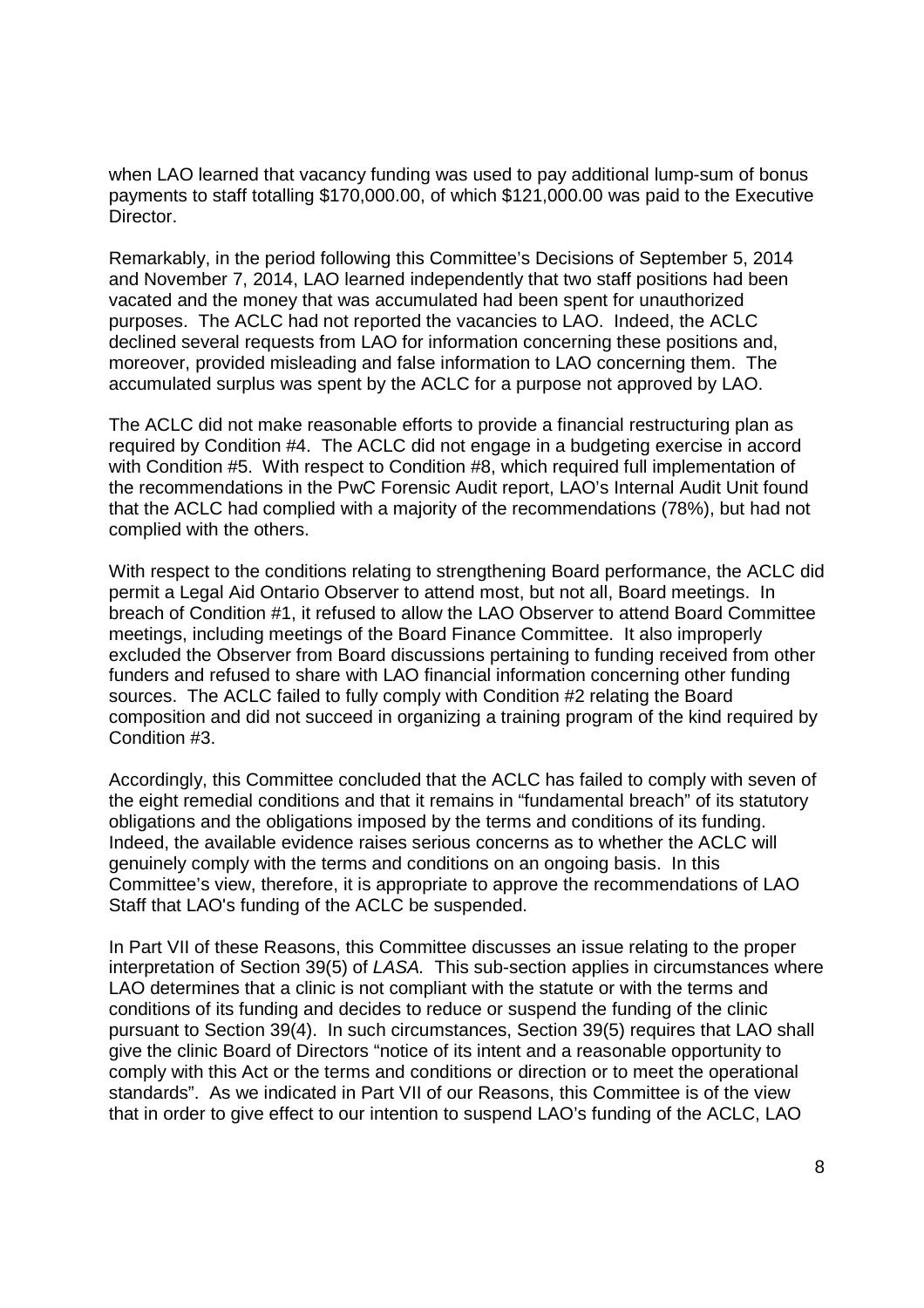when LAO learned that vacancy funding was used to pay additional lump-sum of bonus payments to staff totalling $170,000.00, of which $121,000.00 was paid to the Executive Director.

Remarkably, in the period following this Committee's Decisions of September 5, 2014 and November 7, 2014, LAO learned independently that two staff positions had been vacated and the money that was accumulated had been spent for unauthorized purposes. The ACLC had not reported the vacancies to LAO. Indeed, the ACLC declined several requests from LAO for information concerning these positions and, moreover, provided misleading and false information to LAO concerning them. The accumulated surplus was spent by the ACLC for a purpose not approved by LAO.

The ACLC did not make reasonable efforts to provide a financial restructuring plan as required by Condition #4. The ACLC did not engage in a budgeting exercise in accord with Condition #5. With respect to Condition #8, which required full implementation of the recommendations in the PwC Forensic Audit report, LAO's Internal Audit Unit found that the ACLC had complied with a majority of the recommendations (78%), but had not complied with the others.

With respect to the conditions relating to strengthening Board performance, the ACLC did permit a Legal Aid Ontario Observer to attend most, but not all, Board meetings. In breach of Condition #1, it refused to allow the LAO Observer to attend Board Committee meetings, including meetings of the Board Finance Committee. It also improperly excluded the Observer from Board discussions pertaining to funding received from other funders and refused to share with LAO financial information concerning other funding sources. The ACLC failed to fully comply with Condition #2 relating the Board composition and did not succeed in organizing a training program of the kind required by Condition #3.

Accordingly, this Committee concluded that the ACLC has failed to comply with seven of the eight remedial conditions and that it remains in "fundamental breach" of its statutory obligations and the obligations imposed by the terms and conditions of its funding. Indeed, the available evidence raises serious concerns as to whether the ACLC will genuinely comply with the terms and conditions on an ongoing basis. In this Committee's view, therefore, it is appropriate to approve the recommendations of LAO Staff that LAO's funding of the ACLC be suspended.

In Part VII of these Reasons, this Committee discusses an issue relating to the proper interpretation of Section 39(5) of *LASA.* This sub-section applies in circumstances where LAO determines that a clinic is not compliant with the statute or with the terms and conditions of its funding and decides to reduce or suspend the funding of the clinic pursuant to Section 39(4). In such circumstances, Section 39(5) requires that LAO shall give the clinic Board of Directors "notice of its intent and a reasonable opportunity to comply with this Act or the terms and conditions or direction or to meet the operational standards". As we indicated in Part VII of our Reasons, this Committee is of the view that in order to give effect to our intention to suspend LAO's funding of the ACLC, LAO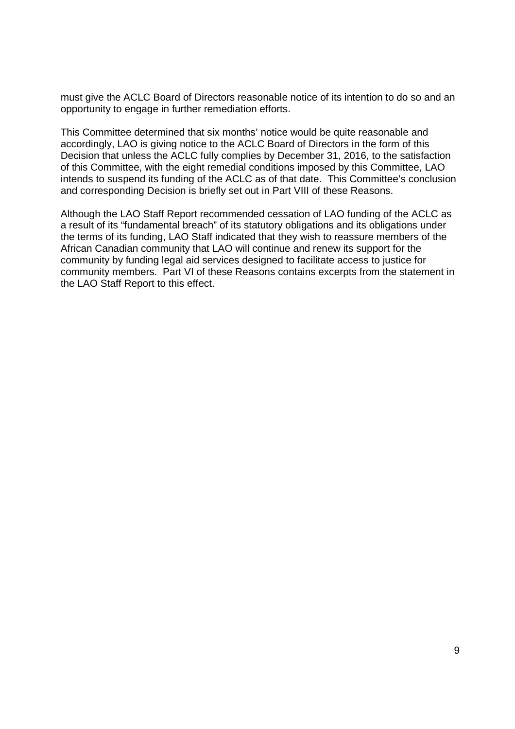must give the ACLC Board of Directors reasonable notice of its intention to do so and an opportunity to engage in further remediation efforts.

This Committee determined that six months' notice would be quite reasonable and accordingly, LAO is giving notice to the ACLC Board of Directors in the form of this Decision that unless the ACLC fully complies by December 31, 2016, to the satisfaction of this Committee, with the eight remedial conditions imposed by this Committee, LAO intends to suspend its funding of the ACLC as of that date. This Committee's conclusion and corresponding Decision is briefly set out in Part VIII of these Reasons.

Although the LAO Staff Report recommended cessation of LAO funding of the ACLC as a result of its "fundamental breach" of its statutory obligations and its obligations under the terms of its funding, LAO Staff indicated that they wish to reassure members of the African Canadian community that LAO will continue and renew its support for the community by funding legal aid services designed to facilitate access to justice for community members. Part VI of these Reasons contains excerpts from the statement in the LAO Staff Report to this effect.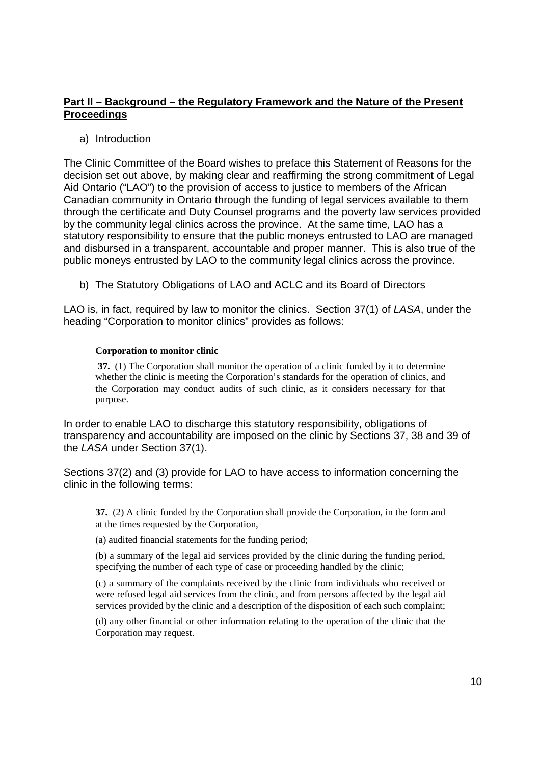## **Part II – Background – the Regulatory Framework and the Nature of the Present Proceedings**

a) Introduction

The Clinic Committee of the Board wishes to preface this Statement of Reasons for the decision set out above, by making clear and reaffirming the strong commitment of Legal Aid Ontario ("LAO") to the provision of access to justice to members of the African Canadian community in Ontario through the funding of legal services available to them through the certificate and Duty Counsel programs and the poverty law services provided by the community legal clinics across the province. At the same time, LAO has a statutory responsibility to ensure that the public moneys entrusted to LAO are managed and disbursed in a transparent, accountable and proper manner. This is also true of the public moneys entrusted by LAO to the community legal clinics across the province.

b) The Statutory Obligations of LAO and ACLC and its Board of Directors

LAO is, in fact, required by law to monitor the clinics. Section 37(1) of *LASA*, under the heading "Corporation to monitor clinics" provides as follows:

> **Corporation to monitor clinic**
>
> **37.** (1) The Corporation shall monitor the operation of a clinic funded by it to determine whether the clinic is meeting the Corporation's standards for the operation of clinics, and the Corporation may conduct audits of such clinic, as it considers necessary for that purpose.

In order to enable LAO to discharge this statutory responsibility, obligations of transparency and accountability are imposed on the clinic by Sections 37, 38 and 39 of the *LASA* under Section 37(1).

Sections 37(2) and (3) provide for LAO to have access to information concerning the clinic in the following terms:

> **37.** (2) A clinic funded by the Corporation shall provide the Corporation, in the form and at the times requested by the Corporation,
>
> (a) audited financial statements for the funding period;
>
> (b) a summary of the legal aid services provided by the clinic during the funding period, specifying the number of each type of case or proceeding handled by the clinic;
>
> (c) a summary of the complaints received by the clinic from individuals who received or were refused legal aid services from the clinic, and from persons affected by the legal aid services provided by the clinic and a description of the disposition of each such complaint;
>
> (d) any other financial or other information relating to the operation of the clinic that the Corporation may request.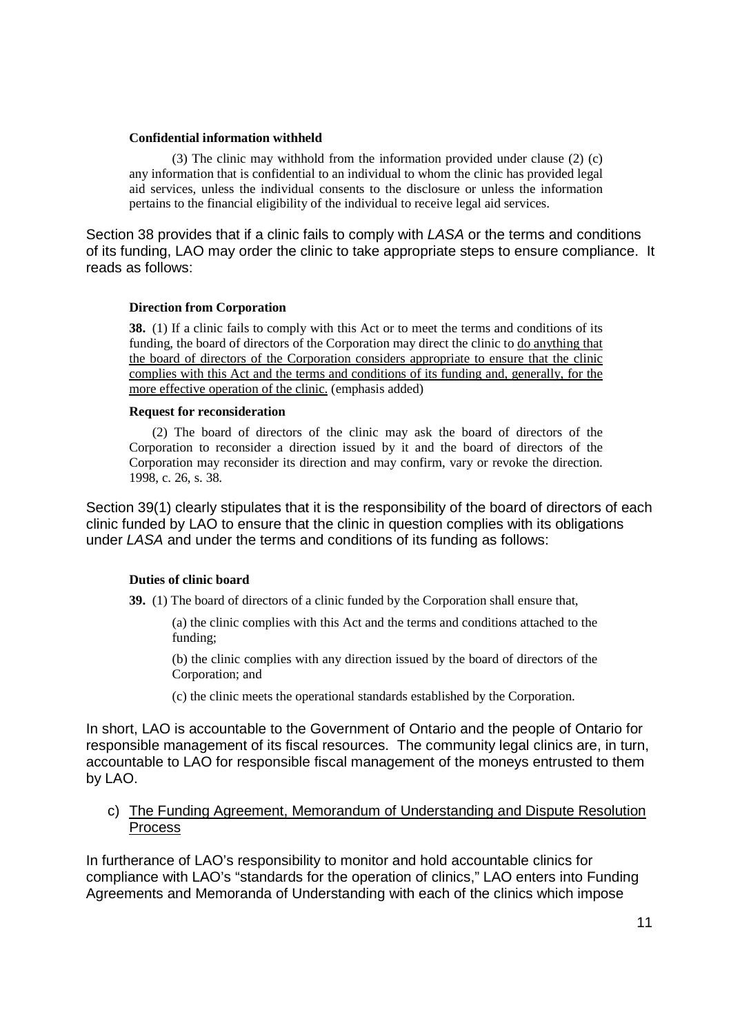**Confidential information withheld**

(3) The clinic may withhold from the information provided under clause (2) (c) any information that is confidential to an individual to whom the clinic has provided legal aid services, unless the individual consents to the disclosure or unless the information pertains to the financial eligibility of the individual to receive legal aid services.

Section 38 provides that if a clinic fails to comply with *LASA* or the terms and conditions of its funding, LAO may order the clinic to take appropriate steps to ensure compliance. It reads as follows:

**Direction from Corporation**

**38.** (1) If a clinic fails to comply with this Act or to meet the terms and conditions of its funding, the board of directors of the Corporation may direct the clinic to <u>do anything that the board of directors of the Corporation considers appropriate to ensure that the clinic complies with this Act and the terms and conditions of its funding and, generally, for the more effective operation of the clinic.</u> (emphasis added)

**Request for reconsideration**

(2) The board of directors of the clinic may ask the board of directors of the Corporation to reconsider a direction issued by it and the board of directors of the Corporation may reconsider its direction and may confirm, vary or revoke the direction. 1998, c. 26, s. 38.

Section 39(1) clearly stipulates that it is the responsibility of the board of directors of each clinic funded by LAO to ensure that the clinic in question complies with its obligations under *LASA* and under the terms and conditions of its funding as follows:

**Duties of clinic board**

**39.** (1) The board of directors of a clinic funded by the Corporation shall ensure that,

(a) the clinic complies with this Act and the terms and conditions attached to the funding;

(b) the clinic complies with any direction issued by the board of directors of the Corporation; and

(c) the clinic meets the operational standards established by the Corporation.

In short, LAO is accountable to the Government of Ontario and the people of Ontario for responsible management of its fiscal resources. The community legal clinics are, in turn, accountable to LAO for responsible fiscal management of the moneys entrusted to them by LAO.

c) <u>The Funding Agreement, Memorandum of Understanding and Dispute Resolution Process</u>

In furtherance of LAO's responsibility to monitor and hold accountable clinics for compliance with LAO's "standards for the operation of clinics," LAO enters into Funding Agreements and Memoranda of Understanding with each of the clinics which impose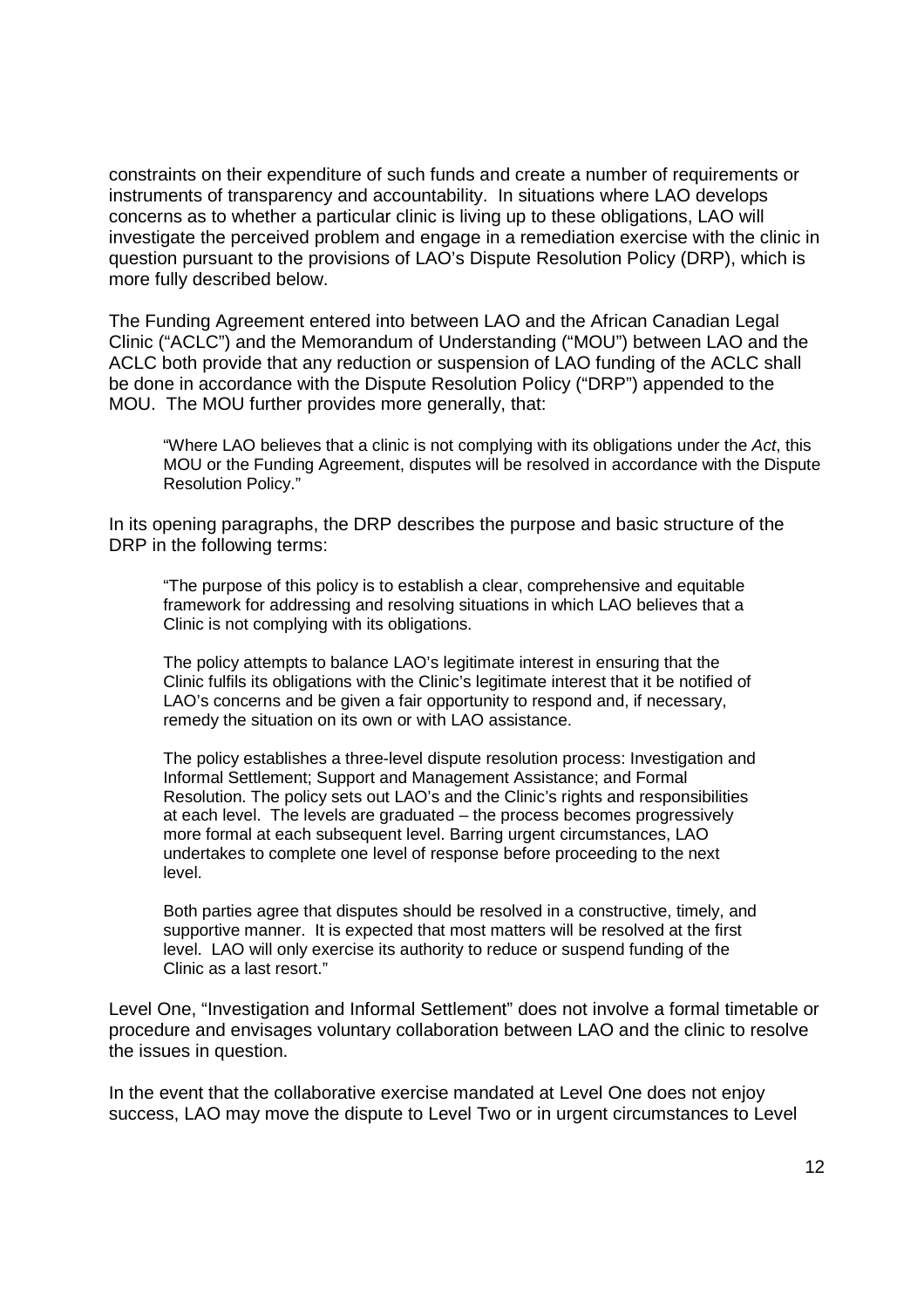constraints on their expenditure of such funds and create a number of requirements or instruments of transparency and accountability. In situations where LAO develops concerns as to whether a particular clinic is living up to these obligations, LAO will investigate the perceived problem and engage in a remediation exercise with the clinic in question pursuant to the provisions of LAO's Dispute Resolution Policy (DRP), which is more fully described below.

The Funding Agreement entered into between LAO and the African Canadian Legal Clinic ("ACLC") and the Memorandum of Understanding ("MOU") between LAO and the ACLC both provide that any reduction or suspension of LAO funding of the ACLC shall be done in accordance with the Dispute Resolution Policy ("DRP") appended to the MOU. The MOU further provides more generally, that:

> "Where LAO believes that a clinic is not complying with its obligations under the *Act*, this MOU or the Funding Agreement, disputes will be resolved in accordance with the Dispute Resolution Policy."

In its opening paragraphs, the DRP describes the purpose and basic structure of the DRP in the following terms:

> "The purpose of this policy is to establish a clear, comprehensive and equitable framework for addressing and resolving situations in which LAO believes that a Clinic is not complying with its obligations.
>
> The policy attempts to balance LAO's legitimate interest in ensuring that the Clinic fulfils its obligations with the Clinic's legitimate interest that it be notified of LAO's concerns and be given a fair opportunity to respond and, if necessary, remedy the situation on its own or with LAO assistance.
>
> The policy establishes a three-level dispute resolution process: Investigation and Informal Settlement; Support and Management Assistance; and Formal Resolution. The policy sets out LAO's and the Clinic's rights and responsibilities at each level. The levels are graduated – the process becomes progressively more formal at each subsequent level. Barring urgent circumstances, LAO undertakes to complete one level of response before proceeding to the next level.
>
> Both parties agree that disputes should be resolved in a constructive, timely, and supportive manner. It is expected that most matters will be resolved at the first level. LAO will only exercise its authority to reduce or suspend funding of the Clinic as a last resort."

Level One, "Investigation and Informal Settlement" does not involve a formal timetable or procedure and envisages voluntary collaboration between LAO and the clinic to resolve the issues in question.

In the event that the collaborative exercise mandated at Level One does not enjoy success, LAO may move the dispute to Level Two or in urgent circumstances to Level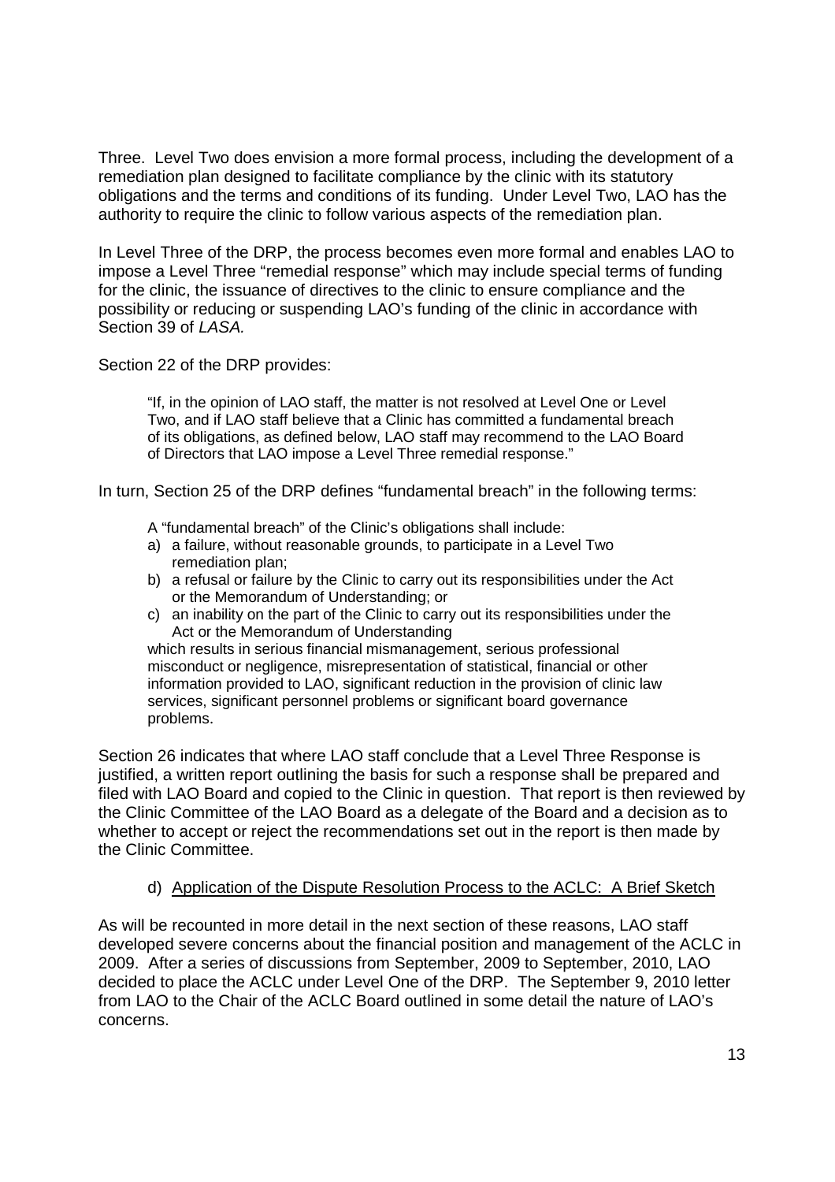Three. Level Two does envision a more formal process, including the development of a remediation plan designed to facilitate compliance by the clinic with its statutory obligations and the terms and conditions of its funding. Under Level Two, LAO has the authority to require the clinic to follow various aspects of the remediation plan.

In Level Three of the DRP, the process becomes even more formal and enables LAO to impose a Level Three "remedial response" which may include special terms of funding for the clinic, the issuance of directives to the clinic to ensure compliance and the possibility or reducing or suspending LAO's funding of the clinic in accordance with Section 39 of *LASA.*

Section 22 of the DRP provides:

> "If, in the opinion of LAO staff, the matter is not resolved at Level One or Level Two, and if LAO staff believe that a Clinic has committed a fundamental breach of its obligations, as defined below, LAO staff may recommend to the LAO Board of Directors that LAO impose a Level Three remedial response."

In turn, Section 25 of the DRP defines "fundamental breach" in the following terms:

> A "fundamental breach" of the Clinic's obligations shall include:
>
> a) a failure, without reasonable grounds, to participate in a Level Two remediation plan;
> b) a refusal or failure by the Clinic to carry out its responsibilities under the Act or the Memorandum of Understanding; or
> c) an inability on the part of the Clinic to carry out its responsibilities under the Act or the Memorandum of Understanding
>
> which results in serious financial mismanagement, serious professional misconduct or negligence, misrepresentation of statistical, financial or other information provided to LAO, significant reduction in the provision of clinic law services, significant personnel problems or significant board governance problems.

Section 26 indicates that where LAO staff conclude that a Level Three Response is justified, a written report outlining the basis for such a response shall be prepared and filed with LAO Board and copied to the Clinic in question. That report is then reviewed by the Clinic Committee of the LAO Board as a delegate of the Board and a decision as to whether to accept or reject the recommendations set out in the report is then made by the Clinic Committee.

### d) Application of the Dispute Resolution Process to the ACLC: A Brief Sketch

As will be recounted in more detail in the next section of these reasons, LAO staff developed severe concerns about the financial position and management of the ACLC in 2009. After a series of discussions from September, 2009 to September, 2010, LAO decided to place the ACLC under Level One of the DRP. The September 9, 2010 letter from LAO to the Chair of the ACLC Board outlined in some detail the nature of LAO's concerns.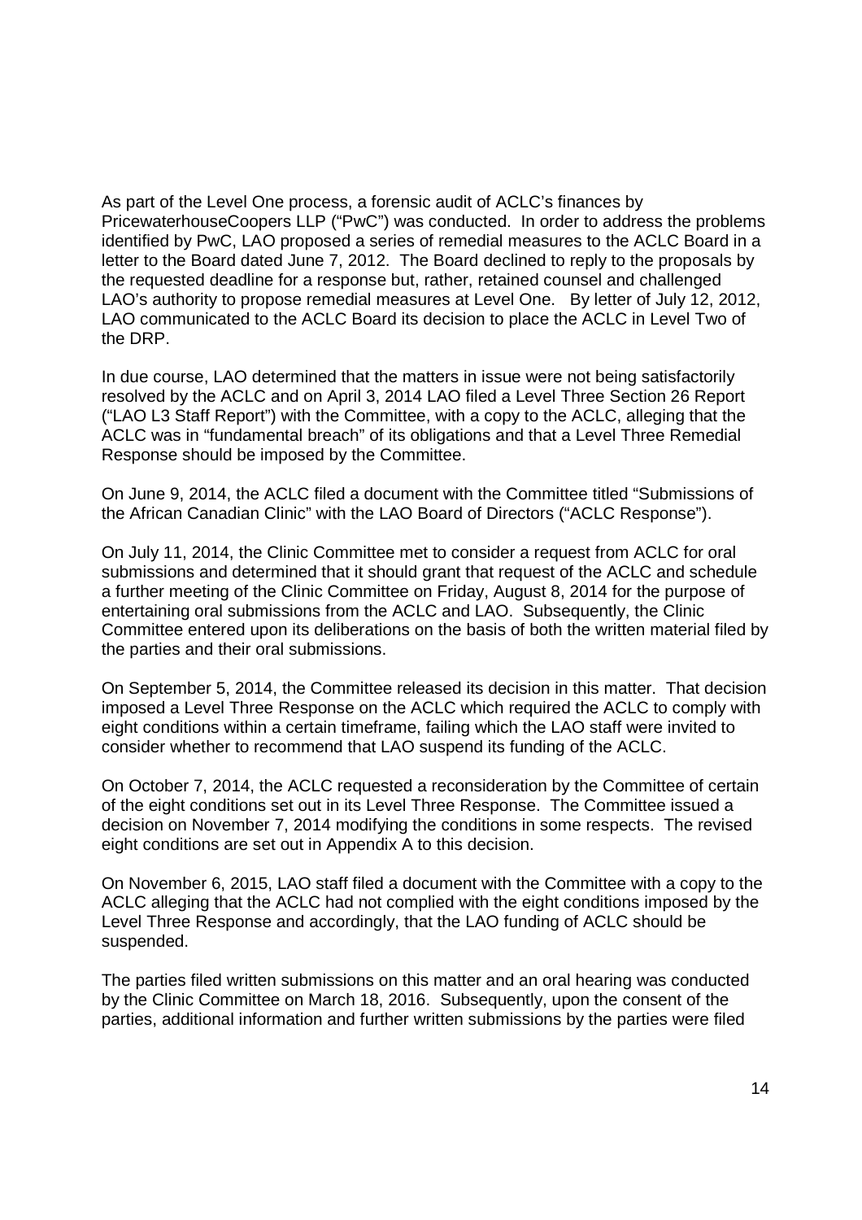As part of the Level One process, a forensic audit of ACLC's finances by PricewaterhouseCoopers LLP ("PwC") was conducted. In order to address the problems identified by PwC, LAO proposed a series of remedial measures to the ACLC Board in a letter to the Board dated June 7, 2012. The Board declined to reply to the proposals by the requested deadline for a response but, rather, retained counsel and challenged LAO's authority to propose remedial measures at Level One. By letter of July 12, 2012, LAO communicated to the ACLC Board its decision to place the ACLC in Level Two of the DRP.

In due course, LAO determined that the matters in issue were not being satisfactorily resolved by the ACLC and on April 3, 2014 LAO filed a Level Three Section 26 Report ("LAO L3 Staff Report") with the Committee, with a copy to the ACLC, alleging that the ACLC was in "fundamental breach" of its obligations and that a Level Three Remedial Response should be imposed by the Committee.

On June 9, 2014, the ACLC filed a document with the Committee titled "Submissions of the African Canadian Clinic" with the LAO Board of Directors ("ACLC Response").

On July 11, 2014, the Clinic Committee met to consider a request from ACLC for oral submissions and determined that it should grant that request of the ACLC and schedule a further meeting of the Clinic Committee on Friday, August 8, 2014 for the purpose of entertaining oral submissions from the ACLC and LAO. Subsequently, the Clinic Committee entered upon its deliberations on the basis of both the written material filed by the parties and their oral submissions.

On September 5, 2014, the Committee released its decision in this matter. That decision imposed a Level Three Response on the ACLC which required the ACLC to comply with eight conditions within a certain timeframe, failing which the LAO staff were invited to consider whether to recommend that LAO suspend its funding of the ACLC.

On October 7, 2014, the ACLC requested a reconsideration by the Committee of certain of the eight conditions set out in its Level Three Response. The Committee issued a decision on November 7, 2014 modifying the conditions in some respects. The revised eight conditions are set out in Appendix A to this decision.

On November 6, 2015, LAO staff filed a document with the Committee with a copy to the ACLC alleging that the ACLC had not complied with the eight conditions imposed by the Level Three Response and accordingly, that the LAO funding of ACLC should be suspended.

The parties filed written submissions on this matter and an oral hearing was conducted by the Clinic Committee on March 18, 2016. Subsequently, upon the consent of the parties, additional information and further written submissions by the parties were filed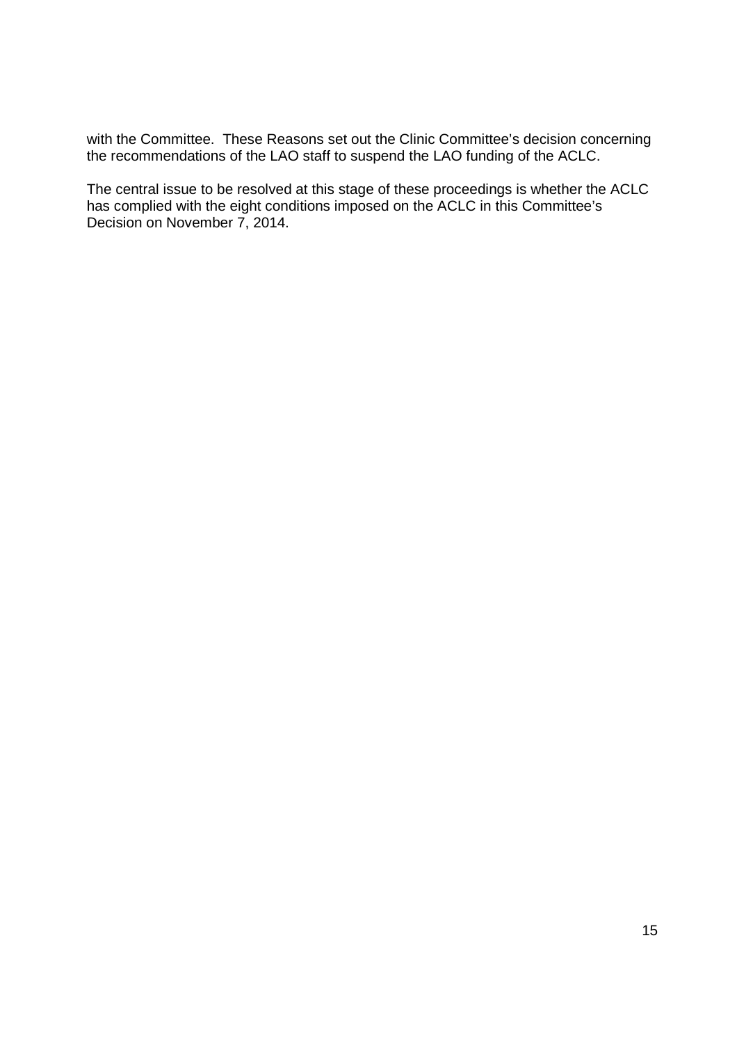with the Committee. These Reasons set out the Clinic Committee's decision concerning the recommendations of the LAO staff to suspend the LAO funding of the ACLC.

The central issue to be resolved at this stage of these proceedings is whether the ACLC has complied with the eight conditions imposed on the ACLC in this Committee's Decision on November 7, 2014.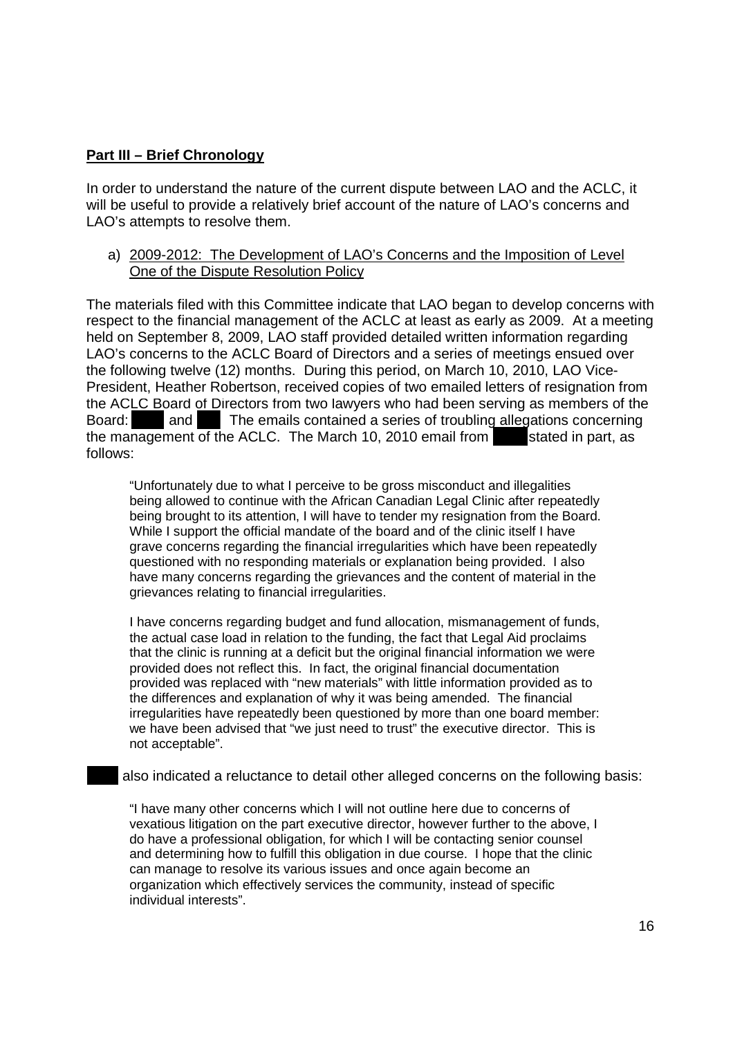**Part III – Brief Chronology**

In order to understand the nature of the current dispute between LAO and the ACLC, it will be useful to provide a relatively brief account of the nature of LAO's concerns and LAO's attempts to resolve them.

a) <u>2009-2012: The Development of LAO's Concerns and the Imposition of Level One of the Dispute Resolution Policy</u>

The materials filed with this Committee indicate that LAO began to develop concerns with respect to the financial management of the ACLC at least as early as 2009. At a meeting held on September 8, 2009, LAO staff provided detailed written information regarding LAO's concerns to the ACLC Board of Directors and a series of meetings ensued over the following twelve (12) months. During this period, on March 10, 2010, LAO Vice-President, Heather Robertson, received copies of two emailed letters of resignation from the ACLC Board of Directors from two lawyers who had been serving as members of the Board: ████ and ███. The emails contained a series of troubling allegations concerning the management of the ACLC. The March 10, 2010 email from ████ stated in part, as follows:

> "Unfortunately due to what I perceive to be gross misconduct and illegalities being allowed to continue with the African Canadian Legal Clinic after repeatedly being brought to its attention, I will have to tender my resignation from the Board. While I support the official mandate of the board and of the clinic itself I have grave concerns regarding the financial irregularities which have been repeatedly questioned with no responding materials or explanation being provided. I also have many concerns regarding the grievances and the content of material in the grievances relating to financial irregularities.
>
> I have concerns regarding budget and fund allocation, mismanagement of funds, the actual case load in relation to the funding, the fact that Legal Aid proclaims that the clinic is running at a deficit but the original financial information we were provided does not reflect this. In fact, the original financial documentation provided was replaced with "new materials" with little information provided as to the differences and explanation of why it was being amended. The financial irregularities have repeatedly been questioned by more than one board member: we have been advised that "we just need to trust" the executive director. This is not acceptable".

████ also indicated a reluctance to detail other alleged concerns on the following basis:

> "I have many other concerns which I will not outline here due to concerns of vexatious litigation on the part executive director, however further to the above, I do have a professional obligation, for which I will be contacting senior counsel and determining how to fulfill this obligation in due course. I hope that the clinic can manage to resolve its various issues and once again become an organization which effectively services the community, instead of specific individual interests".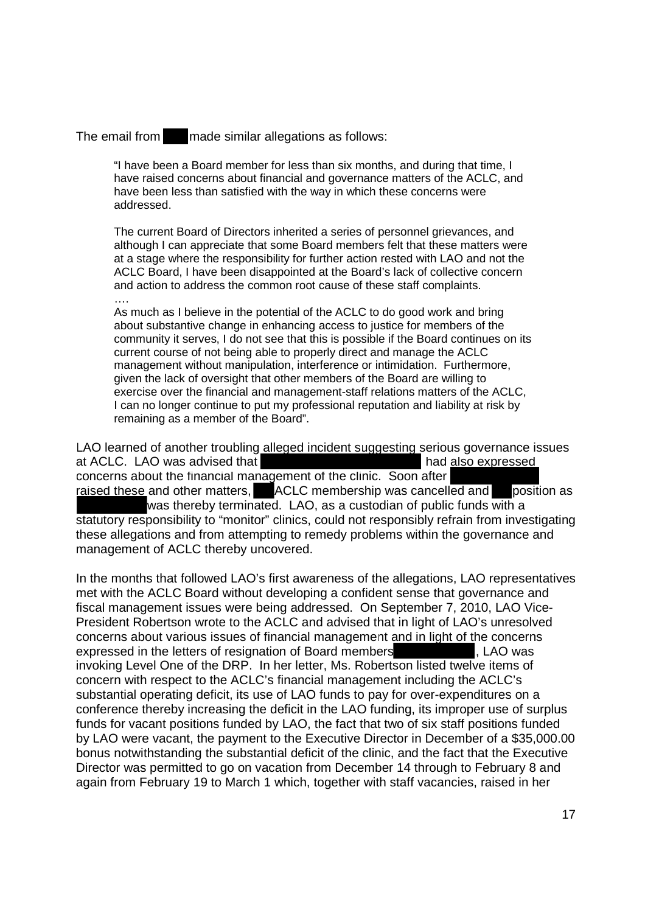The email from made similar allegations as follows:

> "I have been a Board member for less than six months, and during that time, I have raised concerns about financial and governance matters of the ACLC, and have been less than satisfied with the way in which these concerns were addressed.
>
> The current Board of Directors inherited a series of personnel grievances, and although I can appreciate that some Board members felt that these matters were at a stage where the responsibility for further action rested with LAO and not the ACLC Board, I have been disappointed at the Board's lack of collective concern and action to address the common root cause of these staff complaints.
>
> ….
>
> As much as I believe in the potential of the ACLC to do good work and bring about substantive change in enhancing access to justice for members of the community it serves, I do not see that this is possible if the Board continues on its current course of not being able to properly direct and manage the ACLC management without manipulation, interference or intimidation. Furthermore, given the lack of oversight that other members of the Board are willing to exercise over the financial and management-staff relations matters of the ACLC, I can no longer continue to put my professional reputation and liability at risk by remaining as a member of the Board".

LAO learned of another troubling alleged incident suggesting serious governance issues at ACLC. LAO was advised that had also expressed concerns about the financial management of the clinic. Soon after raised these and other matters, ACLC membership was cancelled and position as was thereby terminated. LAO, as a custodian of public funds with a statutory responsibility to "monitor" clinics, could not responsibly refrain from investigating these allegations and from attempting to remedy problems within the governance and management of ACLC thereby uncovered.

In the months that followed LAO's first awareness of the allegations, LAO representatives met with the ACLC Board without developing a confident sense that governance and fiscal management issues were being addressed. On September 7, 2010, LAO Vice-President Robertson wrote to the ACLC and advised that in light of LAO's unresolved concerns about various issues of financial management and in light of the concerns expressed in the letters of resignation of Board members , LAO was invoking Level One of the DRP. In her letter, Ms. Robertson listed twelve items of concern with respect to the ACLC's financial management including the ACLC's substantial operating deficit, its use of LAO funds to pay for over-expenditures on a conference thereby increasing the deficit in the LAO funding, its improper use of surplus funds for vacant positions funded by LAO, the fact that two of six staff positions funded by LAO were vacant, the payment to the Executive Director in December of a $35,000.00 bonus notwithstanding the substantial deficit of the clinic, and the fact that the Executive Director was permitted to go on vacation from December 14 through to February 8 and again from February 19 to March 1 which, together with staff vacancies, raised in her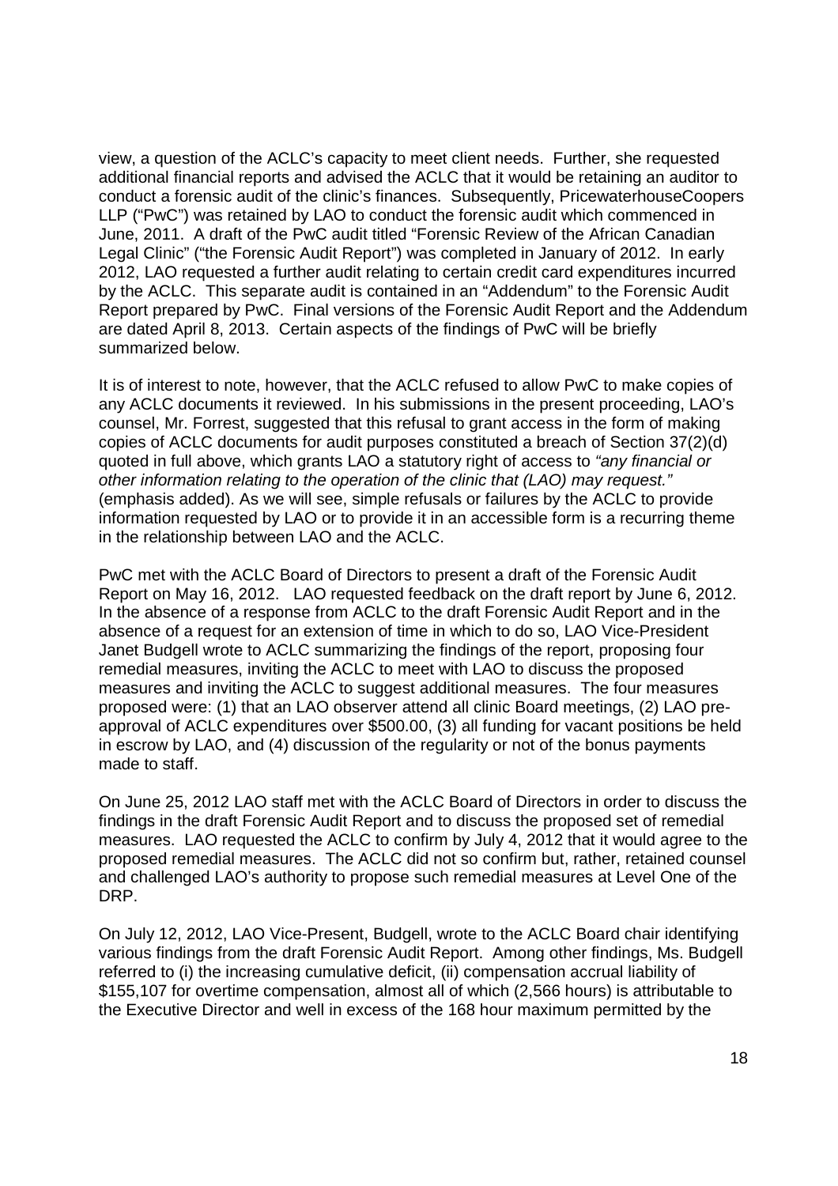view, a question of the ACLC's capacity to meet client needs. Further, she requested additional financial reports and advised the ACLC that it would be retaining an auditor to conduct a forensic audit of the clinic's finances. Subsequently, PricewaterhouseCoopers LLP ("PwC") was retained by LAO to conduct the forensic audit which commenced in June, 2011. A draft of the PwC audit titled "Forensic Review of the African Canadian Legal Clinic" ("the Forensic Audit Report") was completed in January of 2012. In early 2012, LAO requested a further audit relating to certain credit card expenditures incurred by the ACLC. This separate audit is contained in an "Addendum" to the Forensic Audit Report prepared by PwC. Final versions of the Forensic Audit Report and the Addendum are dated April 8, 2013. Certain aspects of the findings of PwC will be briefly summarized below.

It is of interest to note, however, that the ACLC refused to allow PwC to make copies of any ACLC documents it reviewed. In his submissions in the present proceeding, LAO's counsel, Mr. Forrest, suggested that this refusal to grant access in the form of making copies of ACLC documents for audit purposes constituted a breach of Section 37(2)(d) quoted in full above, which grants LAO a statutory right of access to *"any financial or other information relating to the operation of the clinic that (LAO) may request."* (emphasis added). As we will see, simple refusals or failures by the ACLC to provide information requested by LAO or to provide it in an accessible form is a recurring theme in the relationship between LAO and the ACLC.

PwC met with the ACLC Board of Directors to present a draft of the Forensic Audit Report on May 16, 2012. LAO requested feedback on the draft report by June 6, 2012. In the absence of a response from ACLC to the draft Forensic Audit Report and in the absence of a request for an extension of time in which to do so, LAO Vice-President Janet Budgell wrote to ACLC summarizing the findings of the report, proposing four remedial measures, inviting the ACLC to meet with LAO to discuss the proposed measures and inviting the ACLC to suggest additional measures. The four measures proposed were: (1) that an LAO observer attend all clinic Board meetings, (2) LAO pre-approval of ACLC expenditures over $500.00, (3) all funding for vacant positions be held in escrow by LAO, and (4) discussion of the regularity or not of the bonus payments made to staff.

On June 25, 2012 LAO staff met with the ACLC Board of Directors in order to discuss the findings in the draft Forensic Audit Report and to discuss the proposed set of remedial measures. LAO requested the ACLC to confirm by July 4, 2012 that it would agree to the proposed remedial measures. The ACLC did not so confirm but, rather, retained counsel and challenged LAO's authority to propose such remedial measures at Level One of the DRP.

On July 12, 2012, LAO Vice-Present, Budgell, wrote to the ACLC Board chair identifying various findings from the draft Forensic Audit Report. Among other findings, Ms. Budgell referred to (i) the increasing cumulative deficit, (ii) compensation accrual liability of $155,107 for overtime compensation, almost all of which (2,566 hours) is attributable to the Executive Director and well in excess of the 168 hour maximum permitted by the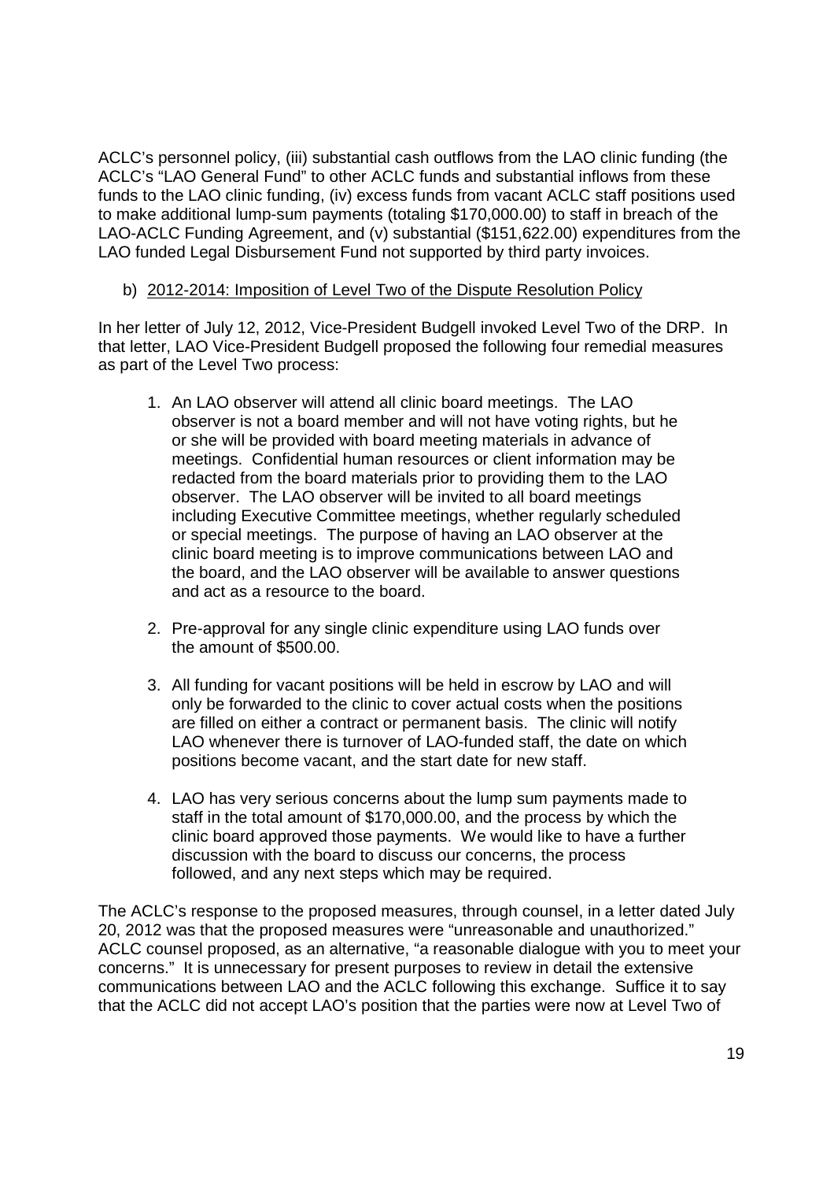ACLC's personnel policy, (iii) substantial cash outflows from the LAO clinic funding (the ACLC's "LAO General Fund" to other ACLC funds and substantial inflows from these funds to the LAO clinic funding, (iv) excess funds from vacant ACLC staff positions used to make additional lump-sum payments (totaling $170,000.00) to staff in breach of the LAO-ACLC Funding Agreement, and (v) substantial ($151,622.00) expenditures from the LAO funded Legal Disbursement Fund not supported by third party invoices.

b) <u>2012-2014: Imposition of Level Two of the Dispute Resolution Policy</u>

In her letter of July 12, 2012, Vice-President Budgell invoked Level Two of the DRP. In that letter, LAO Vice-President Budgell proposed the following four remedial measures as part of the Level Two process:

1. An LAO observer will attend all clinic board meetings. The LAO observer is not a board member and will not have voting rights, but he or she will be provided with board meeting materials in advance of meetings. Confidential human resources or client information may be redacted from the board materials prior to providing them to the LAO observer. The LAO observer will be invited to all board meetings including Executive Committee meetings, whether regularly scheduled or special meetings. The purpose of having an LAO observer at the clinic board meeting is to improve communications between LAO and the board, and the LAO observer will be available to answer questions and act as a resource to the board.

2. Pre-approval for any single clinic expenditure using LAO funds over the amount of $500.00.

3. All funding for vacant positions will be held in escrow by LAO and will only be forwarded to the clinic to cover actual costs when the positions are filled on either a contract or permanent basis. The clinic will notify LAO whenever there is turnover of LAO-funded staff, the date on which positions become vacant, and the start date for new staff.

4. LAO has very serious concerns about the lump sum payments made to staff in the total amount of $170,000.00, and the process by which the clinic board approved those payments. We would like to have a further discussion with the board to discuss our concerns, the process followed, and any next steps which may be required.

The ACLC's response to the proposed measures, through counsel, in a letter dated July 20, 2012 was that the proposed measures were "unreasonable and unauthorized." ACLC counsel proposed, as an alternative, "a reasonable dialogue with you to meet your concerns." It is unnecessary for present purposes to review in detail the extensive communications between LAO and the ACLC following this exchange. Suffice it to say that the ACLC did not accept LAO's position that the parties were now at Level Two of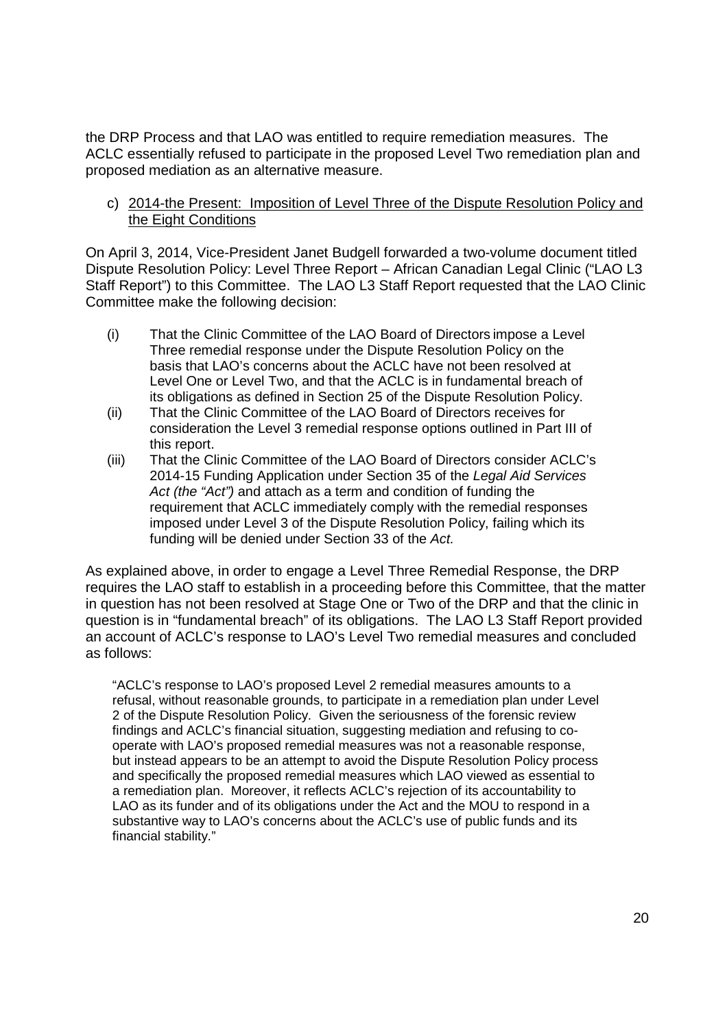the DRP Process and that LAO was entitled to require remediation measures. The ACLC essentially refused to participate in the proposed Level Two remediation plan and proposed mediation as an alternative measure.

c) <u>2014-the Present: Imposition of Level Three of the Dispute Resolution Policy and the Eight Conditions</u>

On April 3, 2014, Vice-President Janet Budgell forwarded a two-volume document titled Dispute Resolution Policy: Level Three Report – African Canadian Legal Clinic ("LAO L3 Staff Report") to this Committee. The LAO L3 Staff Report requested that the LAO Clinic Committee make the following decision:

(i) That the Clinic Committee of the LAO Board of Directors impose a Level Three remedial response under the Dispute Resolution Policy on the basis that LAO's concerns about the ACLC have not been resolved at Level One or Level Two, and that the ACLC is in fundamental breach of its obligations as defined in Section 25 of the Dispute Resolution Policy.

(ii) That the Clinic Committee of the LAO Board of Directors receives for consideration the Level 3 remedial response options outlined in Part III of this report.

(iii) That the Clinic Committee of the LAO Board of Directors consider ACLC's 2014-15 Funding Application under Section 35 of the *Legal Aid Services Act (the "Act")* and attach as a term and condition of funding the requirement that ACLC immediately comply with the remedial responses imposed under Level 3 of the Dispute Resolution Policy, failing which its funding will be denied under Section 33 of the *Act.*

As explained above, in order to engage a Level Three Remedial Response, the DRP requires the LAO staff to establish in a proceeding before this Committee, that the matter in question has not been resolved at Stage One or Two of the DRP and that the clinic in question is in "fundamental breach" of its obligations. The LAO L3 Staff Report provided an account of ACLC's response to LAO's Level Two remedial measures and concluded as follows:

> "ACLC's response to LAO's proposed Level 2 remedial measures amounts to a refusal, without reasonable grounds, to participate in a remediation plan under Level 2 of the Dispute Resolution Policy. Given the seriousness of the forensic review findings and ACLC's financial situation, suggesting mediation and refusing to co-operate with LAO's proposed remedial measures was not a reasonable response, but instead appears to be an attempt to avoid the Dispute Resolution Policy process and specifically the proposed remedial measures which LAO viewed as essential to a remediation plan. Moreover, it reflects ACLC's rejection of its accountability to LAO as its funder and of its obligations under the Act and the MOU to respond in a substantive way to LAO's concerns about the ACLC's use of public funds and its financial stability."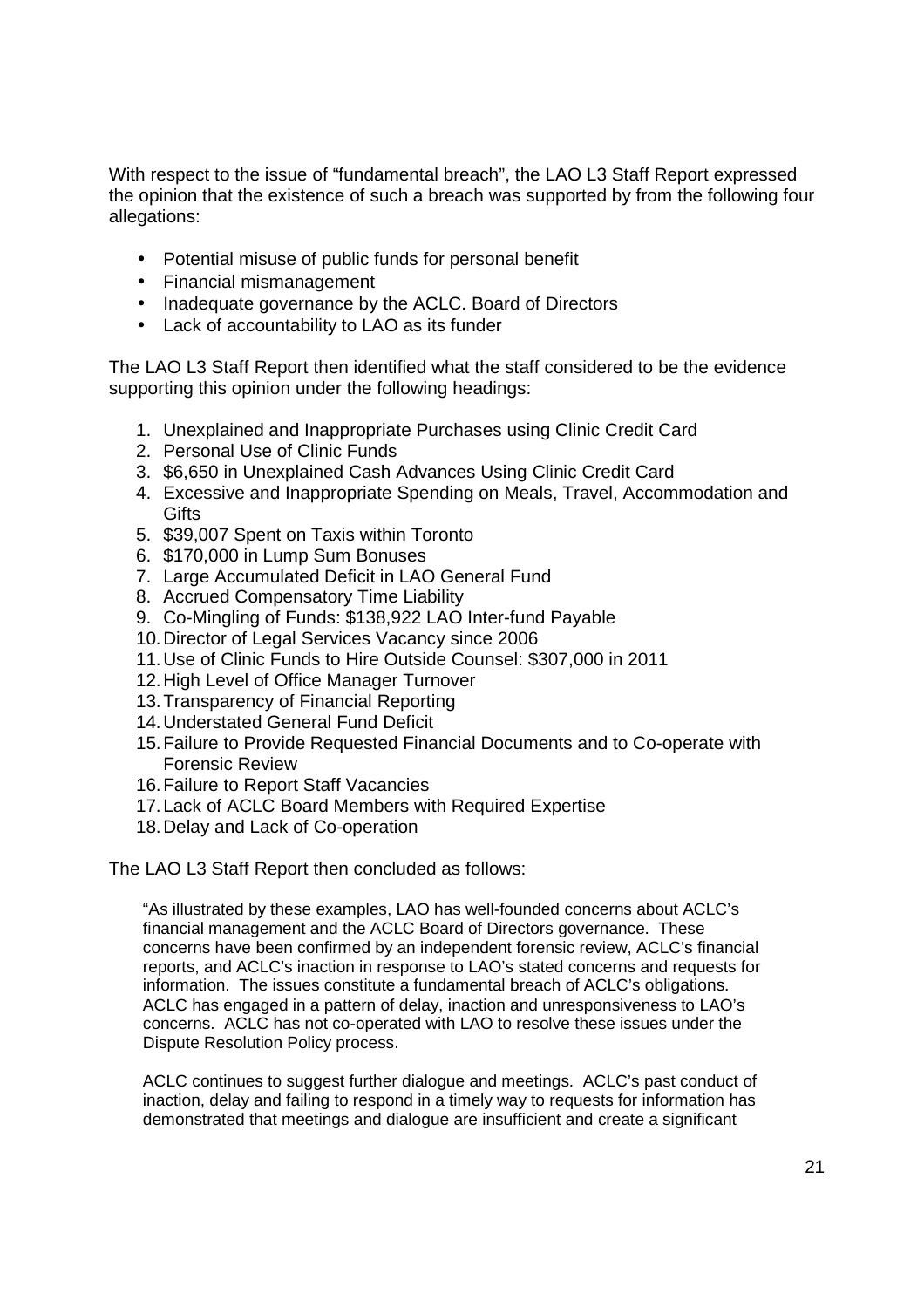With respect to the issue of "fundamental breach", the LAO L3 Staff Report expressed the opinion that the existence of such a breach was supported by from the following four allegations:

- Potential misuse of public funds for personal benefit
- Financial mismanagement
- Inadequate governance by the ACLC. Board of Directors
- Lack of accountability to LAO as its funder

The LAO L3 Staff Report then identified what the staff considered to be the evidence supporting this opinion under the following headings:

1. Unexplained and Inappropriate Purchases using Clinic Credit Card
2. Personal Use of Clinic Funds
3. $6,650 in Unexplained Cash Advances Using Clinic Credit Card
4. Excessive and Inappropriate Spending on Meals, Travel, Accommodation and Gifts
5. $39,007 Spent on Taxis within Toronto
6. $170,000 in Lump Sum Bonuses
7. Large Accumulated Deficit in LAO General Fund
8. Accrued Compensatory Time Liability
9. Co-Mingling of Funds: $138,922 LAO Inter-fund Payable
10. Director of Legal Services Vacancy since 2006
11. Use of Clinic Funds to Hire Outside Counsel: $307,000 in 2011
12. High Level of Office Manager Turnover
13. Transparency of Financial Reporting
14. Understated General Fund Deficit
15. Failure to Provide Requested Financial Documents and to Co-operate with Forensic Review
16. Failure to Report Staff Vacancies
17. Lack of ACLC Board Members with Required Expertise
18. Delay and Lack of Co-operation

The LAO L3 Staff Report then concluded as follows:

> "As illustrated by these examples, LAO has well-founded concerns about ACLC's financial management and the ACLC Board of Directors governance. These concerns have been confirmed by an independent forensic review, ACLC's financial reports, and ACLC's inaction in response to LAO's stated concerns and requests for information. The issues constitute a fundamental breach of ACLC's obligations. ACLC has engaged in a pattern of delay, inaction and unresponsiveness to LAO's concerns. ACLC has not co-operated with LAO to resolve these issues under the Dispute Resolution Policy process.
>
> ACLC continues to suggest further dialogue and meetings. ACLC's past conduct of inaction, delay and failing to respond in a timely way to requests for information has demonstrated that meetings and dialogue are insufficient and create a significant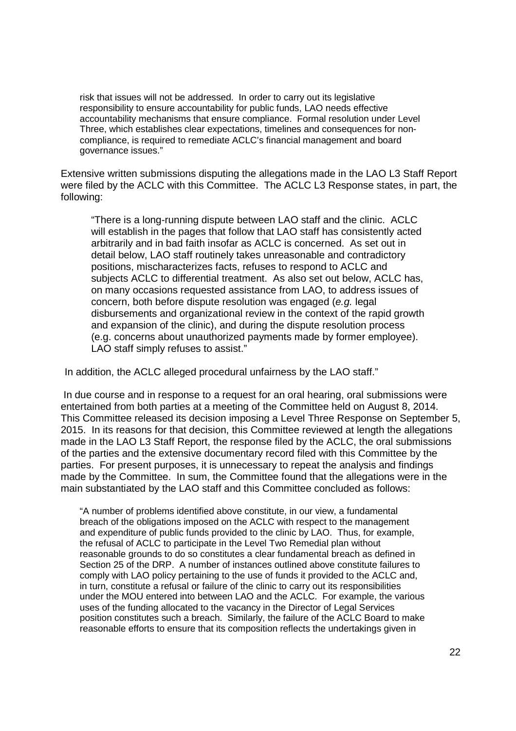> risk that issues will not be addressed. In order to carry out its legislative responsibility to ensure accountability for public funds, LAO needs effective accountability mechanisms that ensure compliance. Formal resolution under Level Three, which establishes clear expectations, timelines and consequences for non-compliance, is required to remediate ACLC's financial management and board governance issues."

Extensive written submissions disputing the allegations made in the LAO L3 Staff Report were filed by the ACLC with this Committee. The ACLC L3 Response states, in part, the following:

> "There is a long-running dispute between LAO staff and the clinic. ACLC will establish in the pages that follow that LAO staff has consistently acted arbitrarily and in bad faith insofar as ACLC is concerned. As set out in detail below, LAO staff routinely takes unreasonable and contradictory positions, mischaracterizes facts, refuses to respond to ACLC and subjects ACLC to differential treatment. As also set out below, ACLC has, on many occasions requested assistance from LAO, to address issues of concern, both before dispute resolution was engaged (*e.g.* legal disbursements and organizational review in the context of the rapid growth and expansion of the clinic), and during the dispute resolution process (e.g. concerns about unauthorized payments made by former employee). LAO staff simply refuses to assist."

In addition, the ACLC alleged procedural unfairness by the LAO staff."

In due course and in response to a request for an oral hearing, oral submissions were entertained from both parties at a meeting of the Committee held on August 8, 2014. This Committee released its decision imposing a Level Three Response on September 5, 2015. In its reasons for that decision, this Committee reviewed at length the allegations made in the LAO L3 Staff Report, the response filed by the ACLC, the oral submissions of the parties and the extensive documentary record filed with this Committee by the parties. For present purposes, it is unnecessary to repeat the analysis and findings made by the Committee. In sum, the Committee found that the allegations were in the main substantiated by the LAO staff and this Committee concluded as follows:

> "A number of problems identified above constitute, in our view, a fundamental breach of the obligations imposed on the ACLC with respect to the management and expenditure of public funds provided to the clinic by LAO. Thus, for example, the refusal of ACLC to participate in the Level Two Remedial plan without reasonable grounds to do so constitutes a clear fundamental breach as defined in Section 25 of the DRP. A number of instances outlined above constitute failures to comply with LAO policy pertaining to the use of funds it provided to the ACLC and, in turn, constitute a refusal or failure of the clinic to carry out its responsibilities under the MOU entered into between LAO and the ACLC. For example, the various uses of the funding allocated to the vacancy in the Director of Legal Services position constitutes such a breach. Similarly, the failure of the ACLC Board to make reasonable efforts to ensure that its composition reflects the undertakings given in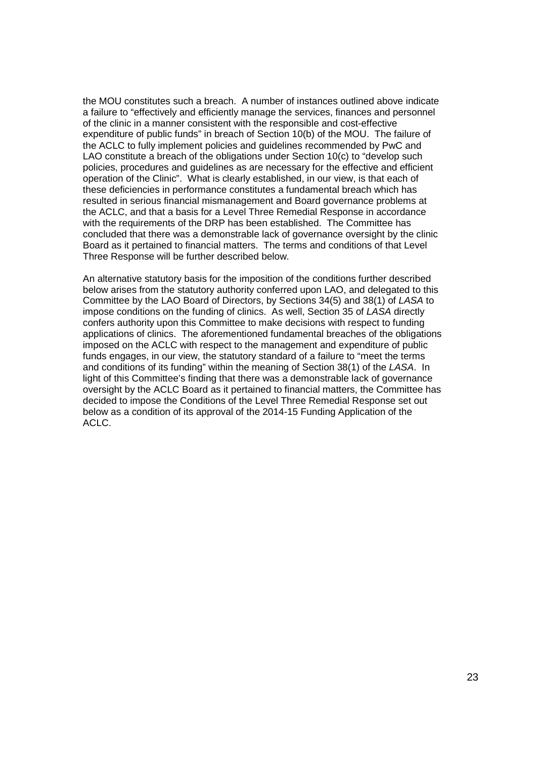the MOU constitutes such a breach. A number of instances outlined above indicate a failure to "effectively and efficiently manage the services, finances and personnel of the clinic in a manner consistent with the responsible and cost-effective expenditure of public funds" in breach of Section 10(b) of the MOU. The failure of the ACLC to fully implement policies and guidelines recommended by PwC and LAO constitute a breach of the obligations under Section 10(c) to "develop such policies, procedures and guidelines as are necessary for the effective and efficient operation of the Clinic". What is clearly established, in our view, is that each of these deficiencies in performance constitutes a fundamental breach which has resulted in serious financial mismanagement and Board governance problems at the ACLC, and that a basis for a Level Three Remedial Response in accordance with the requirements of the DRP has been established. The Committee has concluded that there was a demonstrable lack of governance oversight by the clinic Board as it pertained to financial matters. The terms and conditions of that Level Three Response will be further described below.

An alternative statutory basis for the imposition of the conditions further described below arises from the statutory authority conferred upon LAO, and delegated to this Committee by the LAO Board of Directors, by Sections 34(5) and 38(1) of *LASA* to impose conditions on the funding of clinics. As well, Section 35 of *LASA* directly confers authority upon this Committee to make decisions with respect to funding applications of clinics. The aforementioned fundamental breaches of the obligations imposed on the ACLC with respect to the management and expenditure of public funds engages, in our view, the statutory standard of a failure to "meet the terms and conditions of its funding" within the meaning of Section 38(1) of the *LASA*. In light of this Committee's finding that there was a demonstrable lack of governance oversight by the ACLC Board as it pertained to financial matters, the Committee has decided to impose the Conditions of the Level Three Remedial Response set out below as a condition of its approval of the 2014-15 Funding Application of the ACLC.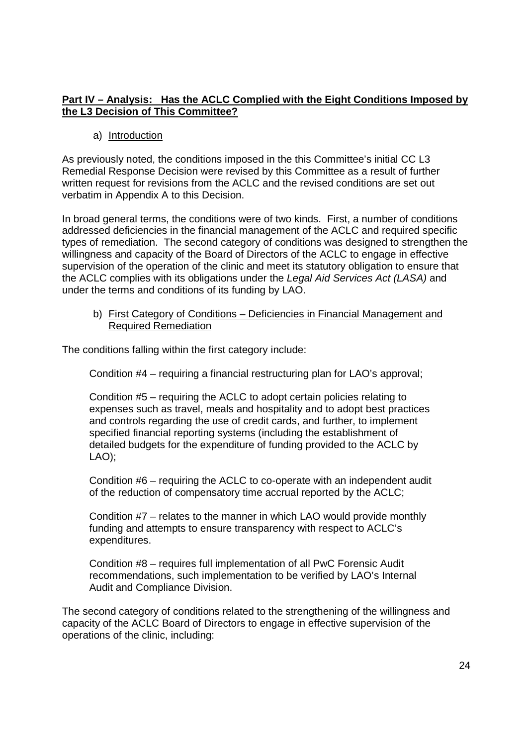**Part IV – Analysis: Has the ACLC Complied with the Eight Conditions Imposed by the L3 Decision of This Committee?**

a) Introduction

As previously noted, the conditions imposed in the this Committee's initial CC L3 Remedial Response Decision were revised by this Committee as a result of further written request for revisions from the ACLC and the revised conditions are set out verbatim in Appendix A to this Decision.

In broad general terms, the conditions were of two kinds. First, a number of conditions addressed deficiencies in the financial management of the ACLC and required specific types of remediation. The second category of conditions was designed to strengthen the willingness and capacity of the Board of Directors of the ACLC to engage in effective supervision of the operation of the clinic and meet its statutory obligation to ensure that the ACLC complies with its obligations under the *Legal Aid Services Act (LASA)* and under the terms and conditions of its funding by LAO.

b) First Category of Conditions – Deficiencies in Financial Management and Required Remediation

The conditions falling within the first category include:

Condition #4 – requiring a financial restructuring plan for LAO's approval;

Condition #5 – requiring the ACLC to adopt certain policies relating to expenses such as travel, meals and hospitality and to adopt best practices and controls regarding the use of credit cards, and further, to implement specified financial reporting systems (including the establishment of detailed budgets for the expenditure of funding provided to the ACLC by LAO);

Condition #6 – requiring the ACLC to co-operate with an independent audit of the reduction of compensatory time accrual reported by the ACLC;

Condition #7 – relates to the manner in which LAO would provide monthly funding and attempts to ensure transparency with respect to ACLC's expenditures.

Condition #8 – requires full implementation of all PwC Forensic Audit recommendations, such implementation to be verified by LAO's Internal Audit and Compliance Division.

The second category of conditions related to the strengthening of the willingness and capacity of the ACLC Board of Directors to engage in effective supervision of the operations of the clinic, including: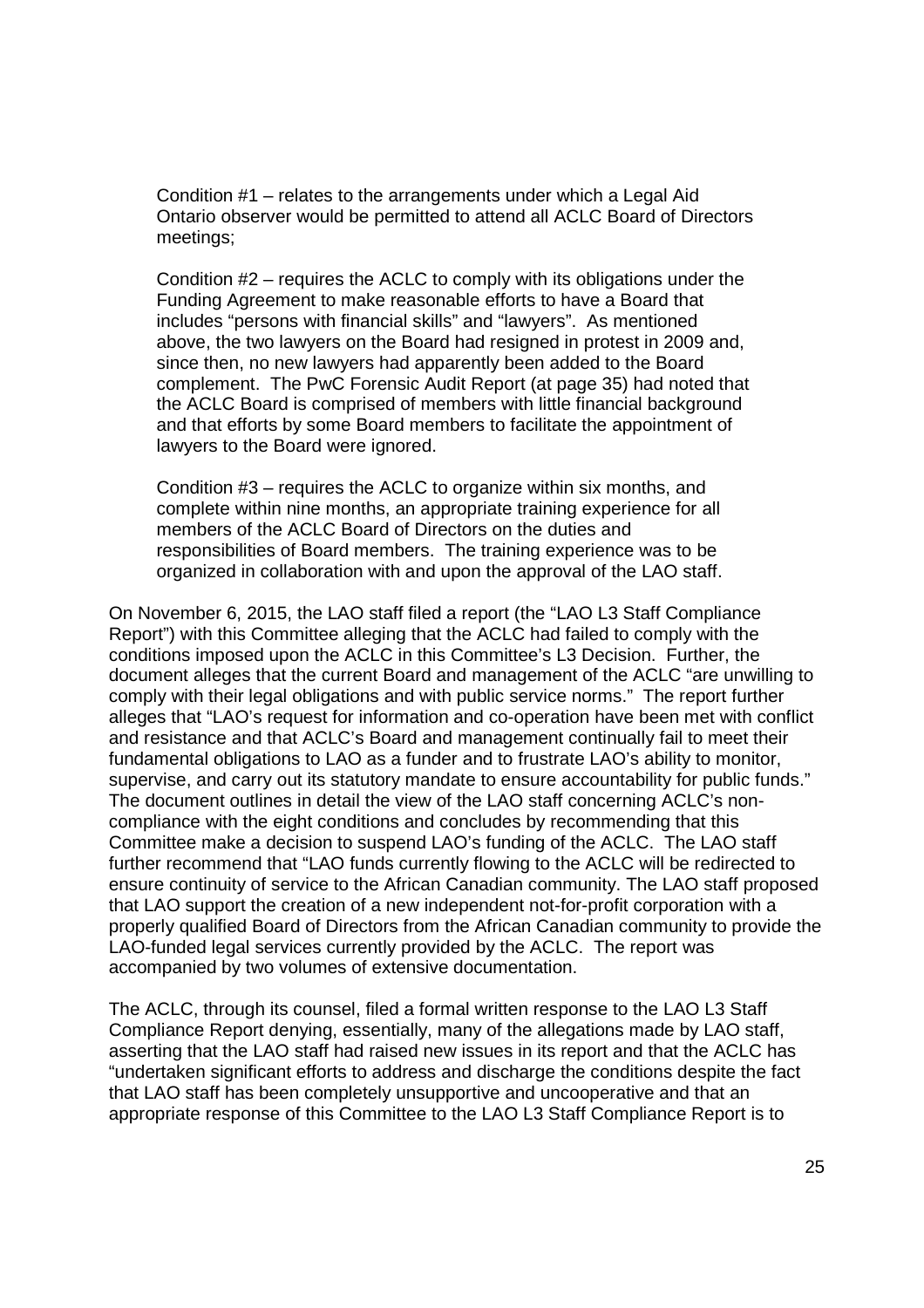Condition #1 – relates to the arrangements under which a Legal Aid Ontario observer would be permitted to attend all ACLC Board of Directors meetings;

Condition #2 – requires the ACLC to comply with its obligations under the Funding Agreement to make reasonable efforts to have a Board that includes "persons with financial skills" and "lawyers". As mentioned above, the two lawyers on the Board had resigned in protest in 2009 and, since then, no new lawyers had apparently been added to the Board complement. The PwC Forensic Audit Report (at page 35) had noted that the ACLC Board is comprised of members with little financial background and that efforts by some Board members to facilitate the appointment of lawyers to the Board were ignored.

Condition #3 – requires the ACLC to organize within six months, and complete within nine months, an appropriate training experience for all members of the ACLC Board of Directors on the duties and responsibilities of Board members. The training experience was to be organized in collaboration with and upon the approval of the LAO staff.

On November 6, 2015, the LAO staff filed a report (the "LAO L3 Staff Compliance Report") with this Committee alleging that the ACLC had failed to comply with the conditions imposed upon the ACLC in this Committee's L3 Decision. Further, the document alleges that the current Board and management of the ACLC "are unwilling to comply with their legal obligations and with public service norms." The report further alleges that "LAO's request for information and co-operation have been met with conflict and resistance and that ACLC's Board and management continually fail to meet their fundamental obligations to LAO as a funder and to frustrate LAO's ability to monitor, supervise, and carry out its statutory mandate to ensure accountability for public funds." The document outlines in detail the view of the LAO staff concerning ACLC's non-compliance with the eight conditions and concludes by recommending that this Committee make a decision to suspend LAO's funding of the ACLC. The LAO staff further recommend that "LAO funds currently flowing to the ACLC will be redirected to ensure continuity of service to the African Canadian community. The LAO staff proposed that LAO support the creation of a new independent not-for-profit corporation with a properly qualified Board of Directors from the African Canadian community to provide the LAO-funded legal services currently provided by the ACLC. The report was accompanied by two volumes of extensive documentation.

The ACLC, through its counsel, filed a formal written response to the LAO L3 Staff Compliance Report denying, essentially, many of the allegations made by LAO staff, asserting that the LAO staff had raised new issues in its report and that the ACLC has "undertaken significant efforts to address and discharge the conditions despite the fact that LAO staff has been completely unsupportive and uncooperative and that an appropriate response of this Committee to the LAO L3 Staff Compliance Report is to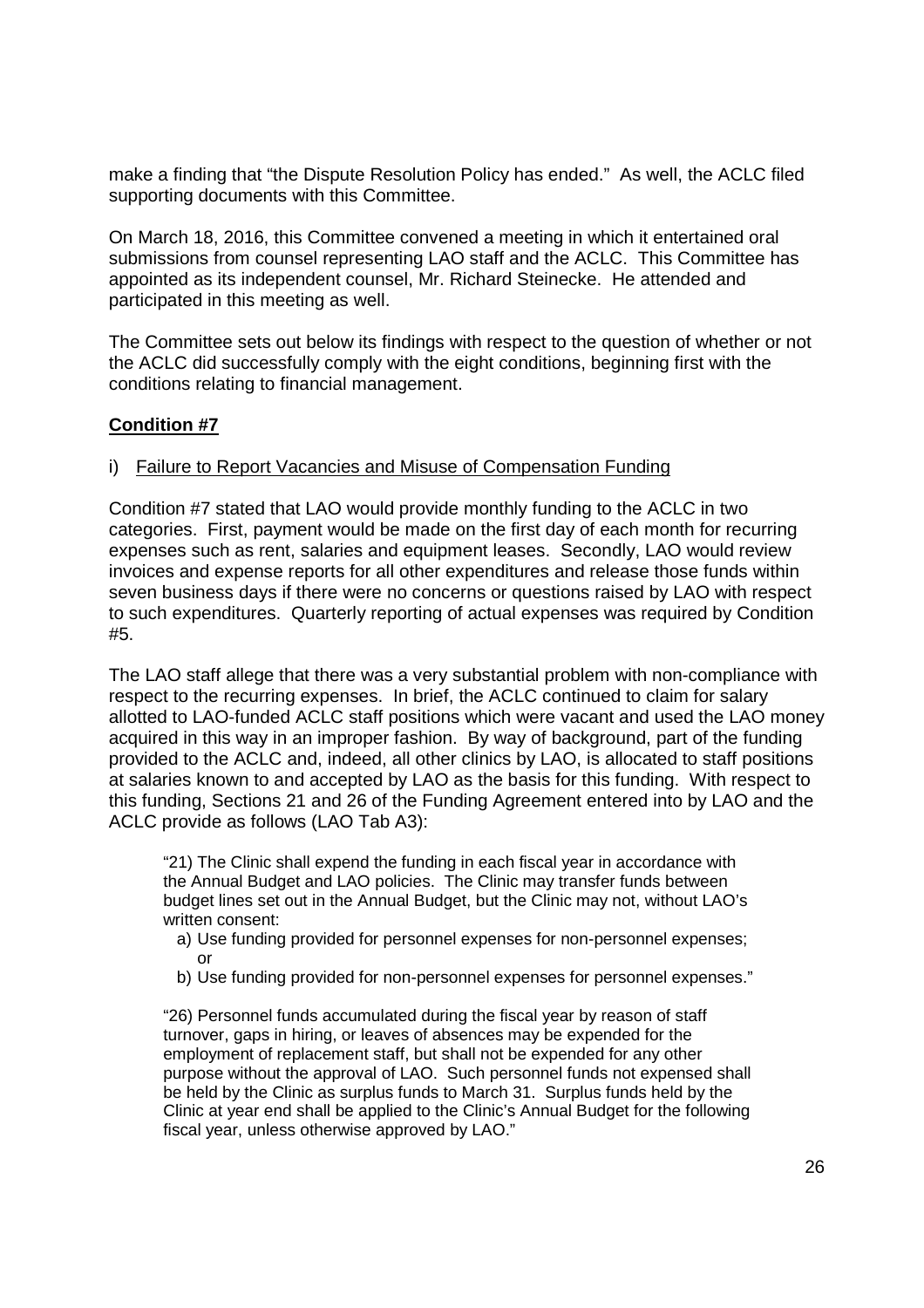make a finding that "the Dispute Resolution Policy has ended." As well, the ACLC filed supporting documents with this Committee.

On March 18, 2016, this Committee convened a meeting in which it entertained oral submissions from counsel representing LAO staff and the ACLC. This Committee has appointed as its independent counsel, Mr. Richard Steinecke. He attended and participated in this meeting as well.

The Committee sets out below its findings with respect to the question of whether or not the ACLC did successfully comply with the eight conditions, beginning first with the conditions relating to financial management.

**Condition #7**

i) Failure to Report Vacancies and Misuse of Compensation Funding

Condition #7 stated that LAO would provide monthly funding to the ACLC in two categories. First, payment would be made on the first day of each month for recurring expenses such as rent, salaries and equipment leases. Secondly, LAO would review invoices and expense reports for all other expenditures and release those funds within seven business days if there were no concerns or questions raised by LAO with respect to such expenditures. Quarterly reporting of actual expenses was required by Condition #5.

The LAO staff allege that there was a very substantial problem with non-compliance with respect to the recurring expenses. In brief, the ACLC continued to claim for salary allotted to LAO-funded ACLC staff positions which were vacant and used the LAO money acquired in this way in an improper fashion. By way of background, part of the funding provided to the ACLC and, indeed, all other clinics by LAO, is allocated to staff positions at salaries known to and accepted by LAO as the basis for this funding. With respect to this funding, Sections 21 and 26 of the Funding Agreement entered into by LAO and the ACLC provide as follows (LAO Tab A3):

> "21) The Clinic shall expend the funding in each fiscal year in accordance with the Annual Budget and LAO policies. The Clinic may transfer funds between budget lines set out in the Annual Budget, but the Clinic may not, without LAO's written consent:
>
> a) Use funding provided for personnel expenses for non-personnel expenses; or
> b) Use funding provided for non-personnel expenses for personnel expenses."
>
> "26) Personnel funds accumulated during the fiscal year by reason of staff turnover, gaps in hiring, or leaves of absences may be expended for the employment of replacement staff, but shall not be expended for any other purpose without the approval of LAO. Such personnel funds not expensed shall be held by the Clinic as surplus funds to March 31. Surplus funds held by the Clinic at year end shall be applied to the Clinic's Annual Budget for the following fiscal year, unless otherwise approved by LAO."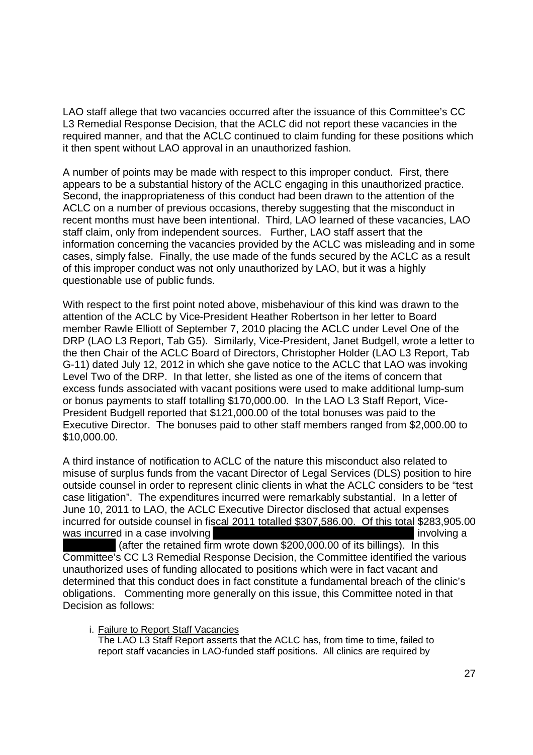LAO staff allege that two vacancies occurred after the issuance of this Committee's CC L3 Remedial Response Decision, that the ACLC did not report these vacancies in the required manner, and that the ACLC continued to claim funding for these positions which it then spent without LAO approval in an unauthorized fashion.

A number of points may be made with respect to this improper conduct. First, there appears to be a substantial history of the ACLC engaging in this unauthorized practice. Second, the inappropriateness of this conduct had been drawn to the attention of the ACLC on a number of previous occasions, thereby suggesting that the misconduct in recent months must have been intentional. Third, LAO learned of these vacancies, LAO staff claim, only from independent sources. Further, LAO staff assert that the information concerning the vacancies provided by the ACLC was misleading and in some cases, simply false. Finally, the use made of the funds secured by the ACLC as a result of this improper conduct was not only unauthorized by LAO, but it was a highly questionable use of public funds.

With respect to the first point noted above, misbehaviour of this kind was drawn to the attention of the ACLC by Vice-President Heather Robertson in her letter to Board member Rawle Elliott of September 7, 2010 placing the ACLC under Level One of the DRP (LAO L3 Report, Tab G5). Similarly, Vice-President, Janet Budgell, wrote a letter to the then Chair of the ACLC Board of Directors, Christopher Holder (LAO L3 Report, Tab G-11) dated July 12, 2012 in which she gave notice to the ACLC that LAO was invoking Level Two of the DRP. In that letter, she listed as one of the items of concern that excess funds associated with vacant positions were used to make additional lump-sum or bonus payments to staff totalling $170,000.00. In the LAO L3 Staff Report, Vice-President Budgell reported that $121,000.00 of the total bonuses was paid to the Executive Director. The bonuses paid to other staff members ranged from $2,000.00 to $10,000.00.

A third instance of notification to ACLC of the nature this misconduct also related to misuse of surplus funds from the vacant Director of Legal Services (DLS) position to hire outside counsel in order to represent clinic clients in what the ACLC considers to be "test case litigation". The expenditures incurred were remarkably substantial. In a letter of June 10, 2011 to LAO, the ACLC Executive Director disclosed that actual expenses incurred for outside counsel in fiscal 2011 totalled $307,586.00. Of this total $283,905.00 was incurred in a case involving ████████████████████ involving a ██████ (after the retained firm wrote down $200,000.00 of its billings). In this Committee's CC L3 Remedial Response Decision, the Committee identified the various unauthorized uses of funding allocated to positions which were in fact vacant and determined that this conduct does in fact constitute a fundamental breach of the clinic's obligations. Commenting more generally on this issue, this Committee noted in that Decision as follows:

> i. Failure to Report Staff Vacancies
>
> The LAO L3 Staff Report asserts that the ACLC has, from time to time, failed to report staff vacancies in LAO-funded staff positions. All clinics are required by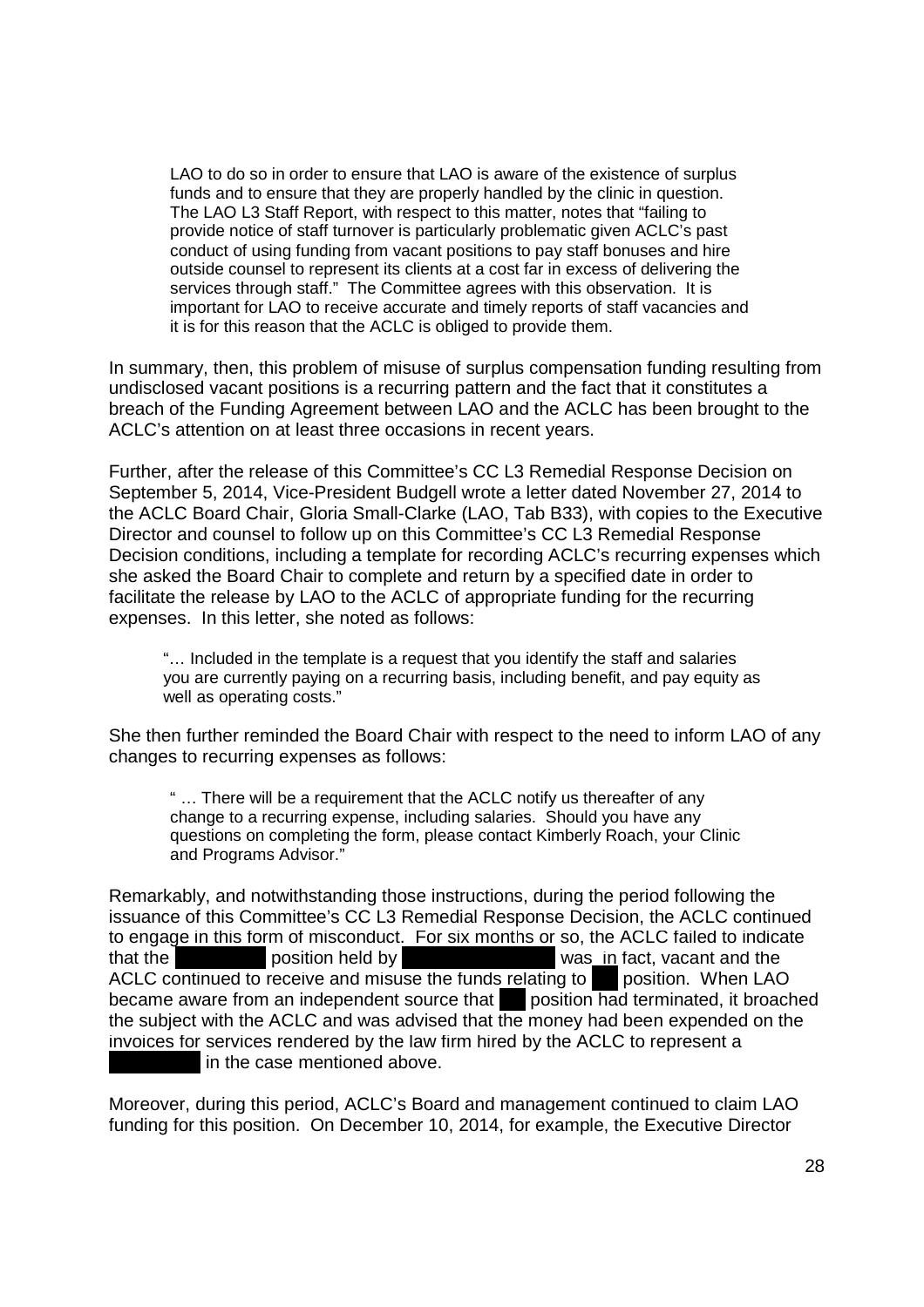LAO to do so in order to ensure that LAO is aware of the existence of surplus funds and to ensure that they are properly handled by the clinic in question. The LAO L3 Staff Report, with respect to this matter, notes that "failing to provide notice of staff turnover is particularly problematic given ACLC's past conduct of using funding from vacant positions to pay staff bonuses and hire outside counsel to represent its clients at a cost far in excess of delivering the services through staff." The Committee agrees with this observation. It is important for LAO to receive accurate and timely reports of staff vacancies and it is for this reason that the ACLC is obliged to provide them.

In summary, then, this problem of misuse of surplus compensation funding resulting from undisclosed vacant positions is a recurring pattern and the fact that it constitutes a breach of the Funding Agreement between LAO and the ACLC has been brought to the ACLC's attention on at least three occasions in recent years.

Further, after the release of this Committee's CC L3 Remedial Response Decision on September 5, 2014, Vice-President Budgell wrote a letter dated November 27, 2014 to the ACLC Board Chair, Gloria Small-Clarke (LAO, Tab B33), with copies to the Executive Director and counsel to follow up on this Committee's CC L3 Remedial Response Decision conditions, including a template for recording ACLC's recurring expenses which she asked the Board Chair to complete and return by a specified date in order to facilitate the release by LAO to the ACLC of appropriate funding for the recurring expenses. In this letter, she noted as follows:

> "… Included in the template is a request that you identify the staff and salaries you are currently paying on a recurring basis, including benefit, and pay equity as well as operating costs."

She then further reminded the Board Chair with respect to the need to inform LAO of any changes to recurring expenses as follows:

> " … There will be a requirement that the ACLC notify us thereafter of any change to a recurring expense, including salaries. Should you have any questions on completing the form, please contact Kimberly Roach, your Clinic and Programs Advisor."

Remarkably, and notwithstanding those instructions, during the period following the issuance of this Committee's CC L3 Remedial Response Decision, the ACLC continued to engage in this form of misconduct. For six months or so, the ACLC failed to indicate that the [REDACTED] position held by [REDACTED] was in fact, vacant and the ACLC continued to receive and misuse the funds relating to [REDACTED] position. When LAO became aware from an independent source that [REDACTED] position had terminated, it broached the subject with the ACLC and was advised that the money had been expended on the invoices for services rendered by the law firm hired by the ACLC to represent a [REDACTED] in the case mentioned above.

Moreover, during this period, ACLC's Board and management continued to claim LAO funding for this position. On December 10, 2014, for example, the Executive Director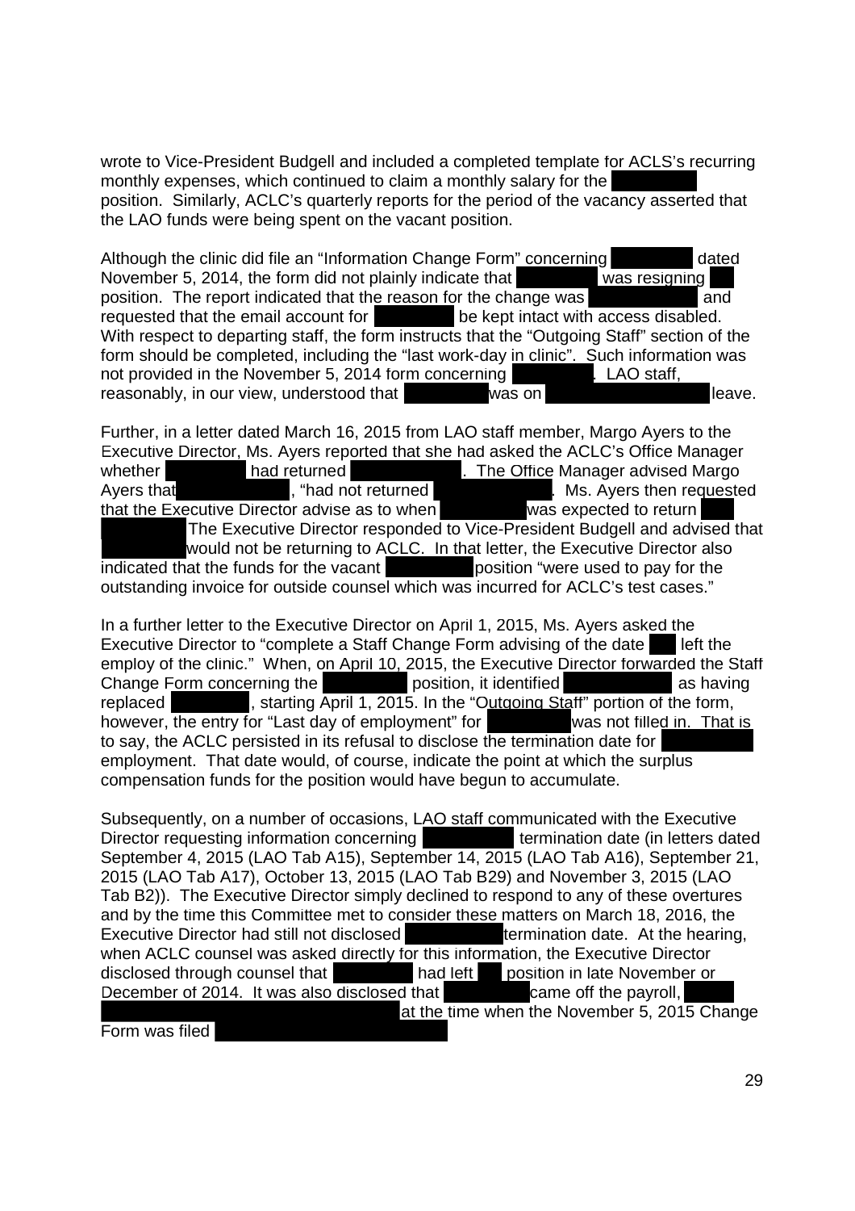wrote to Vice-President Budgell and included a completed template for ACLS's recurring monthly expenses, which continued to claim a monthly salary for the position. Similarly, ACLC's quarterly reports for the period of the vacancy asserted that the LAO funds were being spent on the vacant position.

Although the clinic did file an "Information Change Form" concerning dated November 5, 2014, the form did not plainly indicate that was resigning position. The report indicated that the reason for the change was and requested that the email account for be kept intact with access disabled. With respect to departing staff, the form instructs that the "Outgoing Staff" section of the form should be completed, including the "last work-day in clinic". Such information was not provided in the November 5, 2014 form concerning . LAO staff, reasonably, in our view, understood that was on leave.

Further, in a letter dated March 16, 2015 from LAO staff member, Margo Ayers to the Executive Director, Ms. Ayers reported that she had asked the ACLC's Office Manager whether had returned . The Office Manager advised Margo Ayers that , "had not returned . Ms. Ayers then requested that the Executive Director advise as to when was expected to return The Executive Director responded to Vice-President Budgell and advised that would not be returning to ACLC. In that letter, the Executive Director also indicated that the funds for the vacant position "were used to pay for the outstanding invoice for outside counsel which was incurred for ACLC's test cases."

In a further letter to the Executive Director on April 1, 2015, Ms. Ayers asked the Executive Director to "complete a Staff Change Form advising of the date left the employ of the clinic." When, on April 10, 2015, the Executive Director forwarded the Staff Change Form concerning the position, it identified as having replaced , starting April 1, 2015. In the "Outgoing Staff" portion of the form, however, the entry for "Last day of employment" for was not filled in. That is to say, the ACLC persisted in its refusal to disclose the termination date for employment. That date would, of course, indicate the point at which the surplus compensation funds for the position would have begun to accumulate.

Subsequently, on a number of occasions, LAO staff communicated with the Executive Director requesting information concerning termination date (in letters dated September 4, 2015 (LAO Tab A15), September 14, 2015 (LAO Tab A16), September 21, 2015 (LAO Tab A17), October 13, 2015 (LAO Tab B29) and November 3, 2015 (LAO Tab B2)). The Executive Director simply declined to respond to any of these overtures and by the time this Committee met to consider these matters on March 18, 2016, the Executive Director had still not disclosed termination date. At the hearing, when ACLC counsel was asked directly for this information, the Executive Director disclosed through counsel that had left position in late November or December of 2014. It was also disclosed that came off the payroll, at the time when the November 5, 2015 Change Form was filed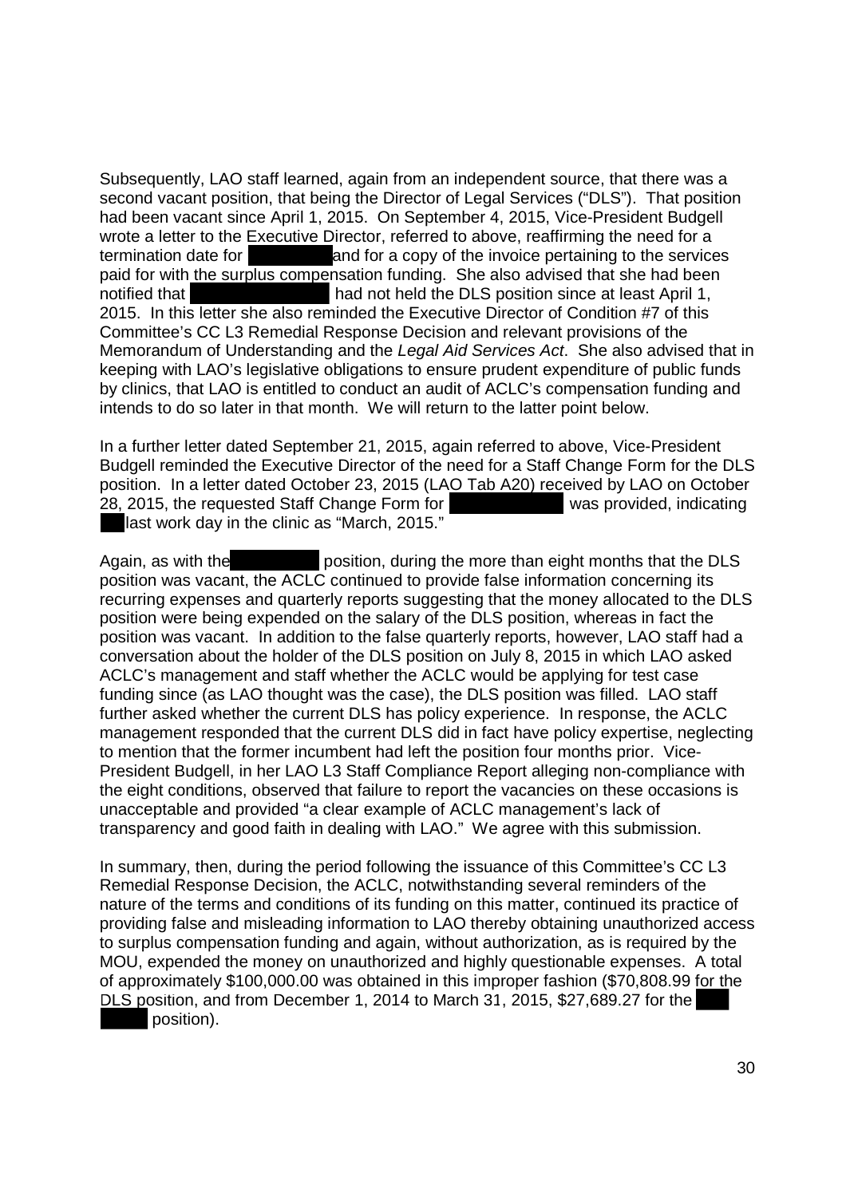Subsequently, LAO staff learned, again from an independent source, that there was a second vacant position, that being the Director of Legal Services ("DLS"). That position had been vacant since April 1, 2015. On September 4, 2015, Vice-President Budgell wrote a letter to the Executive Director, referred to above, reaffirming the need for a termination date for and for a copy of the invoice pertaining to the services paid for with the surplus compensation funding. She also advised that she had been notified that had not held the DLS position since at least April 1, 2015. In this letter she also reminded the Executive Director of Condition #7 of this Committee's CC L3 Remedial Response Decision and relevant provisions of the Memorandum of Understanding and the *Legal Aid Services Act*. She also advised that in keeping with LAO's legislative obligations to ensure prudent expenditure of public funds by clinics, that LAO is entitled to conduct an audit of ACLC's compensation funding and intends to do so later in that month. We will return to the latter point below.

In a further letter dated September 21, 2015, again referred to above, Vice-President Budgell reminded the Executive Director of the need for a Staff Change Form for the DLS position. In a letter dated October 23, 2015 (LAO Tab A20) received by LAO on October 28, 2015, the requested Staff Change Form for was provided, indicating last work day in the clinic as "March, 2015."

Again, as with the position, during the more than eight months that the DLS position was vacant, the ACLC continued to provide false information concerning its recurring expenses and quarterly reports suggesting that the money allocated to the DLS position were being expended on the salary of the DLS position, whereas in fact the position was vacant. In addition to the false quarterly reports, however, LAO staff had a conversation about the holder of the DLS position on July 8, 2015 in which LAO asked ACLC's management and staff whether the ACLC would be applying for test case funding since (as LAO thought was the case), the DLS position was filled. LAO staff further asked whether the current DLS has policy experience. In response, the ACLC management responded that the current DLS did in fact have policy expertise, neglecting to mention that the former incumbent had left the position four months prior. Vice-President Budgell, in her LAO L3 Staff Compliance Report alleging non-compliance with the eight conditions, observed that failure to report the vacancies on these occasions is unacceptable and provided "a clear example of ACLC management's lack of transparency and good faith in dealing with LAO." We agree with this submission.

In summary, then, during the period following the issuance of this Committee's CC L3 Remedial Response Decision, the ACLC, notwithstanding several reminders of the nature of the terms and conditions of its funding on this matter, continued its practice of providing false and misleading information to LAO thereby obtaining unauthorized access to surplus compensation funding and again, without authorization, as is required by the MOU, expended the money on unauthorized and highly questionable expenses. A total of approximately $100,000.00 was obtained in this improper fashion ($70,808.99 for the DLS position, and from December 1, 2014 to March 31, 2015, $27,689.27 for the position).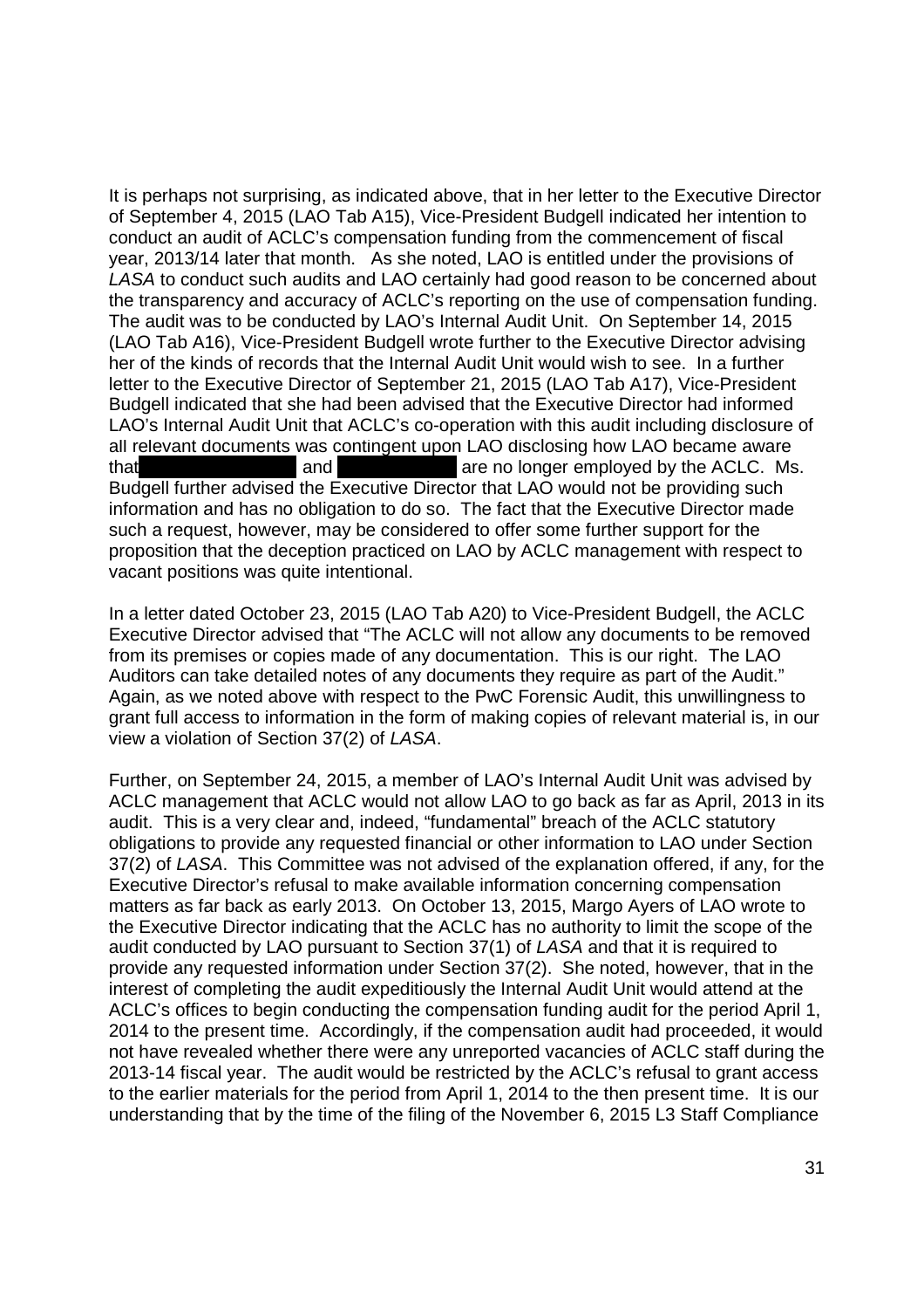It is perhaps not surprising, as indicated above, that in her letter to the Executive Director of September 4, 2015 (LAO Tab A15), Vice-President Budgell indicated her intention to conduct an audit of ACLC's compensation funding from the commencement of fiscal year, 2013/14 later that month. As she noted, LAO is entitled under the provisions of *LASA* to conduct such audits and LAO certainly had good reason to be concerned about the transparency and accuracy of ACLC's reporting on the use of compensation funding. The audit was to be conducted by LAO's Internal Audit Unit. On September 14, 2015 (LAO Tab A16), Vice-President Budgell wrote further to the Executive Director advising her of the kinds of records that the Internal Audit Unit would wish to see. In a further letter to the Executive Director of September 21, 2015 (LAO Tab A17), Vice-President Budgell indicated that she had been advised that the Executive Director had informed LAO's Internal Audit Unit that ACLC's co-operation with this audit including disclosure of all relevant documents was contingent upon LAO disclosing how LAO became aware that [REDACTED] and [REDACTED] are no longer employed by the ACLC. Ms. Budgell further advised the Executive Director that LAO would not be providing such information and has no obligation to do so. The fact that the Executive Director made such a request, however, may be considered to offer some further support for the proposition that the deception practiced on LAO by ACLC management with respect to vacant positions was quite intentional.

In a letter dated October 23, 2015 (LAO Tab A20) to Vice-President Budgell, the ACLC Executive Director advised that "The ACLC will not allow any documents to be removed from its premises or copies made of any documentation. This is our right. The LAO Auditors can take detailed notes of any documents they require as part of the Audit." Again, as we noted above with respect to the PwC Forensic Audit, this unwillingness to grant full access to information in the form of making copies of relevant material is, in our view a violation of Section 37(2) of *LASA*.

Further, on September 24, 2015, a member of LAO's Internal Audit Unit was advised by ACLC management that ACLC would not allow LAO to go back as far as April, 2013 in its audit. This is a very clear and, indeed, "fundamental" breach of the ACLC statutory obligations to provide any requested financial or other information to LAO under Section 37(2) of *LASA*. This Committee was not advised of the explanation offered, if any, for the Executive Director's refusal to make available information concerning compensation matters as far back as early 2013. On October 13, 2015, Margo Ayers of LAO wrote to the Executive Director indicating that the ACLC has no authority to limit the scope of the audit conducted by LAO pursuant to Section 37(1) of *LASA* and that it is required to provide any requested information under Section 37(2). She noted, however, that in the interest of completing the audit expeditiously the Internal Audit Unit would attend at the ACLC's offices to begin conducting the compensation funding audit for the period April 1, 2014 to the present time. Accordingly, if the compensation audit had proceeded, it would not have revealed whether there were any unreported vacancies of ACLC staff during the 2013-14 fiscal year. The audit would be restricted by the ACLC's refusal to grant access to the earlier materials for the period from April 1, 2014 to the then present time. It is our understanding that by the time of the filing of the November 6, 2015 L3 Staff Compliance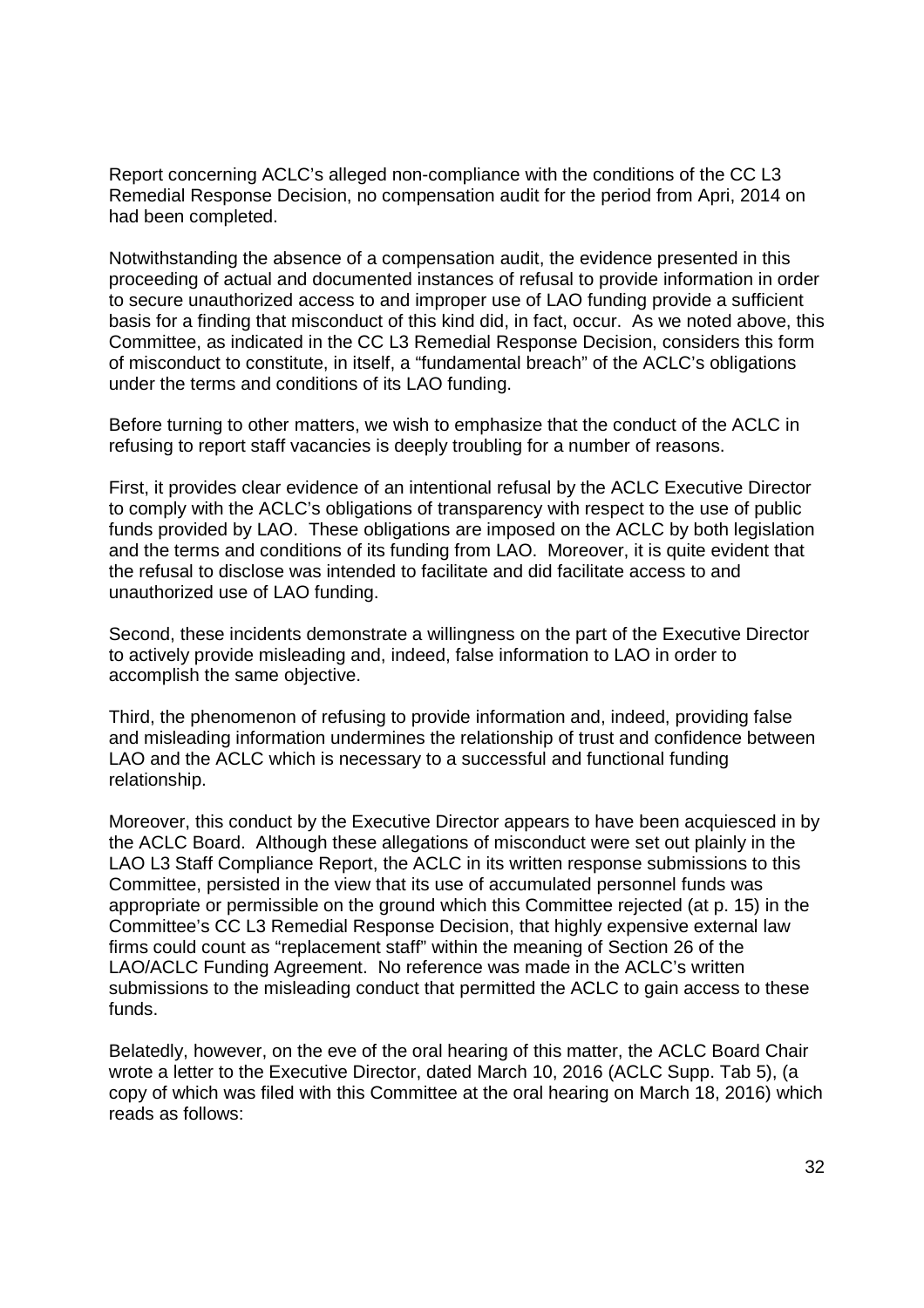Report concerning ACLC's alleged non-compliance with the conditions of the CC L3 Remedial Response Decision, no compensation audit for the period from Apri, 2014 on had been completed.

Notwithstanding the absence of a compensation audit, the evidence presented in this proceeding of actual and documented instances of refusal to provide information in order to secure unauthorized access to and improper use of LAO funding provide a sufficient basis for a finding that misconduct of this kind did, in fact, occur. As we noted above, this Committee, as indicated in the CC L3 Remedial Response Decision, considers this form of misconduct to constitute, in itself, a "fundamental breach" of the ACLC's obligations under the terms and conditions of its LAO funding.

Before turning to other matters, we wish to emphasize that the conduct of the ACLC in refusing to report staff vacancies is deeply troubling for a number of reasons.

First, it provides clear evidence of an intentional refusal by the ACLC Executive Director to comply with the ACLC's obligations of transparency with respect to the use of public funds provided by LAO. These obligations are imposed on the ACLC by both legislation and the terms and conditions of its funding from LAO. Moreover, it is quite evident that the refusal to disclose was intended to facilitate and did facilitate access to and unauthorized use of LAO funding.

Second, these incidents demonstrate a willingness on the part of the Executive Director to actively provide misleading and, indeed, false information to LAO in order to accomplish the same objective.

Third, the phenomenon of refusing to provide information and, indeed, providing false and misleading information undermines the relationship of trust and confidence between LAO and the ACLC which is necessary to a successful and functional funding relationship.

Moreover, this conduct by the Executive Director appears to have been acquiesced in by the ACLC Board. Although these allegations of misconduct were set out plainly in the LAO L3 Staff Compliance Report, the ACLC in its written response submissions to this Committee, persisted in the view that its use of accumulated personnel funds was appropriate or permissible on the ground which this Committee rejected (at p. 15) in the Committee's CC L3 Remedial Response Decision, that highly expensive external law firms could count as "replacement staff" within the meaning of Section 26 of the LAO/ACLC Funding Agreement. No reference was made in the ACLC's written submissions to the misleading conduct that permitted the ACLC to gain access to these funds.

Belatedly, however, on the eve of the oral hearing of this matter, the ACLC Board Chair wrote a letter to the Executive Director, dated March 10, 2016 (ACLC Supp. Tab 5), (a copy of which was filed with this Committee at the oral hearing on March 18, 2016) which reads as follows: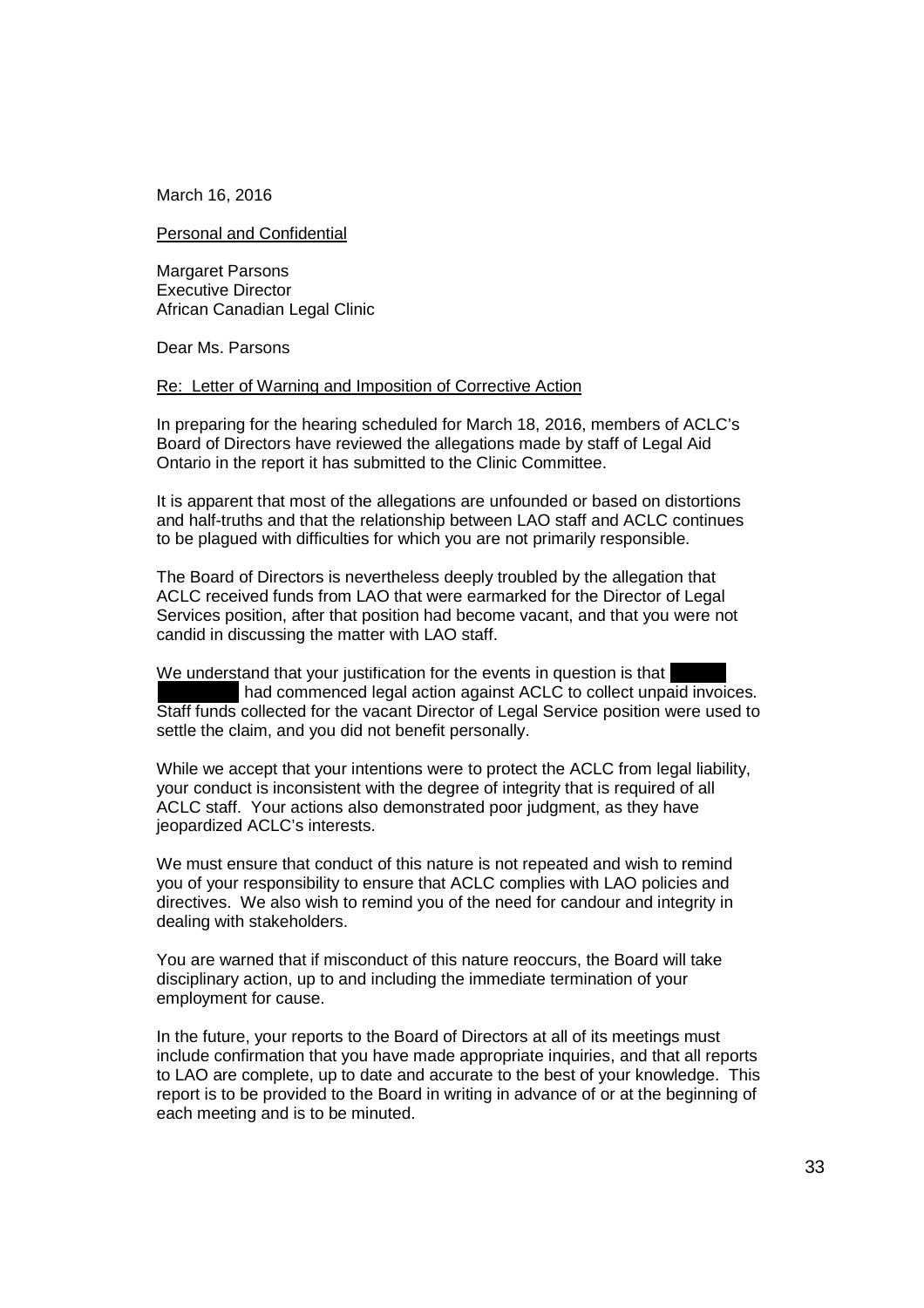March 16, 2016

Personal and Confidential

Margaret Parsons
Executive Director
African Canadian Legal Clinic

Dear Ms. Parsons

Re: Letter of Warning and Imposition of Corrective Action

In preparing for the hearing scheduled for March 18, 2016, members of ACLC's Board of Directors have reviewed the allegations made by staff of Legal Aid Ontario in the report it has submitted to the Clinic Committee.

It is apparent that most of the allegations are unfounded or based on distortions and half-truths and that the relationship between LAO staff and ACLC continues to be plagued with difficulties for which you are not primarily responsible.

The Board of Directors is nevertheless deeply troubled by the allegation that ACLC received funds from LAO that were earmarked for the Director of Legal Services position, after that position had become vacant, and that you were not candid in discussing the matter with LAO staff.

We understand that your justification for the events in question is that [redacted] had commenced legal action against ACLC to collect unpaid invoices. Staff funds collected for the vacant Director of Legal Service position were used to settle the claim, and you did not benefit personally.

While we accept that your intentions were to protect the ACLC from legal liability, your conduct is inconsistent with the degree of integrity that is required of all ACLC staff. Your actions also demonstrated poor judgment, as they have jeopardized ACLC's interests.

We must ensure that conduct of this nature is not repeated and wish to remind you of your responsibility to ensure that ACLC complies with LAO policies and directives. We also wish to remind you of the need for candour and integrity in dealing with stakeholders.

You are warned that if misconduct of this nature reoccurs, the Board will take disciplinary action, up to and including the immediate termination of your employment for cause.

In the future, your reports to the Board of Directors at all of its meetings must include confirmation that you have made appropriate inquiries, and that all reports to LAO are complete, up to date and accurate to the best of your knowledge. This report is to be provided to the Board in writing in advance of or at the beginning of each meeting and is to be minuted.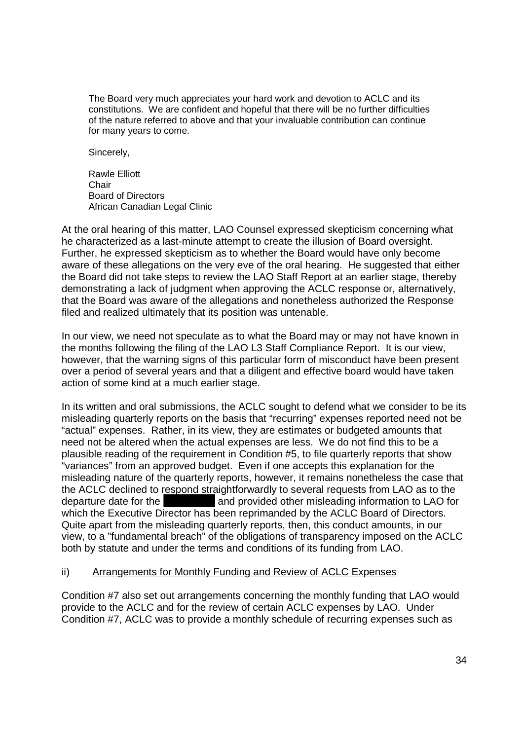> The Board very much appreciates your hard work and devotion to ACLC and its constitutions. We are confident and hopeful that there will be no further difficulties of the nature referred to above and that your invaluable contribution can continue for many years to come.
>
> Sincerely,
>
> Rawle Elliott
> Chair
> Board of Directors
> African Canadian Legal Clinic

At the oral hearing of this matter, LAO Counsel expressed skepticism concerning what he characterized as a last-minute attempt to create the illusion of Board oversight. Further, he expressed skepticism as to whether the Board would have only become aware of these allegations on the very eve of the oral hearing. He suggested that either the Board did not take steps to review the LAO Staff Report at an earlier stage, thereby demonstrating a lack of judgment when approving the ACLC response or, alternatively, that the Board was aware of the allegations and nonetheless authorized the Response filed and realized ultimately that its position was untenable.

In our view, we need not speculate as to what the Board may or may not have known in the months following the filing of the LAO L3 Staff Compliance Report. It is our view, however, that the warning signs of this particular form of misconduct have been present over a period of several years and that a diligent and effective board would have taken action of some kind at a much earlier stage.

In its written and oral submissions, the ACLC sought to defend what we consider to be its misleading quarterly reports on the basis that "recurring" expenses reported need not be "actual" expenses. Rather, in its view, they are estimates or budgeted amounts that need not be altered when the actual expenses are less. We do not find this to be a plausible reading of the requirement in Condition #5, to file quarterly reports that show "variances" from an approved budget. Even if one accepts this explanation for the misleading nature of the quarterly reports, however, it remains nonetheless the case that the ACLC declined to respond straightforwardly to several requests from LAO as to the departure date for the [REDACTED] and provided other misleading information to LAO for which the Executive Director has been reprimanded by the ACLC Board of Directors. Quite apart from the misleading quarterly reports, then, this conduct amounts, in our view, to a "fundamental breach" of the obligations of transparency imposed on the ACLC both by statute and under the terms and conditions of its funding from LAO.

ii) <u>Arrangements for Monthly Funding and Review of ACLC Expenses</u>

Condition #7 also set out arrangements concerning the monthly funding that LAO would provide to the ACLC and for the review of certain ACLC expenses by LAO. Under Condition #7, ACLC was to provide a monthly schedule of recurring expenses such as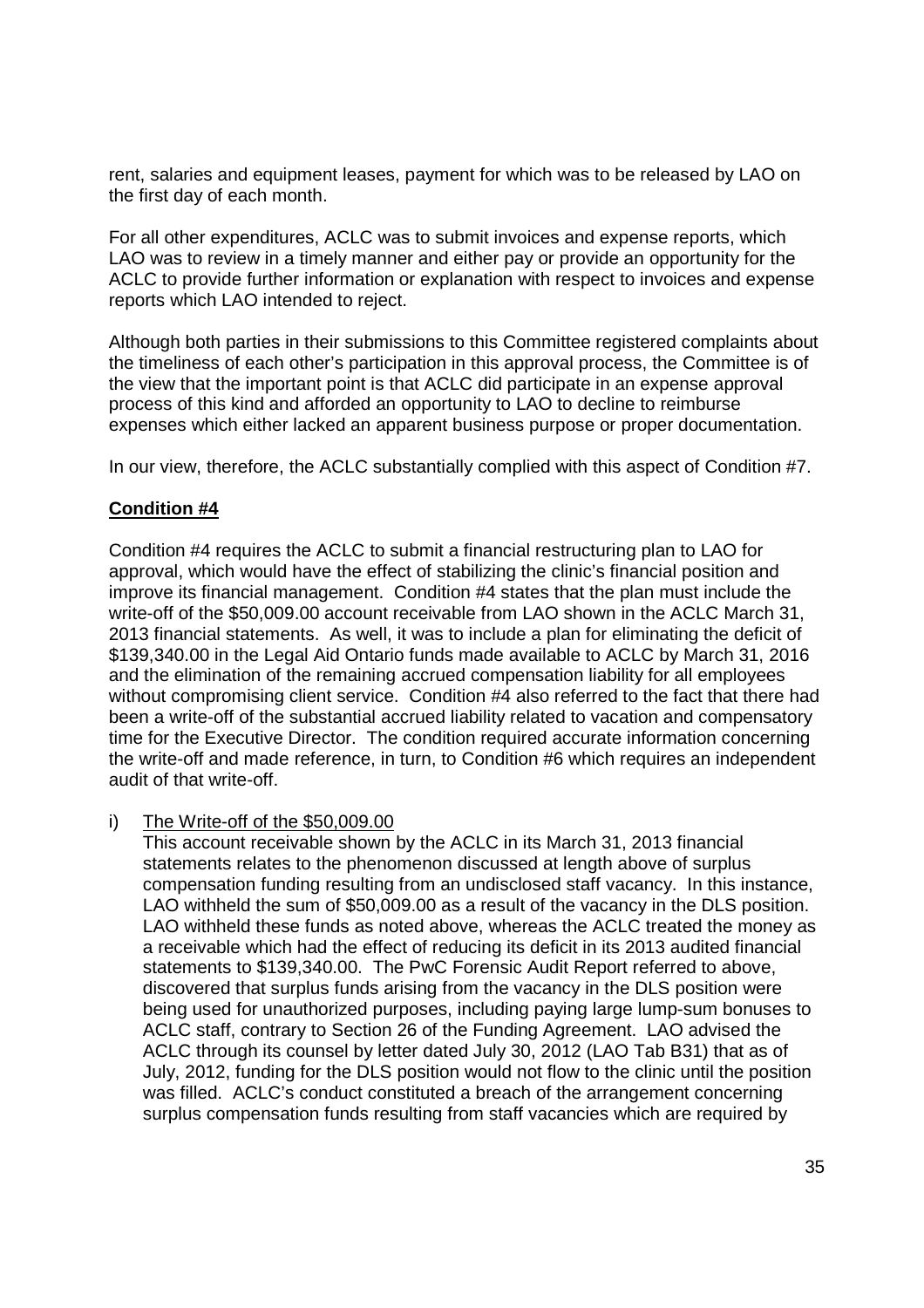rent, salaries and equipment leases, payment for which was to be released by LAO on the first day of each month.

For all other expenditures, ACLC was to submit invoices and expense reports, which LAO was to review in a timely manner and either pay or provide an opportunity for the ACLC to provide further information or explanation with respect to invoices and expense reports which LAO intended to reject.

Although both parties in their submissions to this Committee registered complaints about the timeliness of each other's participation in this approval process, the Committee is of the view that the important point is that ACLC did participate in an expense approval process of this kind and afforded an opportunity to LAO to decline to reimburse expenses which either lacked an apparent business purpose or proper documentation.

In our view, therefore, the ACLC substantially complied with this aspect of Condition #7.

**Condition #4**

Condition #4 requires the ACLC to submit a financial restructuring plan to LAO for approval, which would have the effect of stabilizing the clinic's financial position and improve its financial management. Condition #4 states that the plan must include the write-off of the $50,009.00 account receivable from LAO shown in the ACLC March 31, 2013 financial statements. As well, it was to include a plan for eliminating the deficit of $139,340.00 in the Legal Aid Ontario funds made available to ACLC by March 31, 2016 and the elimination of the remaining accrued compensation liability for all employees without compromising client service. Condition #4 also referred to the fact that there had been a write-off of the substantial accrued liability related to vacation and compensatory time for the Executive Director. The condition required accurate information concerning the write-off and made reference, in turn, to Condition #6 which requires an independent audit of that write-off.

i) The Write-off of the $50,009.00

This account receivable shown by the ACLC in its March 31, 2013 financial statements relates to the phenomenon discussed at length above of surplus compensation funding resulting from an undisclosed staff vacancy. In this instance, LAO withheld the sum of $50,009.00 as a result of the vacancy in the DLS position. LAO withheld these funds as noted above, whereas the ACLC treated the money as a receivable which had the effect of reducing its deficit in its 2013 audited financial statements to $139,340.00. The PwC Forensic Audit Report referred to above, discovered that surplus funds arising from the vacancy in the DLS position were being used for unauthorized purposes, including paying large lump-sum bonuses to ACLC staff, contrary to Section 26 of the Funding Agreement. LAO advised the ACLC through its counsel by letter dated July 30, 2012 (LAO Tab B31) that as of July, 2012, funding for the DLS position would not flow to the clinic until the position was filled. ACLC's conduct constituted a breach of the arrangement concerning surplus compensation funds resulting from staff vacancies which are required by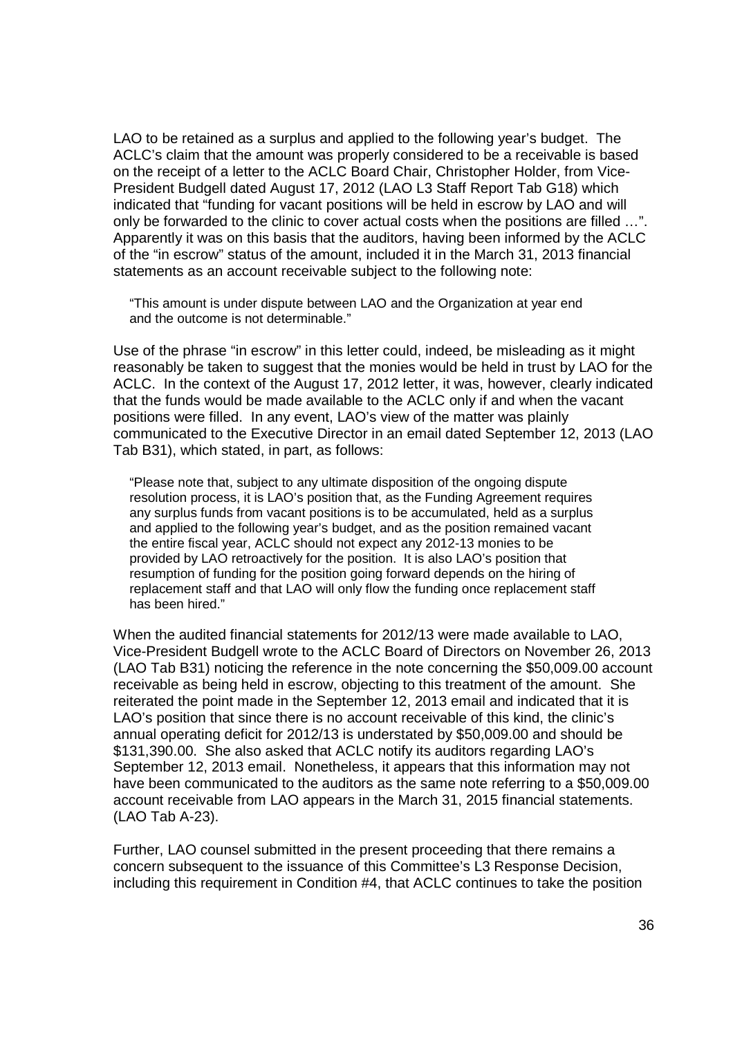LAO to be retained as a surplus and applied to the following year's budget. The ACLC's claim that the amount was properly considered to be a receivable is based on the receipt of a letter to the ACLC Board Chair, Christopher Holder, from Vice-President Budgell dated August 17, 2012 (LAO L3 Staff Report Tab G18) which indicated that "funding for vacant positions will be held in escrow by LAO and will only be forwarded to the clinic to cover actual costs when the positions are filled …". Apparently it was on this basis that the auditors, having been informed by the ACLC of the "in escrow" status of the amount, included it in the March 31, 2013 financial statements as an account receivable subject to the following note:

> "This amount is under dispute between LAO and the Organization at year end and the outcome is not determinable."

Use of the phrase "in escrow" in this letter could, indeed, be misleading as it might reasonably be taken to suggest that the monies would be held in trust by LAO for the ACLC. In the context of the August 17, 2012 letter, it was, however, clearly indicated that the funds would be made available to the ACLC only if and when the vacant positions were filled. In any event, LAO's view of the matter was plainly communicated to the Executive Director in an email dated September 12, 2013 (LAO Tab B31), which stated, in part, as follows:

> "Please note that, subject to any ultimate disposition of the ongoing dispute resolution process, it is LAO's position that, as the Funding Agreement requires any surplus funds from vacant positions is to be accumulated, held as a surplus and applied to the following year's budget, and as the position remained vacant the entire fiscal year, ACLC should not expect any 2012-13 monies to be provided by LAO retroactively for the position. It is also LAO's position that resumption of funding for the position going forward depends on the hiring of replacement staff and that LAO will only flow the funding once replacement staff has been hired."

When the audited financial statements for 2012/13 were made available to LAO, Vice-President Budgell wrote to the ACLC Board of Directors on November 26, 2013 (LAO Tab B31) noticing the reference in the note concerning the $50,009.00 account receivable as being held in escrow, objecting to this treatment of the amount. She reiterated the point made in the September 12, 2013 email and indicated that it is LAO's position that since there is no account receivable of this kind, the clinic's annual operating deficit for 2012/13 is understated by $50,009.00 and should be $131,390.00. She also asked that ACLC notify its auditors regarding LAO's September 12, 2013 email. Nonetheless, it appears that this information may not have been communicated to the auditors as the same note referring to a $50,009.00 account receivable from LAO appears in the March 31, 2015 financial statements. (LAO Tab A-23).

Further, LAO counsel submitted in the present proceeding that there remains a concern subsequent to the issuance of this Committee's L3 Response Decision, including this requirement in Condition #4, that ACLC continues to take the position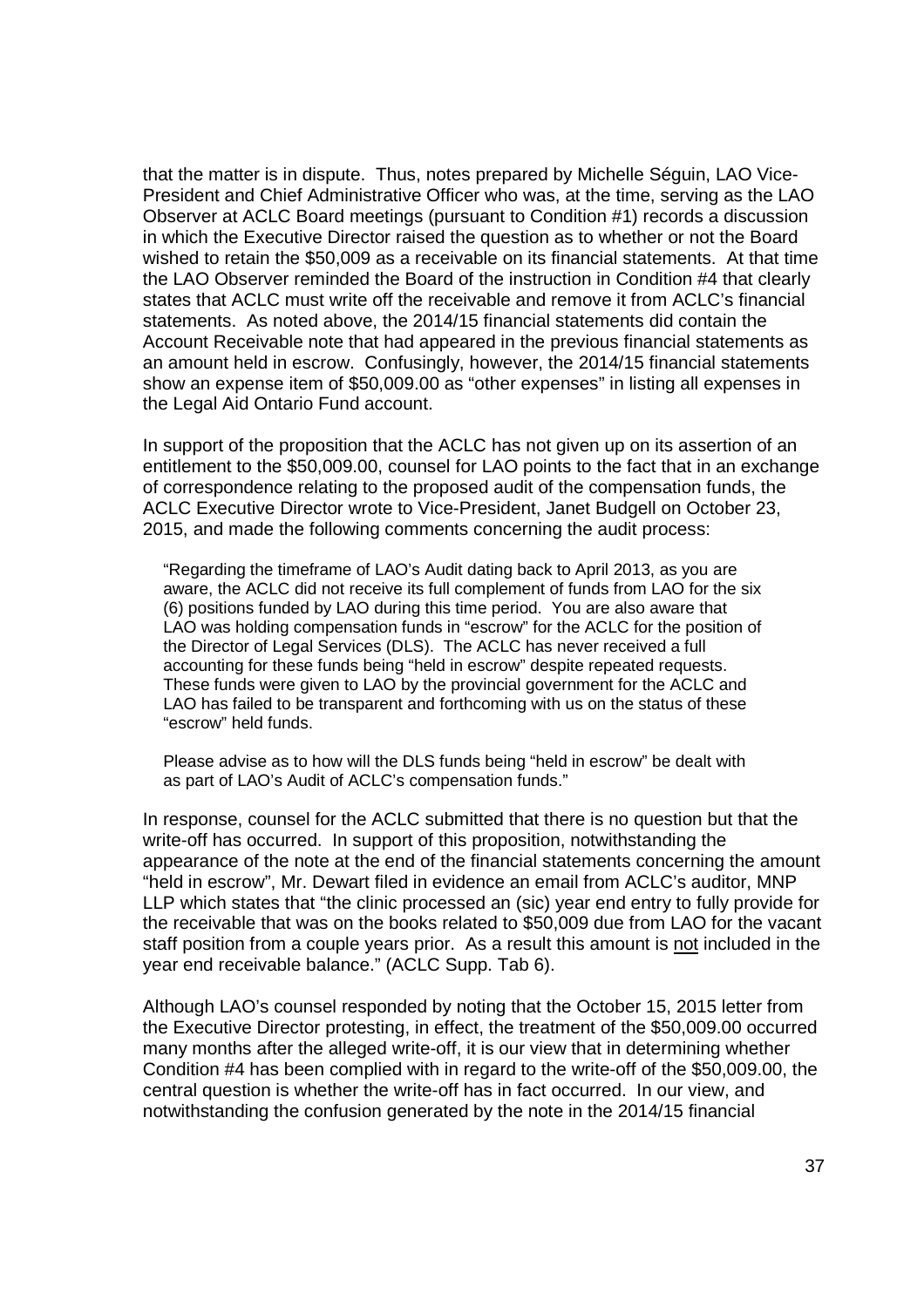that the matter is in dispute. Thus, notes prepared by Michelle Séguin, LAO Vice-President and Chief Administrative Officer who was, at the time, serving as the LAO Observer at ACLC Board meetings (pursuant to Condition #1) records a discussion in which the Executive Director raised the question as to whether or not the Board wished to retain the $50,009 as a receivable on its financial statements. At that time the LAO Observer reminded the Board of the instruction in Condition #4 that clearly states that ACLC must write off the receivable and remove it from ACLC's financial statements. As noted above, the 2014/15 financial statements did contain the Account Receivable note that had appeared in the previous financial statements as an amount held in escrow. Confusingly, however, the 2014/15 financial statements show an expense item of $50,009.00 as "other expenses" in listing all expenses in the Legal Aid Ontario Fund account.

In support of the proposition that the ACLC has not given up on its assertion of an entitlement to the $50,009.00, counsel for LAO points to the fact that in an exchange of correspondence relating to the proposed audit of the compensation funds, the ACLC Executive Director wrote to Vice-President, Janet Budgell on October 23, 2015, and made the following comments concerning the audit process:

> "Regarding the timeframe of LAO's Audit dating back to April 2013, as you are aware, the ACLC did not receive its full complement of funds from LAO for the six (6) positions funded by LAO during this time period. You are also aware that LAO was holding compensation funds in "escrow" for the ACLC for the position of the Director of Legal Services (DLS). The ACLC has never received a full accounting for these funds being "held in escrow" despite repeated requests. These funds were given to LAO by the provincial government for the ACLC and LAO has failed to be transparent and forthcoming with us on the status of these "escrow" held funds.
>
> Please advise as to how will the DLS funds being "held in escrow" be dealt with as part of LAO's Audit of ACLC's compensation funds."

In response, counsel for the ACLC submitted that there is no question but that the write-off has occurred. In support of this proposition, notwithstanding the appearance of the note at the end of the financial statements concerning the amount "held in escrow", Mr. Dewart filed in evidence an email from ACLC's auditor, MNP LLP which states that "the clinic processed an (sic) year end entry to fully provide for the receivable that was on the books related to $50,009 due from LAO for the vacant staff position from a couple years prior. As a result this amount is <u>not</u> included in the year end receivable balance." (ACLC Supp. Tab 6).

Although LAO's counsel responded by noting that the October 15, 2015 letter from the Executive Director protesting, in effect, the treatment of the $50,009.00 occurred many months after the alleged write-off, it is our view that in determining whether Condition #4 has been complied with in regard to the write-off of the $50,009.00, the central question is whether the write-off has in fact occurred. In our view, and notwithstanding the confusion generated by the note in the 2014/15 financial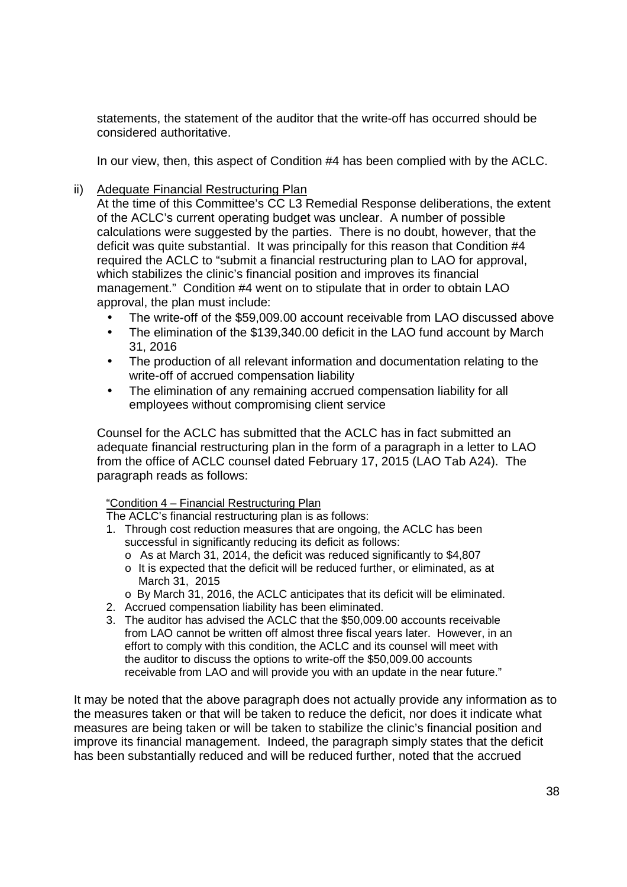statements, the statement of the auditor that the write-off has occurred should be considered authoritative.

In our view, then, this aspect of Condition #4 has been complied with by the ACLC.

ii) Adequate Financial Restructuring Plan

At the time of this Committee's CC L3 Remedial Response deliberations, the extent of the ACLC's current operating budget was unclear. A number of possible calculations were suggested by the parties. There is no doubt, however, that the deficit was quite substantial. It was principally for this reason that Condition #4 required the ACLC to "submit a financial restructuring plan to LAO for approval, which stabilizes the clinic's financial position and improves its financial management." Condition #4 went on to stipulate that in order to obtain LAO approval, the plan must include:

- The write-off of the $59,009.00 account receivable from LAO discussed above
- The elimination of the $139,340.00 deficit in the LAO fund account by March 31, 2016
- The production of all relevant information and documentation relating to the write-off of accrued compensation liability
- The elimination of any remaining accrued compensation liability for all employees without compromising client service

Counsel for the ACLC has submitted that the ACLC has in fact submitted an adequate financial restructuring plan in the form of a paragraph in a letter to LAO from the office of ACLC counsel dated February 17, 2015 (LAO Tab A24). The paragraph reads as follows:

> "Condition 4 – Financial Restructuring Plan
>
> The ACLC's financial restructuring plan is as follows:
>
> 1. Through cost reduction measures that are ongoing, the ACLC has been successful in significantly reducing its deficit as follows:
>    - As at March 31, 2014, the deficit was reduced significantly to $4,807
>    - It is expected that the deficit will be reduced further, or eliminated, as at March 31, 2015
>    - By March 31, 2016, the ACLC anticipates that its deficit will be eliminated.
> 2. Accrued compensation liability has been eliminated.
> 3. The auditor has advised the ACLC that the $50,009.00 accounts receivable from LAO cannot be written off almost three fiscal years later. However, in an effort to comply with this condition, the ACLC and its counsel will meet with the auditor to discuss the options to write-off the $50,009.00 accounts receivable from LAO and will provide you with an update in the near future."

It may be noted that the above paragraph does not actually provide any information as to the measures taken or that will be taken to reduce the deficit, nor does it indicate what measures are being taken or will be taken to stabilize the clinic's financial position and improve its financial management. Indeed, the paragraph simply states that the deficit has been substantially reduced and will be reduced further, noted that the accrued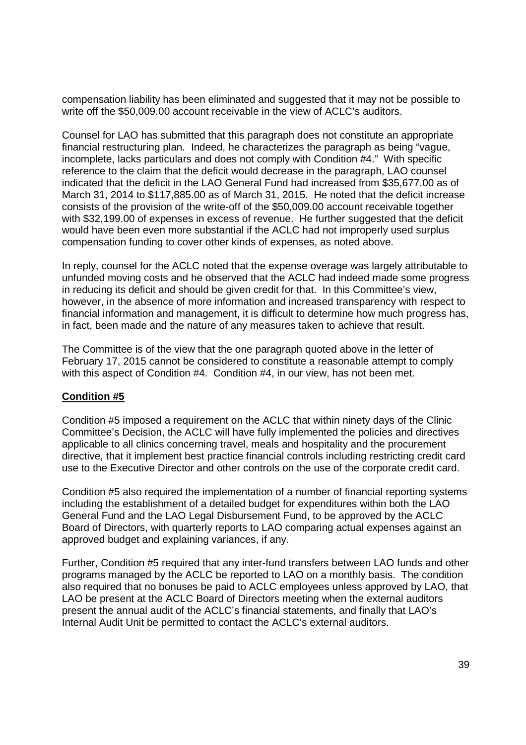compensation liability has been eliminated and suggested that it may not be possible to write off the $50,009.00 account receivable in the view of ACLC's auditors.

Counsel for LAO has submitted that this paragraph does not constitute an appropriate financial restructuring plan. Indeed, he characterizes the paragraph as being "vague, incomplete, lacks particulars and does not comply with Condition #4." With specific reference to the claim that the deficit would decrease in the paragraph, LAO counsel indicated that the deficit in the LAO General Fund had increased from $35,677.00 as of March 31, 2014 to $117,885.00 as of March 31, 2015. He noted that the deficit increase consists of the provision of the write-off of the $50,009.00 account receivable together with $32,199.00 of expenses in excess of revenue. He further suggested that the deficit would have been even more substantial if the ACLC had not improperly used surplus compensation funding to cover other kinds of expenses, as noted above.

In reply, counsel for the ACLC noted that the expense overage was largely attributable to unfunded moving costs and he observed that the ACLC had indeed made some progress in reducing its deficit and should be given credit for that. In this Committee's view, however, in the absence of more information and increased transparency with respect to financial information and management, it is difficult to determine how much progress has, in fact, been made and the nature of any measures taken to achieve that result.

The Committee is of the view that the one paragraph quoted above in the letter of February 17, 2015 cannot be considered to constitute a reasonable attempt to comply with this aspect of Condition #4. Condition #4, in our view, has not been met.

**Condition #5**

Condition #5 imposed a requirement on the ACLC that within ninety days of the Clinic Committee's Decision, the ACLC will have fully implemented the policies and directives applicable to all clinics concerning travel, meals and hospitality and the procurement directive, that it implement best practice financial controls including restricting credit card use to the Executive Director and other controls on the use of the corporate credit card.

Condition #5 also required the implementation of a number of financial reporting systems including the establishment of a detailed budget for expenditures within both the LAO General Fund and the LAO Legal Disbursement Fund, to be approved by the ACLC Board of Directors, with quarterly reports to LAO comparing actual expenses against an approved budget and explaining variances, if any.

Further, Condition #5 required that any inter-fund transfers between LAO funds and other programs managed by the ACLC be reported to LAO on a monthly basis. The condition also required that no bonuses be paid to ACLC employees unless approved by LAO, that LAO be present at the ACLC Board of Directors meeting when the external auditors present the annual audit of the ACLC's financial statements, and finally that LAO's Internal Audit Unit be permitted to contact the ACLC's external auditors.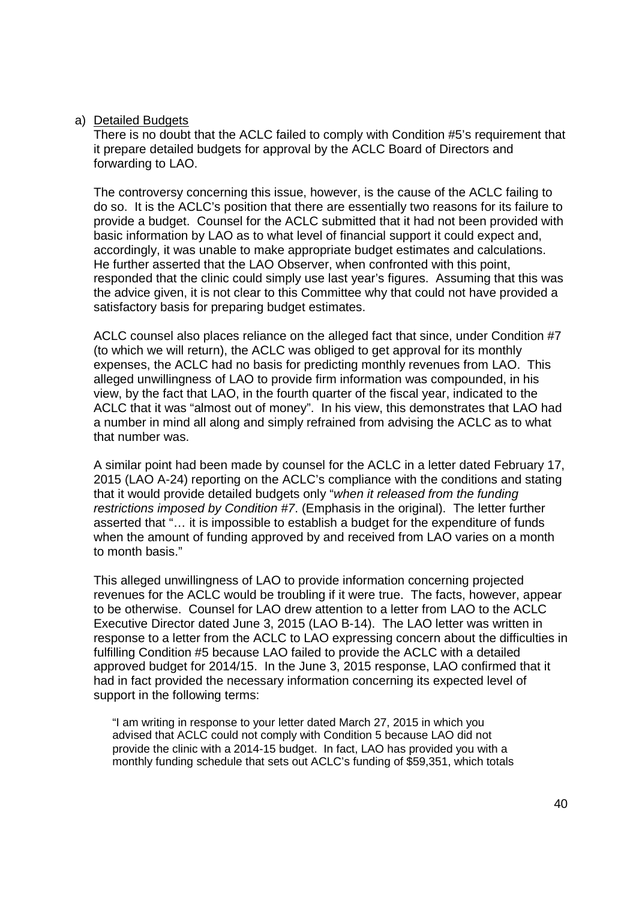a) Detailed Budgets

There is no doubt that the ACLC failed to comply with Condition #5's requirement that it prepare detailed budgets for approval by the ACLC Board of Directors and forwarding to LAO.

The controversy concerning this issue, however, is the cause of the ACLC failing to do so. It is the ACLC's position that there are essentially two reasons for its failure to provide a budget. Counsel for the ACLC submitted that it had not been provided with basic information by LAO as to what level of financial support it could expect and, accordingly, it was unable to make appropriate budget estimates and calculations. He further asserted that the LAO Observer, when confronted with this point, responded that the clinic could simply use last year's figures. Assuming that this was the advice given, it is not clear to this Committee why that could not have provided a satisfactory basis for preparing budget estimates.

ACLC counsel also places reliance on the alleged fact that since, under Condition #7 (to which we will return), the ACLC was obliged to get approval for its monthly expenses, the ACLC had no basis for predicting monthly revenues from LAO. This alleged unwillingness of LAO to provide firm information was compounded, in his view, by the fact that LAO, in the fourth quarter of the fiscal year, indicated to the ACLC that it was "almost out of money". In his view, this demonstrates that LAO had a number in mind all along and simply refrained from advising the ACLC as to what that number was.

A similar point had been made by counsel for the ACLC in a letter dated February 17, 2015 (LAO A-24) reporting on the ACLC's compliance with the conditions and stating that it would provide detailed budgets only "*when it released from the funding restrictions imposed by Condition #7*. (Emphasis in the original). The letter further asserted that "… it is impossible to establish a budget for the expenditure of funds when the amount of funding approved by and received from LAO varies on a month to month basis."

This alleged unwillingness of LAO to provide information concerning projected revenues for the ACLC would be troubling if it were true. The facts, however, appear to be otherwise. Counsel for LAO drew attention to a letter from LAO to the ACLC Executive Director dated June 3, 2015 (LAO B-14). The LAO letter was written in response to a letter from the ACLC to LAO expressing concern about the difficulties in fulfilling Condition #5 because LAO failed to provide the ACLC with a detailed approved budget for 2014/15. In the June 3, 2015 response, LAO confirmed that it had in fact provided the necessary information concerning its expected level of support in the following terms:

> "I am writing in response to your letter dated March 27, 2015 in which you advised that ACLC could not comply with Condition 5 because LAO did not provide the clinic with a 2014-15 budget. In fact, LAO has provided you with a monthly funding schedule that sets out ACLC's funding of $59,351, which totals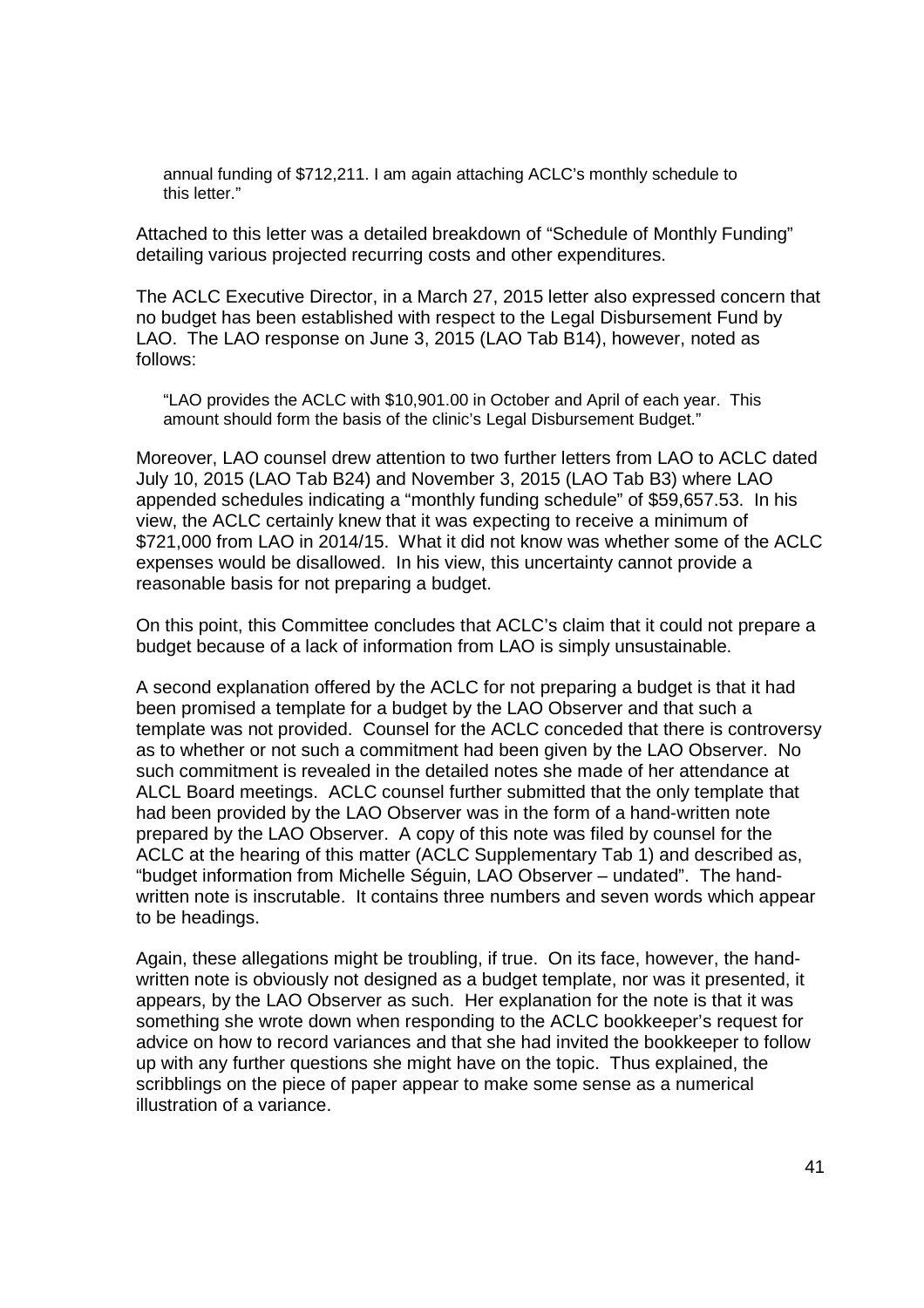> annual funding of $712,211. I am again attaching ACLC's monthly schedule to this letter."

Attached to this letter was a detailed breakdown of "Schedule of Monthly Funding" detailing various projected recurring costs and other expenditures.

The ACLC Executive Director, in a March 27, 2015 letter also expressed concern that no budget has been established with respect to the Legal Disbursement Fund by LAO. The LAO response on June 3, 2015 (LAO Tab B14), however, noted as follows:

> "LAO provides the ACLC with $10,901.00 in October and April of each year. This amount should form the basis of the clinic's Legal Disbursement Budget."

Moreover, LAO counsel drew attention to two further letters from LAO to ACLC dated July 10, 2015 (LAO Tab B24) and November 3, 2015 (LAO Tab B3) where LAO appended schedules indicating a "monthly funding schedule" of $59,657.53. In his view, the ACLC certainly knew that it was expecting to receive a minimum of $721,000 from LAO in 2014/15. What it did not know was whether some of the ACLC expenses would be disallowed. In his view, this uncertainty cannot provide a reasonable basis for not preparing a budget.

On this point, this Committee concludes that ACLC's claim that it could not prepare a budget because of a lack of information from LAO is simply unsustainable.

A second explanation offered by the ACLC for not preparing a budget is that it had been promised a template for a budget by the LAO Observer and that such a template was not provided. Counsel for the ACLC conceded that there is controversy as to whether or not such a commitment had been given by the LAO Observer. No such commitment is revealed in the detailed notes she made of her attendance at ALCL Board meetings. ACLC counsel further submitted that the only template that had been provided by the LAO Observer was in the form of a hand-written note prepared by the LAO Observer. A copy of this note was filed by counsel for the ACLC at the hearing of this matter (ACLC Supplementary Tab 1) and described as, "budget information from Michelle Séguin, LAO Observer – undated". The hand-written note is inscrutable. It contains three numbers and seven words which appear to be headings.

Again, these allegations might be troubling, if true. On its face, however, the hand-written note is obviously not designed as a budget template, nor was it presented, it appears, by the LAO Observer as such. Her explanation for the note is that it was something she wrote down when responding to the ACLC bookkeeper's request for advice on how to record variances and that she had invited the bookkeeper to follow up with any further questions she might have on the topic. Thus explained, the scribblings on the piece of paper appear to make some sense as a numerical illustration of a variance.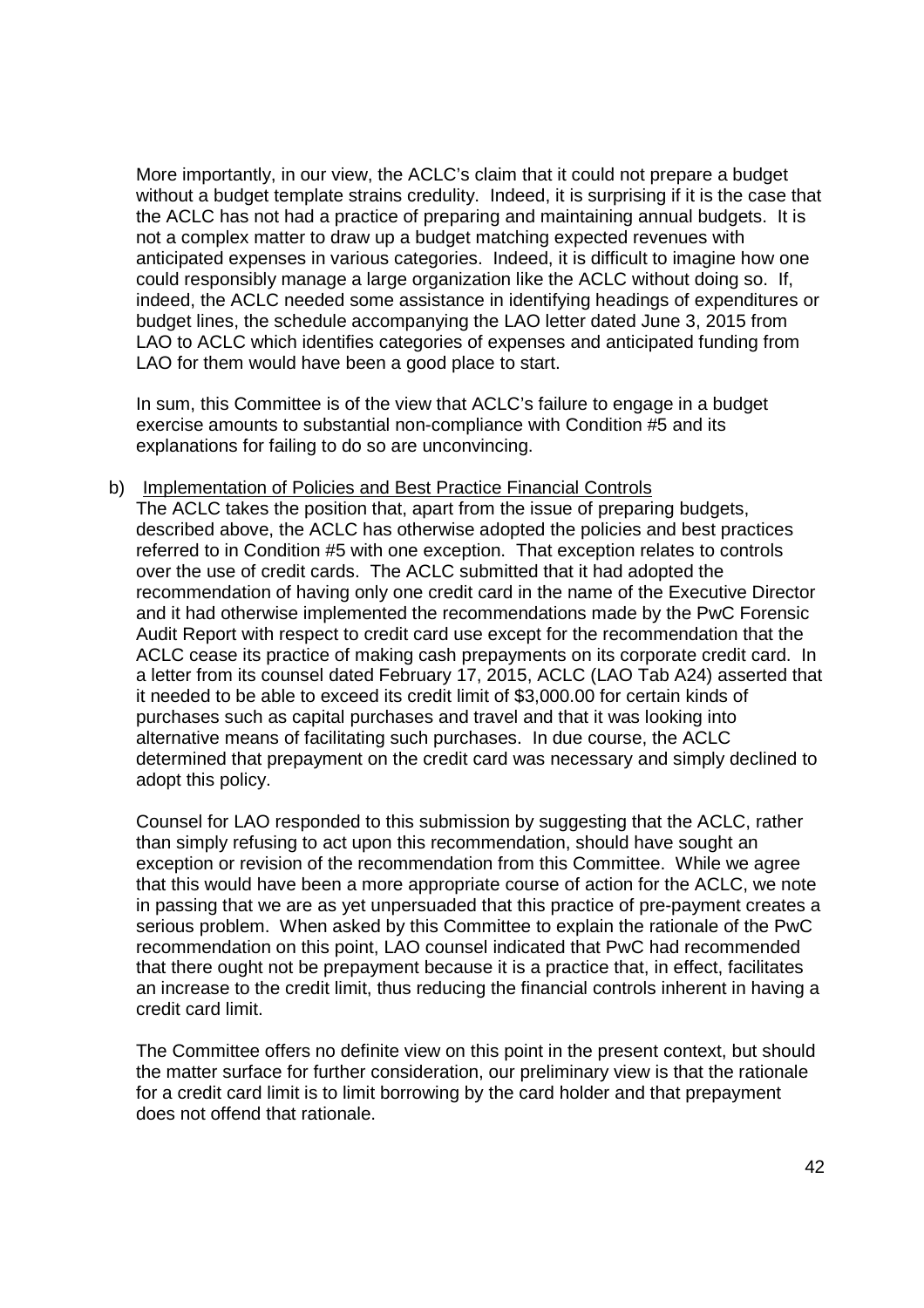More importantly, in our view, the ACLC's claim that it could not prepare a budget without a budget template strains credulity. Indeed, it is surprising if it is the case that the ACLC has not had a practice of preparing and maintaining annual budgets. It is not a complex matter to draw up a budget matching expected revenues with anticipated expenses in various categories. Indeed, it is difficult to imagine how one could responsibly manage a large organization like the ACLC without doing so. If, indeed, the ACLC needed some assistance in identifying headings of expenditures or budget lines, the schedule accompanying the LAO letter dated June 3, 2015 from LAO to ACLC which identifies categories of expenses and anticipated funding from LAO for them would have been a good place to start.

In sum, this Committee is of the view that ACLC's failure to engage in a budget exercise amounts to substantial non-compliance with Condition #5 and its explanations for failing to do so are unconvincing.

b) <u>Implementation of Policies and Best Practice Financial Controls</u>

The ACLC takes the position that, apart from the issue of preparing budgets, described above, the ACLC has otherwise adopted the policies and best practices referred to in Condition #5 with one exception. That exception relates to controls over the use of credit cards. The ACLC submitted that it had adopted the recommendation of having only one credit card in the name of the Executive Director and it had otherwise implemented the recommendations made by the PwC Forensic Audit Report with respect to credit card use except for the recommendation that the ACLC cease its practice of making cash prepayments on its corporate credit card. In a letter from its counsel dated February 17, 2015, ACLC (LAO Tab A24) asserted that it needed to be able to exceed its credit limit of $3,000.00 for certain kinds of purchases such as capital purchases and travel and that it was looking into alternative means of facilitating such purchases. In due course, the ACLC determined that prepayment on the credit card was necessary and simply declined to adopt this policy.

Counsel for LAO responded to this submission by suggesting that the ACLC, rather than simply refusing to act upon this recommendation, should have sought an exception or revision of the recommendation from this Committee. While we agree that this would have been a more appropriate course of action for the ACLC, we note in passing that we are as yet unpersuaded that this practice of pre-payment creates a serious problem. When asked by this Committee to explain the rationale of the PwC recommendation on this point, LAO counsel indicated that PwC had recommended that there ought not be prepayment because it is a practice that, in effect, facilitates an increase to the credit limit, thus reducing the financial controls inherent in having a credit card limit.

The Committee offers no definite view on this point in the present context, but should the matter surface for further consideration, our preliminary view is that the rationale for a credit card limit is to limit borrowing by the card holder and that prepayment does not offend that rationale.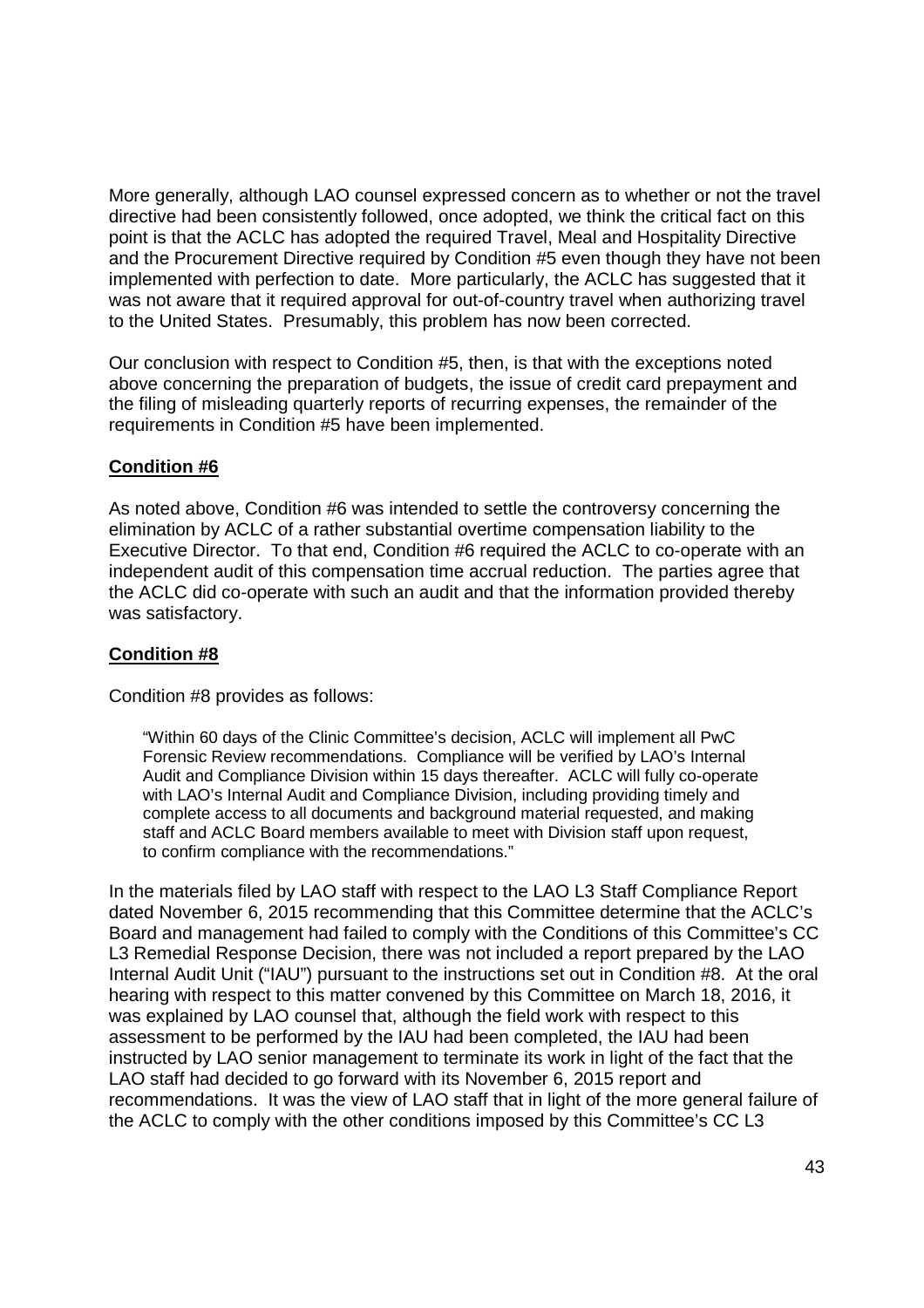More generally, although LAO counsel expressed concern as to whether or not the travel directive had been consistently followed, once adopted, we think the critical fact on this point is that the ACLC has adopted the required Travel, Meal and Hospitality Directive and the Procurement Directive required by Condition #5 even though they have not been implemented with perfection to date. More particularly, the ACLC has suggested that it was not aware that it required approval for out-of-country travel when authorizing travel to the United States. Presumably, this problem has now been corrected.

Our conclusion with respect to Condition #5, then, is that with the exceptions noted above concerning the preparation of budgets, the issue of credit card prepayment and the filing of misleading quarterly reports of recurring expenses, the remainder of the requirements in Condition #5 have been implemented.

**Condition #6**

As noted above, Condition #6 was intended to settle the controversy concerning the elimination by ACLC of a rather substantial overtime compensation liability to the Executive Director. To that end, Condition #6 required the ACLC to co-operate with an independent audit of this compensation time accrual reduction. The parties agree that the ACLC did co-operate with such an audit and that the information provided thereby was satisfactory.

**Condition #8**

Condition #8 provides as follows:

> "Within 60 days of the Clinic Committee's decision, ACLC will implement all PwC Forensic Review recommendations. Compliance will be verified by LAO's Internal Audit and Compliance Division within 15 days thereafter. ACLC will fully co-operate with LAO's Internal Audit and Compliance Division, including providing timely and complete access to all documents and background material requested, and making staff and ACLC Board members available to meet with Division staff upon request, to confirm compliance with the recommendations."

In the materials filed by LAO staff with respect to the LAO L3 Staff Compliance Report dated November 6, 2015 recommending that this Committee determine that the ACLC's Board and management had failed to comply with the Conditions of this Committee's CC L3 Remedial Response Decision, there was not included a report prepared by the LAO Internal Audit Unit ("IAU") pursuant to the instructions set out in Condition #8. At the oral hearing with respect to this matter convened by this Committee on March 18, 2016, it was explained by LAO counsel that, although the field work with respect to this assessment to be performed by the IAU had been completed, the IAU had been instructed by LAO senior management to terminate its work in light of the fact that the LAO staff had decided to go forward with its November 6, 2015 report and recommendations. It was the view of LAO staff that in light of the more general failure of the ACLC to comply with the other conditions imposed by this Committee's CC L3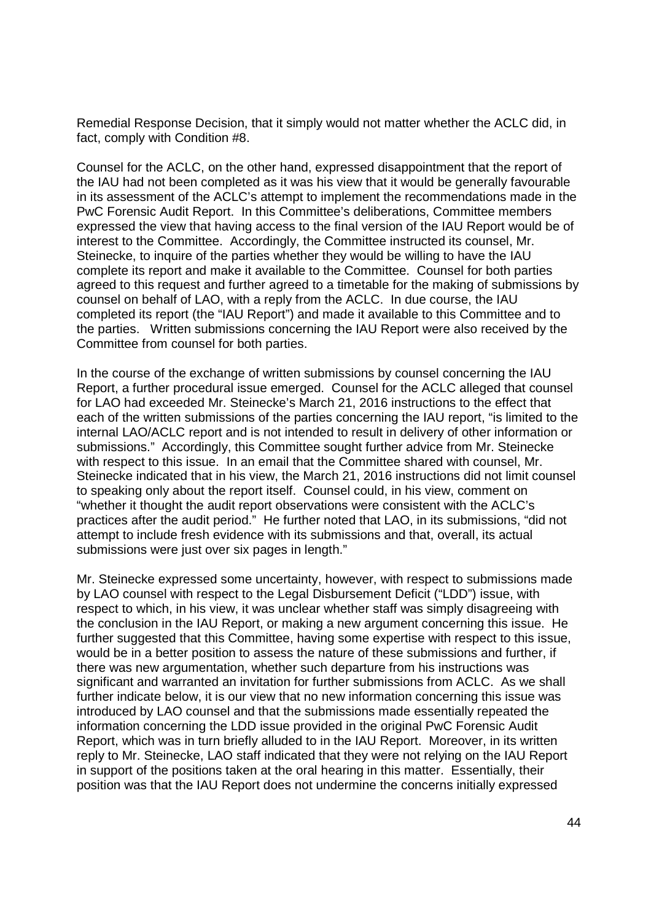Remedial Response Decision, that it simply would not matter whether the ACLC did, in fact, comply with Condition #8.

Counsel for the ACLC, on the other hand, expressed disappointment that the report of the IAU had not been completed as it was his view that it would be generally favourable in its assessment of the ACLC's attempt to implement the recommendations made in the PwC Forensic Audit Report. In this Committee's deliberations, Committee members expressed the view that having access to the final version of the IAU Report would be of interest to the Committee. Accordingly, the Committee instructed its counsel, Mr. Steinecke, to inquire of the parties whether they would be willing to have the IAU complete its report and make it available to the Committee. Counsel for both parties agreed to this request and further agreed to a timetable for the making of submissions by counsel on behalf of LAO, with a reply from the ACLC. In due course, the IAU completed its report (the "IAU Report") and made it available to this Committee and to the parties. Written submissions concerning the IAU Report were also received by the Committee from counsel for both parties.

In the course of the exchange of written submissions by counsel concerning the IAU Report, a further procedural issue emerged. Counsel for the ACLC alleged that counsel for LAO had exceeded Mr. Steinecke's March 21, 2016 instructions to the effect that each of the written submissions of the parties concerning the IAU report, "is limited to the internal LAO/ACLC report and is not intended to result in delivery of other information or submissions." Accordingly, this Committee sought further advice from Mr. Steinecke with respect to this issue. In an email that the Committee shared with counsel, Mr. Steinecke indicated that in his view, the March 21, 2016 instructions did not limit counsel to speaking only about the report itself. Counsel could, in his view, comment on "whether it thought the audit report observations were consistent with the ACLC's practices after the audit period." He further noted that LAO, in its submissions, "did not attempt to include fresh evidence with its submissions and that, overall, its actual submissions were just over six pages in length."

Mr. Steinecke expressed some uncertainty, however, with respect to submissions made by LAO counsel with respect to the Legal Disbursement Deficit ("LDD") issue, with respect to which, in his view, it was unclear whether staff was simply disagreeing with the conclusion in the IAU Report, or making a new argument concerning this issue. He further suggested that this Committee, having some expertise with respect to this issue, would be in a better position to assess the nature of these submissions and further, if there was new argumentation, whether such departure from his instructions was significant and warranted an invitation for further submissions from ACLC. As we shall further indicate below, it is our view that no new information concerning this issue was introduced by LAO counsel and that the submissions made essentially repeated the information concerning the LDD issue provided in the original PwC Forensic Audit Report, which was in turn briefly alluded to in the IAU Report. Moreover, in its written reply to Mr. Steinecke, LAO staff indicated that they were not relying on the IAU Report in support of the positions taken at the oral hearing in this matter. Essentially, their position was that the IAU Report does not undermine the concerns initially expressed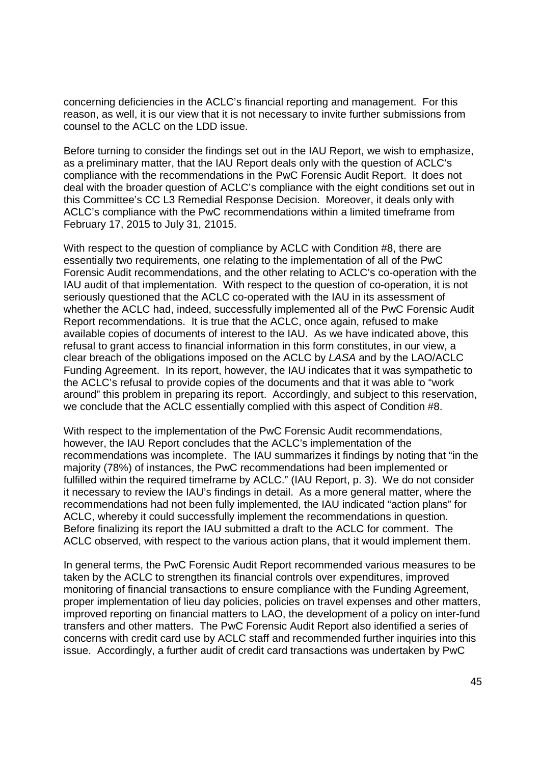concerning deficiencies in the ACLC's financial reporting and management. For this reason, as well, it is our view that it is not necessary to invite further submissions from counsel to the ACLC on the LDD issue.

Before turning to consider the findings set out in the IAU Report, we wish to emphasize, as a preliminary matter, that the IAU Report deals only with the question of ACLC's compliance with the recommendations in the PwC Forensic Audit Report. It does not deal with the broader question of ACLC's compliance with the eight conditions set out in this Committee's CC L3 Remedial Response Decision. Moreover, it deals only with ACLC's compliance with the PwC recommendations within a limited timeframe from February 17, 2015 to July 31, 21015.

With respect to the question of compliance by ACLC with Condition #8, there are essentially two requirements, one relating to the implementation of all of the PwC Forensic Audit recommendations, and the other relating to ACLC's co-operation with the IAU audit of that implementation. With respect to the question of co-operation, it is not seriously questioned that the ACLC co-operated with the IAU in its assessment of whether the ACLC had, indeed, successfully implemented all of the PwC Forensic Audit Report recommendations. It is true that the ACLC, once again, refused to make available copies of documents of interest to the IAU. As we have indicated above, this refusal to grant access to financial information in this form constitutes, in our view, a clear breach of the obligations imposed on the ACLC by *LASA* and by the LAO/ACLC Funding Agreement. In its report, however, the IAU indicates that it was sympathetic to the ACLC's refusal to provide copies of the documents and that it was able to "work around" this problem in preparing its report. Accordingly, and subject to this reservation, we conclude that the ACLC essentially complied with this aspect of Condition #8.

With respect to the implementation of the PwC Forensic Audit recommendations, however, the IAU Report concludes that the ACLC's implementation of the recommendations was incomplete. The IAU summarizes it findings by noting that "in the majority (78%) of instances, the PwC recommendations had been implemented or fulfilled within the required timeframe by ACLC." (IAU Report, p. 3). We do not consider it necessary to review the IAU's findings in detail. As a more general matter, where the recommendations had not been fully implemented, the IAU indicated "action plans" for ACLC, whereby it could successfully implement the recommendations in question. Before finalizing its report the IAU submitted a draft to the ACLC for comment. The ACLC observed, with respect to the various action plans, that it would implement them.

In general terms, the PwC Forensic Audit Report recommended various measures to be taken by the ACLC to strengthen its financial controls over expenditures, improved monitoring of financial transactions to ensure compliance with the Funding Agreement, proper implementation of lieu day policies, policies on travel expenses and other matters, improved reporting on financial matters to LAO, the development of a policy on inter-fund transfers and other matters. The PwC Forensic Audit Report also identified a series of concerns with credit card use by ACLC staff and recommended further inquiries into this issue. Accordingly, a further audit of credit card transactions was undertaken by PwC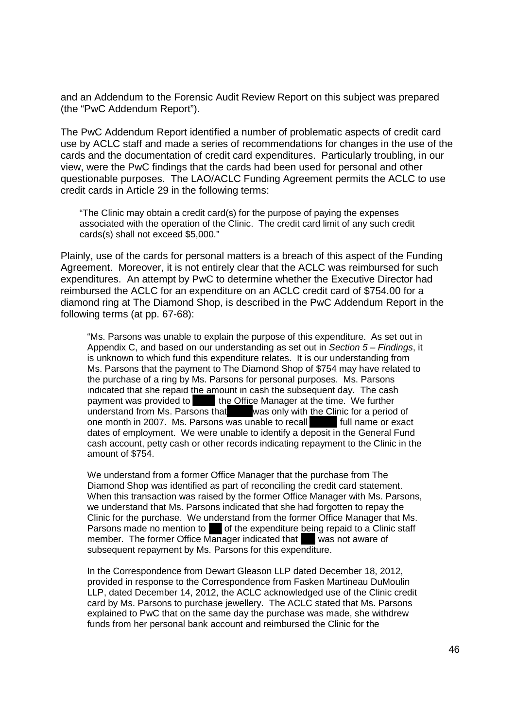and an Addendum to the Forensic Audit Review Report on this subject was prepared (the "PwC Addendum Report").

The PwC Addendum Report identified a number of problematic aspects of credit card use by ACLC staff and made a series of recommendations for changes in the use of the cards and the documentation of credit card expenditures. Particularly troubling, in our view, were the PwC findings that the cards had been used for personal and other questionable purposes. The LAO/ACLC Funding Agreement permits the ACLC to use credit cards in Article 29 in the following terms:

> "The Clinic may obtain a credit card(s) for the purpose of paying the expenses associated with the operation of the Clinic. The credit card limit of any such credit cards(s) shall not exceed $5,000."

Plainly, use of the cards for personal matters is a breach of this aspect of the Funding Agreement. Moreover, it is not entirely clear that the ACLC was reimbursed for such expenditures. An attempt by PwC to determine whether the Executive Director had reimbursed the ACLC for an expenditure on an ACLC credit card of $754.00 for a diamond ring at The Diamond Shop, is described in the PwC Addendum Report in the following terms (at pp. 67-68):

> "Ms. Parsons was unable to explain the purpose of this expenditure. As set out in Appendix C, and based on our understanding as set out in *Section 5 – Findings*, it is unknown to which fund this expenditure relates. It is our understanding from Ms. Parsons that the payment to The Diamond Shop of $754 may have related to the purchase of a ring by Ms. Parsons for personal purposes. Ms. Parsons indicated that she repaid the amount in cash the subsequent day. The cash payment was provided to ████ the Office Manager at the time. We further understand from Ms. Parsons that ████ was only with the Clinic for a period of one month in 2007. Ms. Parsons was unable to recall ████ full name or exact dates of employment. We were unable to identify a deposit in the General Fund cash account, petty cash or other records indicating repayment to the Clinic in the amount of $754.
>
> We understand from a former Office Manager that the purchase from The Diamond Shop was identified as part of reconciling the credit card statement. When this transaction was raised by the former Office Manager with Ms. Parsons, we understand that Ms. Parsons indicated that she had forgotten to repay the Clinic for the purchase. We understand from the former Office Manager that Ms. Parsons made no mention to ██ of the expenditure being repaid to a Clinic staff member. The former Office Manager indicated that ██ was not aware of subsequent repayment by Ms. Parsons for this expenditure.
>
> In the Correspondence from Dewart Gleason LLP dated December 18, 2012, provided in response to the Correspondence from Fasken Martineau DuMoulin LLP, dated December 14, 2012, the ACLC acknowledged use of the Clinic credit card by Ms. Parsons to purchase jewellery. The ACLC stated that Ms. Parsons explained to PwC that on the same day the purchase was made, she withdrew funds from her personal bank account and reimbursed the Clinic for the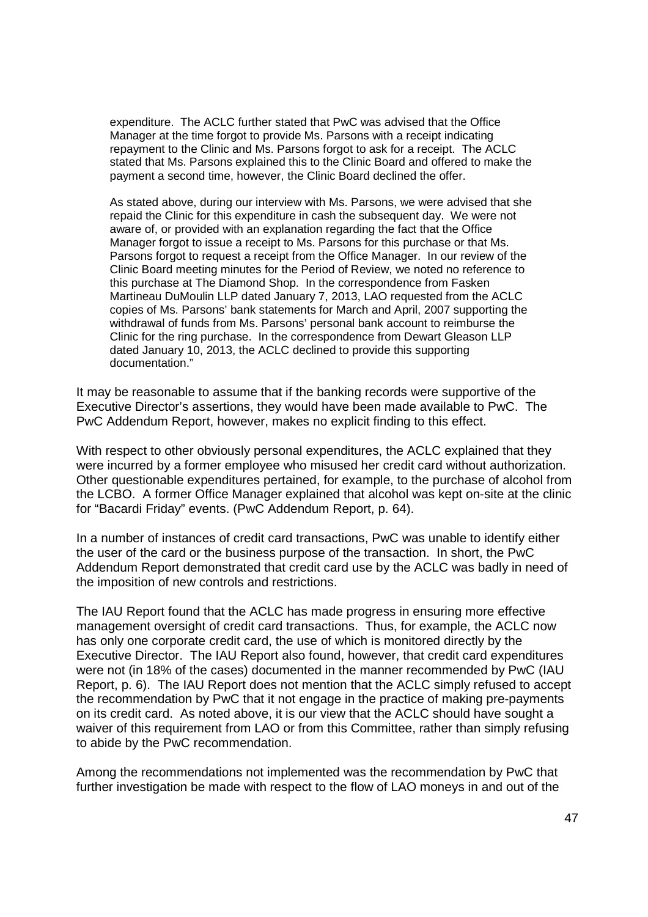> expenditure. The ACLC further stated that PwC was advised that the Office Manager at the time forgot to provide Ms. Parsons with a receipt indicating repayment to the Clinic and Ms. Parsons forgot to ask for a receipt. The ACLC stated that Ms. Parsons explained this to the Clinic Board and offered to make the payment a second time, however, the Clinic Board declined the offer.
>
> As stated above, during our interview with Ms. Parsons, we were advised that she repaid the Clinic for this expenditure in cash the subsequent day. We were not aware of, or provided with an explanation regarding the fact that the Office Manager forgot to issue a receipt to Ms. Parsons for this purchase or that Ms. Parsons forgot to request a receipt from the Office Manager. In our review of the Clinic Board meeting minutes for the Period of Review, we noted no reference to this purchase at The Diamond Shop. In the correspondence from Fasken Martineau DuMoulin LLP dated January 7, 2013, LAO requested from the ACLC copies of Ms. Parsons' bank statements for March and April, 2007 supporting the withdrawal of funds from Ms. Parsons' personal bank account to reimburse the Clinic for the ring purchase. In the correspondence from Dewart Gleason LLP dated January 10, 2013, the ACLC declined to provide this supporting documentation."

It may be reasonable to assume that if the banking records were supportive of the Executive Director's assertions, they would have been made available to PwC. The PwC Addendum Report, however, makes no explicit finding to this effect.

With respect to other obviously personal expenditures, the ACLC explained that they were incurred by a former employee who misused her credit card without authorization. Other questionable expenditures pertained, for example, to the purchase of alcohol from the LCBO. A former Office Manager explained that alcohol was kept on-site at the clinic for "Bacardi Friday" events. (PwC Addendum Report, p. 64).

In a number of instances of credit card transactions, PwC was unable to identify either the user of the card or the business purpose of the transaction. In short, the PwC Addendum Report demonstrated that credit card use by the ACLC was badly in need of the imposition of new controls and restrictions.

The IAU Report found that the ACLC has made progress in ensuring more effective management oversight of credit card transactions. Thus, for example, the ACLC now has only one corporate credit card, the use of which is monitored directly by the Executive Director. The IAU Report also found, however, that credit card expenditures were not (in 18% of the cases) documented in the manner recommended by PwC (IAU Report, p. 6). The IAU Report does not mention that the ACLC simply refused to accept the recommendation by PwC that it not engage in the practice of making pre-payments on its credit card. As noted above, it is our view that the ACLC should have sought a waiver of this requirement from LAO or from this Committee, rather than simply refusing to abide by the PwC recommendation.

Among the recommendations not implemented was the recommendation by PwC that further investigation be made with respect to the flow of LAO moneys in and out of the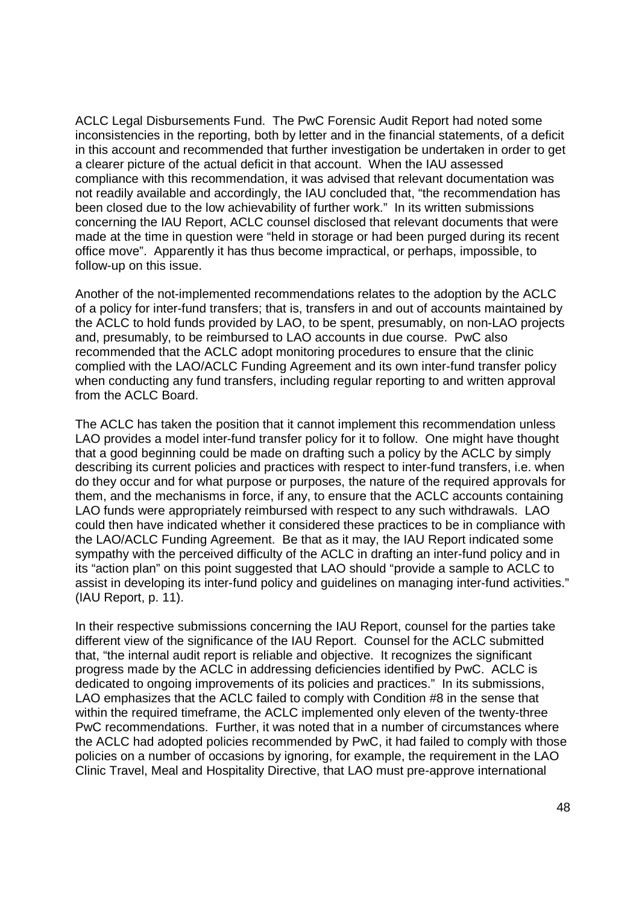ACLC Legal Disbursements Fund. The PwC Forensic Audit Report had noted some inconsistencies in the reporting, both by letter and in the financial statements, of a deficit in this account and recommended that further investigation be undertaken in order to get a clearer picture of the actual deficit in that account. When the IAU assessed compliance with this recommendation, it was advised that relevant documentation was not readily available and accordingly, the IAU concluded that, "the recommendation has been closed due to the low achievability of further work." In its written submissions concerning the IAU Report, ACLC counsel disclosed that relevant documents that were made at the time in question were "held in storage or had been purged during its recent office move". Apparently it has thus become impractical, or perhaps, impossible, to follow-up on this issue.

Another of the not-implemented recommendations relates to the adoption by the ACLC of a policy for inter-fund transfers; that is, transfers in and out of accounts maintained by the ACLC to hold funds provided by LAO, to be spent, presumably, on non-LAO projects and, presumably, to be reimbursed to LAO accounts in due course. PwC also recommended that the ACLC adopt monitoring procedures to ensure that the clinic complied with the LAO/ACLC Funding Agreement and its own inter-fund transfer policy when conducting any fund transfers, including regular reporting to and written approval from the ACLC Board.

The ACLC has taken the position that it cannot implement this recommendation unless LAO provides a model inter-fund transfer policy for it to follow. One might have thought that a good beginning could be made on drafting such a policy by the ACLC by simply describing its current policies and practices with respect to inter-fund transfers, i.e. when do they occur and for what purpose or purposes, the nature of the required approvals for them, and the mechanisms in force, if any, to ensure that the ACLC accounts containing LAO funds were appropriately reimbursed with respect to any such withdrawals. LAO could then have indicated whether it considered these practices to be in compliance with the LAO/ACLC Funding Agreement. Be that as it may, the IAU Report indicated some sympathy with the perceived difficulty of the ACLC in drafting an inter-fund policy and in its "action plan" on this point suggested that LAO should "provide a sample to ACLC to assist in developing its inter-fund policy and guidelines on managing inter-fund activities." (IAU Report, p. 11).

In their respective submissions concerning the IAU Report, counsel for the parties take different view of the significance of the IAU Report. Counsel for the ACLC submitted that, "the internal audit report is reliable and objective. It recognizes the significant progress made by the ACLC in addressing deficiencies identified by PwC. ACLC is dedicated to ongoing improvements of its policies and practices." In its submissions, LAO emphasizes that the ACLC failed to comply with Condition #8 in the sense that within the required timeframe, the ACLC implemented only eleven of the twenty-three PwC recommendations. Further, it was noted that in a number of circumstances where the ACLC had adopted policies recommended by PwC, it had failed to comply with those policies on a number of occasions by ignoring, for example, the requirement in the LAO Clinic Travel, Meal and Hospitality Directive, that LAO must pre-approve international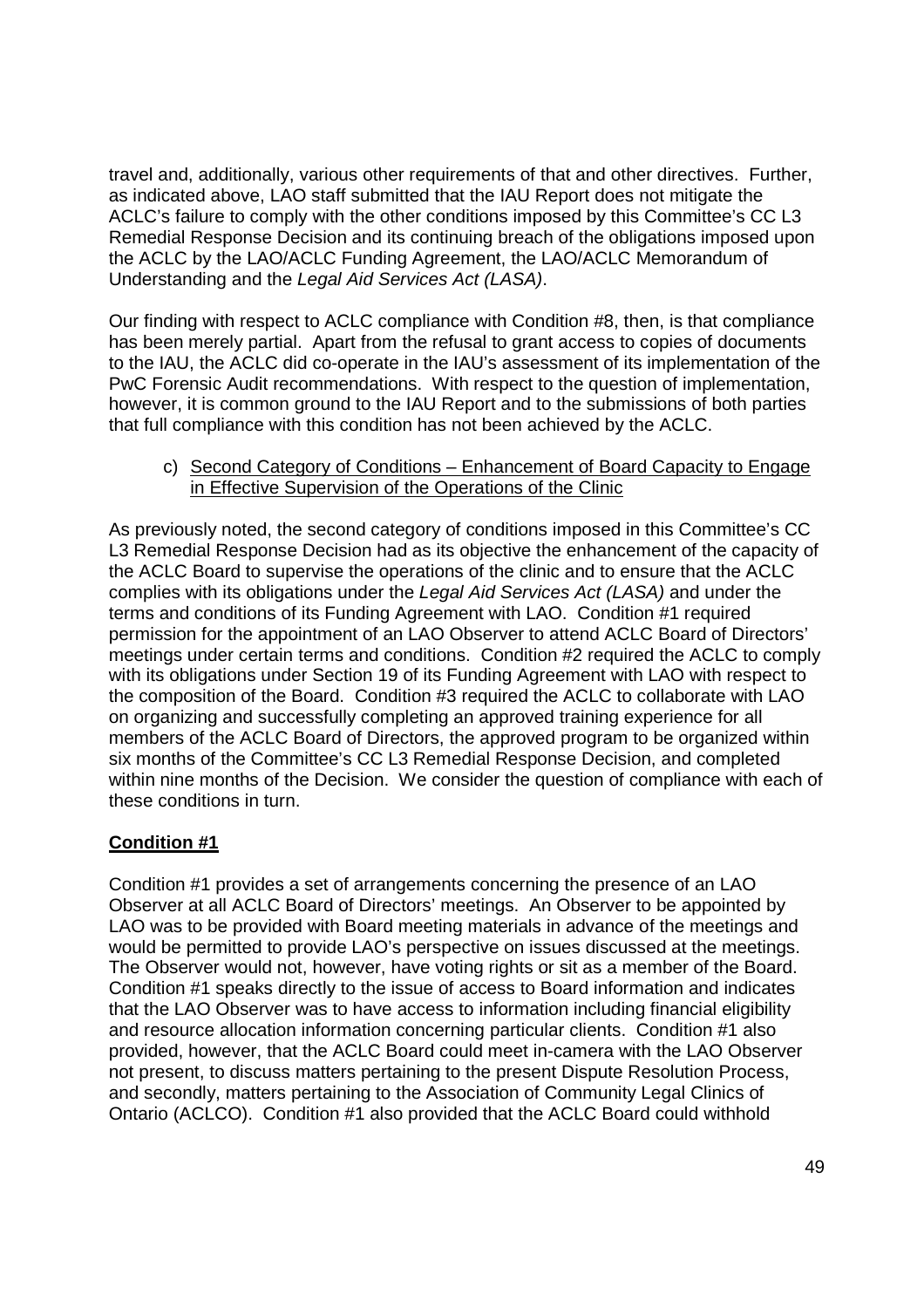travel and, additionally, various other requirements of that and other directives. Further, as indicated above, LAO staff submitted that the IAU Report does not mitigate the ACLC's failure to comply with the other conditions imposed by this Committee's CC L3 Remedial Response Decision and its continuing breach of the obligations imposed upon the ACLC by the LAO/ACLC Funding Agreement, the LAO/ACLC Memorandum of Understanding and the *Legal Aid Services Act (LASA)*.

Our finding with respect to ACLC compliance with Condition #8, then, is that compliance has been merely partial. Apart from the refusal to grant access to copies of documents to the IAU, the ACLC did co-operate in the IAU's assessment of its implementation of the PwC Forensic Audit recommendations. With respect to the question of implementation, however, it is common ground to the IAU Report and to the submissions of both parties that full compliance with this condition has not been achieved by the ACLC.

c) <u>Second Category of Conditions – Enhancement of Board Capacity to Engage in Effective Supervision of the Operations of the Clinic</u>

As previously noted, the second category of conditions imposed in this Committee's CC L3 Remedial Response Decision had as its objective the enhancement of the capacity of the ACLC Board to supervise the operations of the clinic and to ensure that the ACLC complies with its obligations under the *Legal Aid Services Act (LASA)* and under the terms and conditions of its Funding Agreement with LAO. Condition #1 required permission for the appointment of an LAO Observer to attend ACLC Board of Directors' meetings under certain terms and conditions. Condition #2 required the ACLC to comply with its obligations under Section 19 of its Funding Agreement with LAO with respect to the composition of the Board. Condition #3 required the ACLC to collaborate with LAO on organizing and successfully completing an approved training experience for all members of the ACLC Board of Directors, the approved program to be organized within six months of the Committee's CC L3 Remedial Response Decision, and completed within nine months of the Decision. We consider the question of compliance with each of these conditions in turn.

**<u>Condition #1</u>**

Condition #1 provides a set of arrangements concerning the presence of an LAO Observer at all ACLC Board of Directors' meetings. An Observer to be appointed by LAO was to be provided with Board meeting materials in advance of the meetings and would be permitted to provide LAO's perspective on issues discussed at the meetings. The Observer would not, however, have voting rights or sit as a member of the Board. Condition #1 speaks directly to the issue of access to Board information and indicates that the LAO Observer was to have access to information including financial eligibility and resource allocation information concerning particular clients. Condition #1 also provided, however, that the ACLC Board could meet in-camera with the LAO Observer not present, to discuss matters pertaining to the present Dispute Resolution Process, and secondly, matters pertaining to the Association of Community Legal Clinics of Ontario (ACLCO). Condition #1 also provided that the ACLC Board could withhold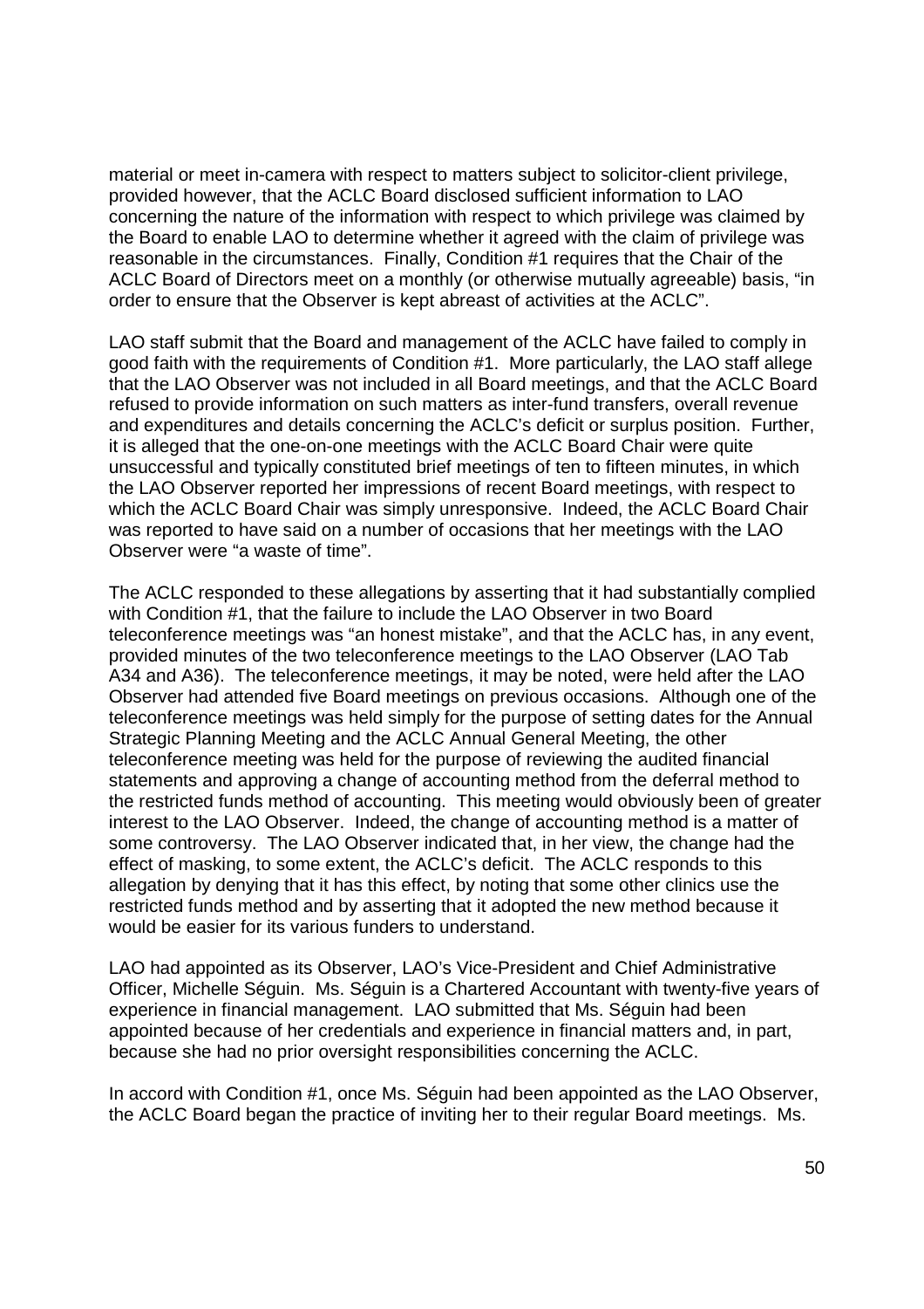material or meet in-camera with respect to matters subject to solicitor-client privilege, provided however, that the ACLC Board disclosed sufficient information to LAO concerning the nature of the information with respect to which privilege was claimed by the Board to enable LAO to determine whether it agreed with the claim of privilege was reasonable in the circumstances. Finally, Condition #1 requires that the Chair of the ACLC Board of Directors meet on a monthly (or otherwise mutually agreeable) basis, "in order to ensure that the Observer is kept abreast of activities at the ACLC".

LAO staff submit that the Board and management of the ACLC have failed to comply in good faith with the requirements of Condition #1. More particularly, the LAO staff allege that the LAO Observer was not included in all Board meetings, and that the ACLC Board refused to provide information on such matters as inter-fund transfers, overall revenue and expenditures and details concerning the ACLC's deficit or surplus position. Further, it is alleged that the one-on-one meetings with the ACLC Board Chair were quite unsuccessful and typically constituted brief meetings of ten to fifteen minutes, in which the LAO Observer reported her impressions of recent Board meetings, with respect to which the ACLC Board Chair was simply unresponsive. Indeed, the ACLC Board Chair was reported to have said on a number of occasions that her meetings with the LAO Observer were "a waste of time".

The ACLC responded to these allegations by asserting that it had substantially complied with Condition #1, that the failure to include the LAO Observer in two Board teleconference meetings was "an honest mistake", and that the ACLC has, in any event, provided minutes of the two teleconference meetings to the LAO Observer (LAO Tab A34 and A36). The teleconference meetings, it may be noted, were held after the LAO Observer had attended five Board meetings on previous occasions. Although one of the teleconference meetings was held simply for the purpose of setting dates for the Annual Strategic Planning Meeting and the ACLC Annual General Meeting, the other teleconference meeting was held for the purpose of reviewing the audited financial statements and approving a change of accounting method from the deferral method to the restricted funds method of accounting. This meeting would obviously been of greater interest to the LAO Observer. Indeed, the change of accounting method is a matter of some controversy. The LAO Observer indicated that, in her view, the change had the effect of masking, to some extent, the ACLC's deficit. The ACLC responds to this allegation by denying that it has this effect, by noting that some other clinics use the restricted funds method and by asserting that it adopted the new method because it would be easier for its various funders to understand.

LAO had appointed as its Observer, LAO's Vice-President and Chief Administrative Officer, Michelle Séguin. Ms. Séguin is a Chartered Accountant with twenty-five years of experience in financial management. LAO submitted that Ms. Séguin had been appointed because of her credentials and experience in financial matters and, in part, because she had no prior oversight responsibilities concerning the ACLC.

In accord with Condition #1, once Ms. Séguin had been appointed as the LAO Observer, the ACLC Board began the practice of inviting her to their regular Board meetings. Ms.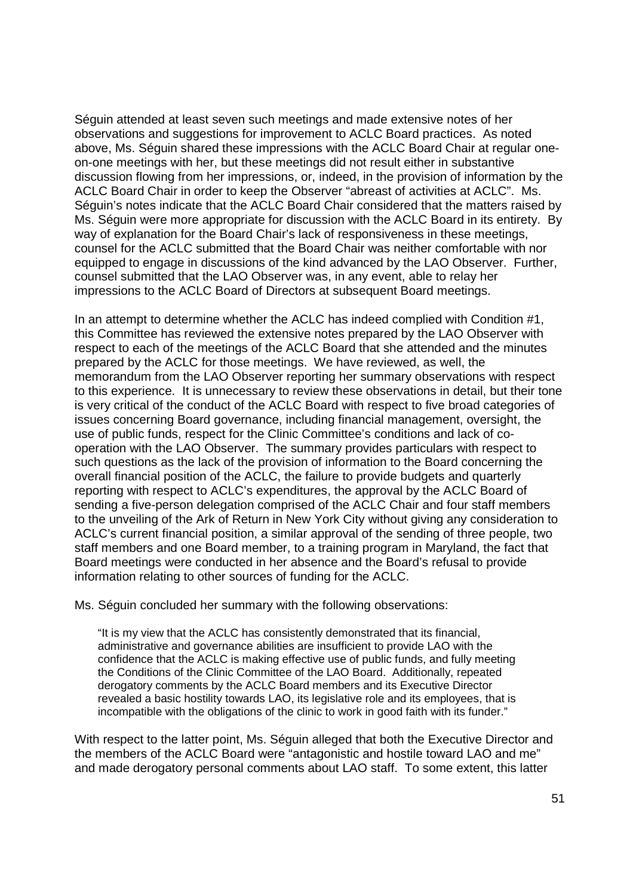Séguin attended at least seven such meetings and made extensive notes of her observations and suggestions for improvement to ACLC Board practices. As noted above, Ms. Séguin shared these impressions with the ACLC Board Chair at regular one-on-one meetings with her, but these meetings did not result either in substantive discussion flowing from her impressions, or, indeed, in the provision of information by the ACLC Board Chair in order to keep the Observer "abreast of activities at ACLC". Ms. Séguin's notes indicate that the ACLC Board Chair considered that the matters raised by Ms. Séguin were more appropriate for discussion with the ACLC Board in its entirety. By way of explanation for the Board Chair's lack of responsiveness in these meetings, counsel for the ACLC submitted that the Board Chair was neither comfortable with nor equipped to engage in discussions of the kind advanced by the LAO Observer. Further, counsel submitted that the LAO Observer was, in any event, able to relay her impressions to the ACLC Board of Directors at subsequent Board meetings.

In an attempt to determine whether the ACLC has indeed complied with Condition #1, this Committee has reviewed the extensive notes prepared by the LAO Observer with respect to each of the meetings of the ACLC Board that she attended and the minutes prepared by the ACLC for those meetings. We have reviewed, as well, the memorandum from the LAO Observer reporting her summary observations with respect to this experience. It is unnecessary to review these observations in detail, but their tone is very critical of the conduct of the ACLC Board with respect to five broad categories of issues concerning Board governance, including financial management, oversight, the use of public funds, respect for the Clinic Committee's conditions and lack of co-operation with the LAO Observer. The summary provides particulars with respect to such questions as the lack of the provision of information to the Board concerning the overall financial position of the ACLC, the failure to provide budgets and quarterly reporting with respect to ACLC's expenditures, the approval by the ACLC Board of sending a five-person delegation comprised of the ACLC Chair and four staff members to the unveiling of the Ark of Return in New York City without giving any consideration to ACLC's current financial position, a similar approval of the sending of three people, two staff members and one Board member, to a training program in Maryland, the fact that Board meetings were conducted in her absence and the Board's refusal to provide information relating to other sources of funding for the ACLC.

Ms. Séguin concluded her summary with the following observations:

> "It is my view that the ACLC has consistently demonstrated that its financial, administrative and governance abilities are insufficient to provide LAO with the confidence that the ACLC is making effective use of public funds, and fully meeting the Conditions of the Clinic Committee of the LAO Board. Additionally, repeated derogatory comments by the ACLC Board members and its Executive Director revealed a basic hostility towards LAO, its legislative role and its employees, that is incompatible with the obligations of the clinic to work in good faith with its funder."

With respect to the latter point, Ms. Séguin alleged that both the Executive Director and the members of the ACLC Board were "antagonistic and hostile toward LAO and me" and made derogatory personal comments about LAO staff. To some extent, this latter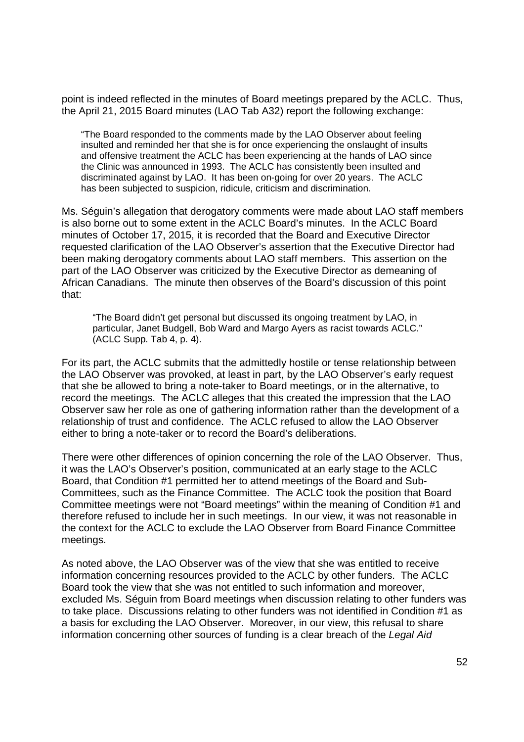point is indeed reflected in the minutes of Board meetings prepared by the ACLC. Thus, the April 21, 2015 Board minutes (LAO Tab A32) report the following exchange:

> "The Board responded to the comments made by the LAO Observer about feeling insulted and reminded her that she is for once experiencing the onslaught of insults and offensive treatment the ACLC has been experiencing at the hands of LAO since the Clinic was announced in 1993. The ACLC has consistently been insulted and discriminated against by LAO. It has been on-going for over 20 years. The ACLC has been subjected to suspicion, ridicule, criticism and discrimination.

Ms. Séguin's allegation that derogatory comments were made about LAO staff members is also borne out to some extent in the ACLC Board's minutes. In the ACLC Board minutes of October 17, 2015, it is recorded that the Board and Executive Director requested clarification of the LAO Observer's assertion that the Executive Director had been making derogatory comments about LAO staff members. This assertion on the part of the LAO Observer was criticized by the Executive Director as demeaning of African Canadians. The minute then observes of the Board's discussion of this point that:

> "The Board didn't get personal but discussed its ongoing treatment by LAO, in particular, Janet Budgell, Bob Ward and Margo Ayers as racist towards ACLC." (ACLC Supp. Tab 4, p. 4).

For its part, the ACLC submits that the admittedly hostile or tense relationship between the LAO Observer was provoked, at least in part, by the LAO Observer's early request that she be allowed to bring a note-taker to Board meetings, or in the alternative, to record the meetings. The ACLC alleges that this created the impression that the LAO Observer saw her role as one of gathering information rather than the development of a relationship of trust and confidence. The ACLC refused to allow the LAO Observer either to bring a note-taker or to record the Board's deliberations.

There were other differences of opinion concerning the role of the LAO Observer. Thus, it was the LAO's Observer's position, communicated at an early stage to the ACLC Board, that Condition #1 permitted her to attend meetings of the Board and Sub-Committees, such as the Finance Committee. The ACLC took the position that Board Committee meetings were not "Board meetings" within the meaning of Condition #1 and therefore refused to include her in such meetings. In our view, it was not reasonable in the context for the ACLC to exclude the LAO Observer from Board Finance Committee meetings.

As noted above, the LAO Observer was of the view that she was entitled to receive information concerning resources provided to the ACLC by other funders. The ACLC Board took the view that she was not entitled to such information and moreover, excluded Ms. Séguin from Board meetings when discussion relating to other funders was to take place. Discussions relating to other funders was not identified in Condition #1 as a basis for excluding the LAO Observer. Moreover, in our view, this refusal to share information concerning other sources of funding is a clear breach of the *Legal Aid*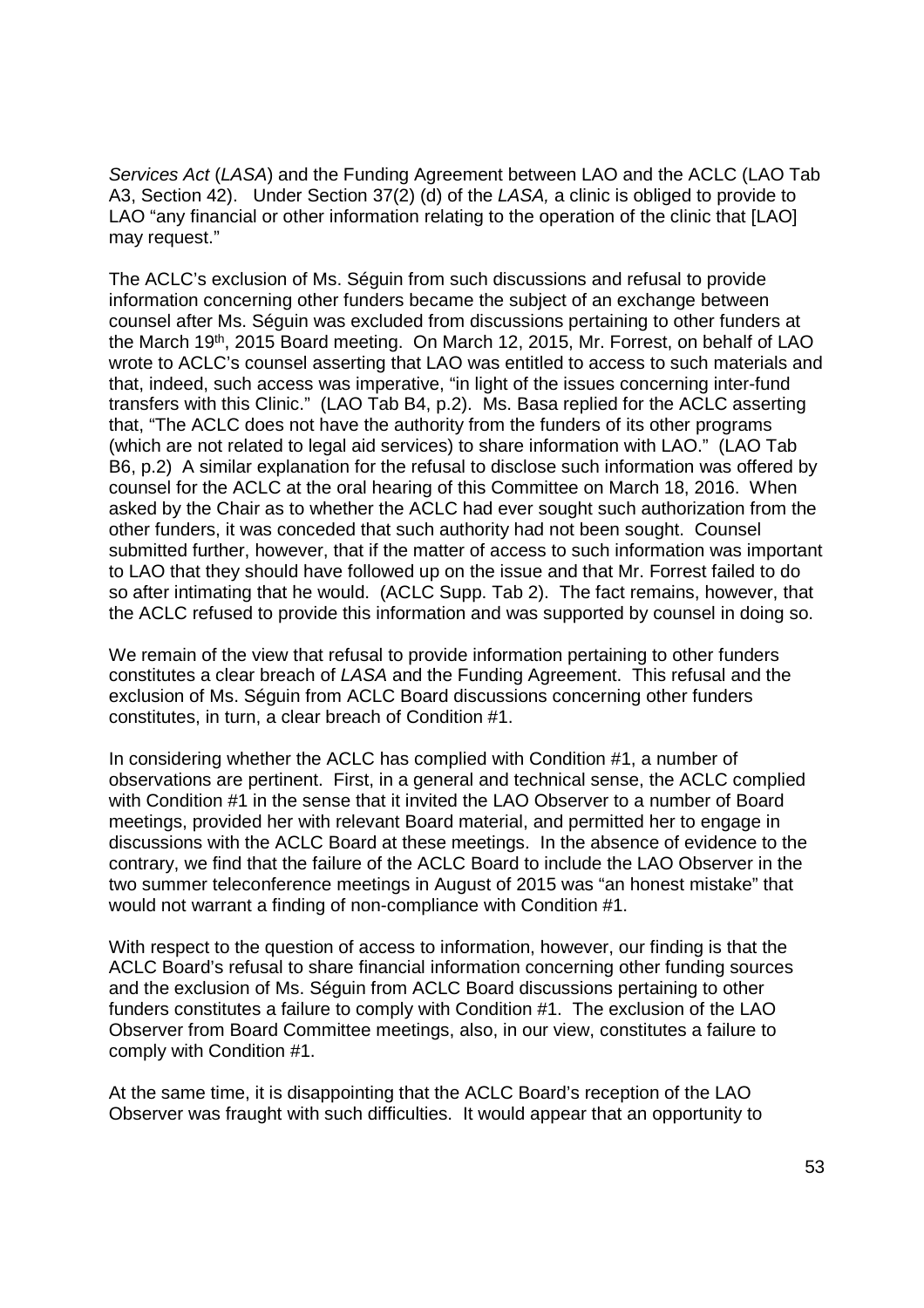*Services Act* (*LASA*) and the Funding Agreement between LAO and the ACLC (LAO Tab A3, Section 42). Under Section 37(2) (d) of the *LASA,* a clinic is obliged to provide to LAO "any financial or other information relating to the operation of the clinic that [LAO] may request."

The ACLC's exclusion of Ms. Séguin from such discussions and refusal to provide information concerning other funders became the subject of an exchange between counsel after Ms. Séguin was excluded from discussions pertaining to other funders at the March 19th, 2015 Board meeting. On March 12, 2015, Mr. Forrest, on behalf of LAO wrote to ACLC's counsel asserting that LAO was entitled to access to such materials and that, indeed, such access was imperative, "in light of the issues concerning inter-fund transfers with this Clinic." (LAO Tab B4, p.2). Ms. Basa replied for the ACLC asserting that, "The ACLC does not have the authority from the funders of its other programs (which are not related to legal aid services) to share information with LAO." (LAO Tab B6, p.2) A similar explanation for the refusal to disclose such information was offered by counsel for the ACLC at the oral hearing of this Committee on March 18, 2016. When asked by the Chair as to whether the ACLC had ever sought such authorization from the other funders, it was conceded that such authority had not been sought. Counsel submitted further, however, that if the matter of access to such information was important to LAO that they should have followed up on the issue and that Mr. Forrest failed to do so after intimating that he would. (ACLC Supp. Tab 2). The fact remains, however, that the ACLC refused to provide this information and was supported by counsel in doing so.

We remain of the view that refusal to provide information pertaining to other funders constitutes a clear breach of *LASA* and the Funding Agreement. This refusal and the exclusion of Ms. Séguin from ACLC Board discussions concerning other funders constitutes, in turn, a clear breach of Condition #1.

In considering whether the ACLC has complied with Condition #1, a number of observations are pertinent. First, in a general and technical sense, the ACLC complied with Condition #1 in the sense that it invited the LAO Observer to a number of Board meetings, provided her with relevant Board material, and permitted her to engage in discussions with the ACLC Board at these meetings. In the absence of evidence to the contrary, we find that the failure of the ACLC Board to include the LAO Observer in the two summer teleconference meetings in August of 2015 was "an honest mistake" that would not warrant a finding of non-compliance with Condition #1.

With respect to the question of access to information, however, our finding is that the ACLC Board's refusal to share financial information concerning other funding sources and the exclusion of Ms. Séguin from ACLC Board discussions pertaining to other funders constitutes a failure to comply with Condition #1. The exclusion of the LAO Observer from Board Committee meetings, also, in our view, constitutes a failure to comply with Condition #1.

At the same time, it is disappointing that the ACLC Board's reception of the LAO Observer was fraught with such difficulties. It would appear that an opportunity to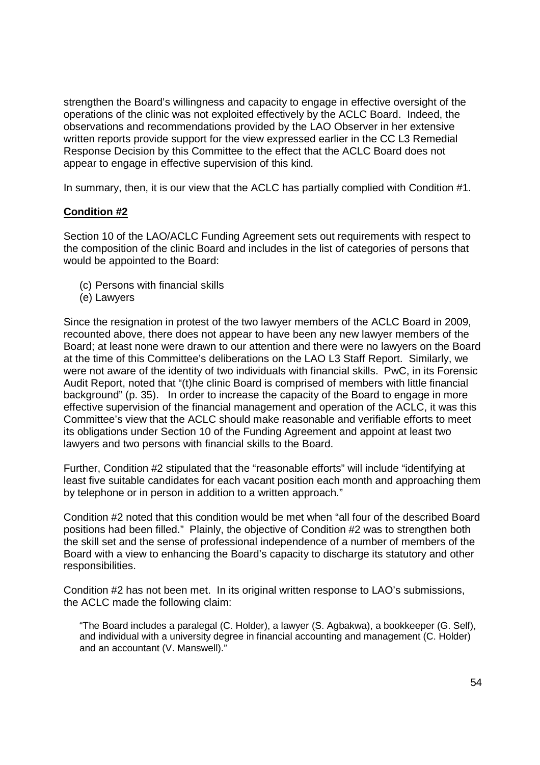strengthen the Board's willingness and capacity to engage in effective oversight of the operations of the clinic was not exploited effectively by the ACLC Board. Indeed, the observations and recommendations provided by the LAO Observer in her extensive written reports provide support for the view expressed earlier in the CC L3 Remedial Response Decision by this Committee to the effect that the ACLC Board does not appear to engage in effective supervision of this kind.

In summary, then, it is our view that the ACLC has partially complied with Condition #1.

**Condition #2**

Section 10 of the LAO/ACLC Funding Agreement sets out requirements with respect to the composition of the clinic Board and includes in the list of categories of persons that would be appointed to the Board:

(c) Persons with financial skills
(e) Lawyers

Since the resignation in protest of the two lawyer members of the ACLC Board in 2009, recounted above, there does not appear to have been any new lawyer members of the Board; at least none were drawn to our attention and there were no lawyers on the Board at the time of this Committee's deliberations on the LAO L3 Staff Report. Similarly, we were not aware of the identity of two individuals with financial skills. PwC, in its Forensic Audit Report, noted that "(t)he clinic Board is comprised of members with little financial background" (p. 35). In order to increase the capacity of the Board to engage in more effective supervision of the financial management and operation of the ACLC, it was this Committee's view that the ACLC should make reasonable and verifiable efforts to meet its obligations under Section 10 of the Funding Agreement and appoint at least two lawyers and two persons with financial skills to the Board.

Further, Condition #2 stipulated that the "reasonable efforts" will include "identifying at least five suitable candidates for each vacant position each month and approaching them by telephone or in person in addition to a written approach."

Condition #2 noted that this condition would be met when "all four of the described Board positions had been filled." Plainly, the objective of Condition #2 was to strengthen both the skill set and the sense of professional independence of a number of members of the Board with a view to enhancing the Board's capacity to discharge its statutory and other responsibilities.

Condition #2 has not been met. In its original written response to LAO's submissions, the ACLC made the following claim:

> "The Board includes a paralegal (C. Holder), a lawyer (S. Agbakwa), a bookkeeper (G. Self), and individual with a university degree in financial accounting and management (C. Holder) and an accountant (V. Manswell)."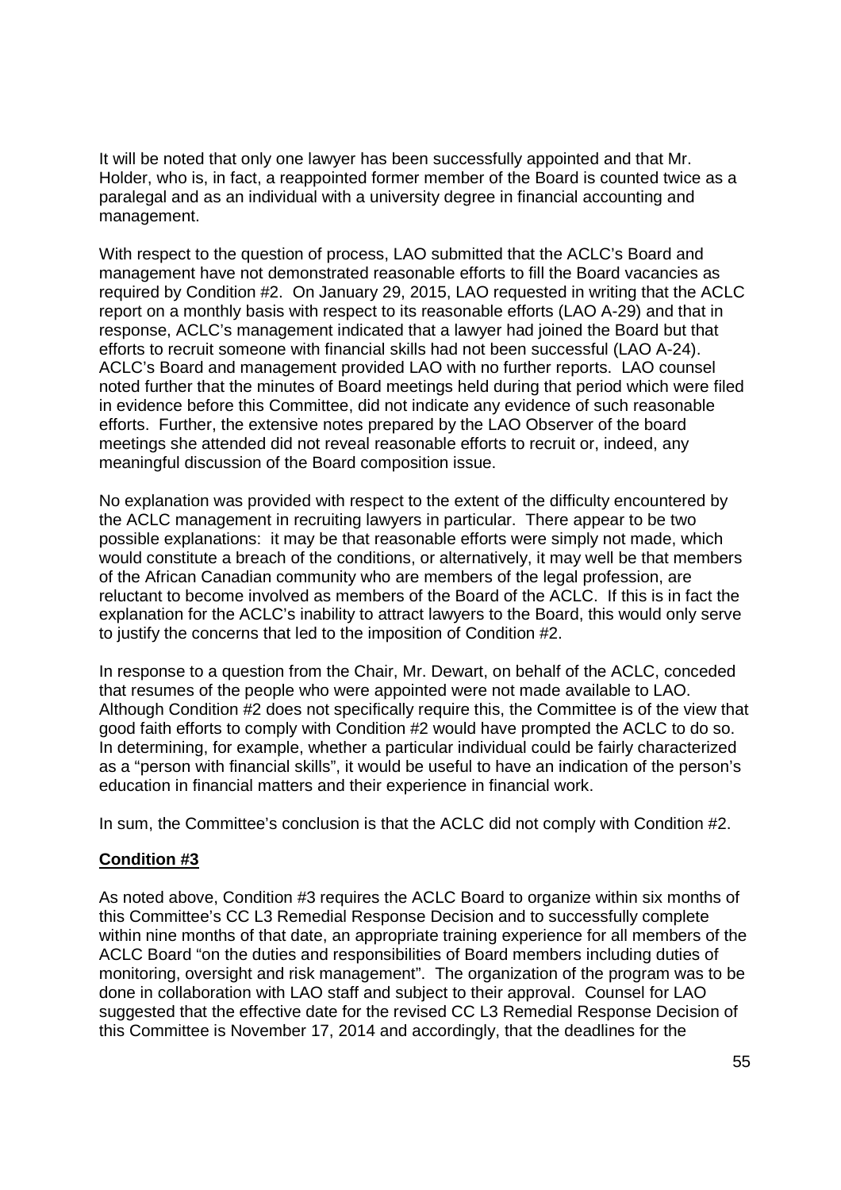It will be noted that only one lawyer has been successfully appointed and that Mr. Holder, who is, in fact, a reappointed former member of the Board is counted twice as a paralegal and as an individual with a university degree in financial accounting and management.

With respect to the question of process, LAO submitted that the ACLC's Board and management have not demonstrated reasonable efforts to fill the Board vacancies as required by Condition #2. On January 29, 2015, LAO requested in writing that the ACLC report on a monthly basis with respect to its reasonable efforts (LAO A-29) and that in response, ACLC's management indicated that a lawyer had joined the Board but that efforts to recruit someone with financial skills had not been successful (LAO A-24). ACLC's Board and management provided LAO with no further reports. LAO counsel noted further that the minutes of Board meetings held during that period which were filed in evidence before this Committee, did not indicate any evidence of such reasonable efforts. Further, the extensive notes prepared by the LAO Observer of the board meetings she attended did not reveal reasonable efforts to recruit or, indeed, any meaningful discussion of the Board composition issue.

No explanation was provided with respect to the extent of the difficulty encountered by the ACLC management in recruiting lawyers in particular. There appear to be two possible explanations: it may be that reasonable efforts were simply not made, which would constitute a breach of the conditions, or alternatively, it may well be that members of the African Canadian community who are members of the legal profession, are reluctant to become involved as members of the Board of the ACLC. If this is in fact the explanation for the ACLC's inability to attract lawyers to the Board, this would only serve to justify the concerns that led to the imposition of Condition #2.

In response to a question from the Chair, Mr. Dewart, on behalf of the ACLC, conceded that resumes of the people who were appointed were not made available to LAO. Although Condition #2 does not specifically require this, the Committee is of the view that good faith efforts to comply with Condition #2 would have prompted the ACLC to do so. In determining, for example, whether a particular individual could be fairly characterized as a "person with financial skills", it would be useful to have an indication of the person's education in financial matters and their experience in financial work.

In sum, the Committee's conclusion is that the ACLC did not comply with Condition #2.

**Condition #3**

As noted above, Condition #3 requires the ACLC Board to organize within six months of this Committee's CC L3 Remedial Response Decision and to successfully complete within nine months of that date, an appropriate training experience for all members of the ACLC Board "on the duties and responsibilities of Board members including duties of monitoring, oversight and risk management". The organization of the program was to be done in collaboration with LAO staff and subject to their approval. Counsel for LAO suggested that the effective date for the revised CC L3 Remedial Response Decision of this Committee is November 17, 2014 and accordingly, that the deadlines for the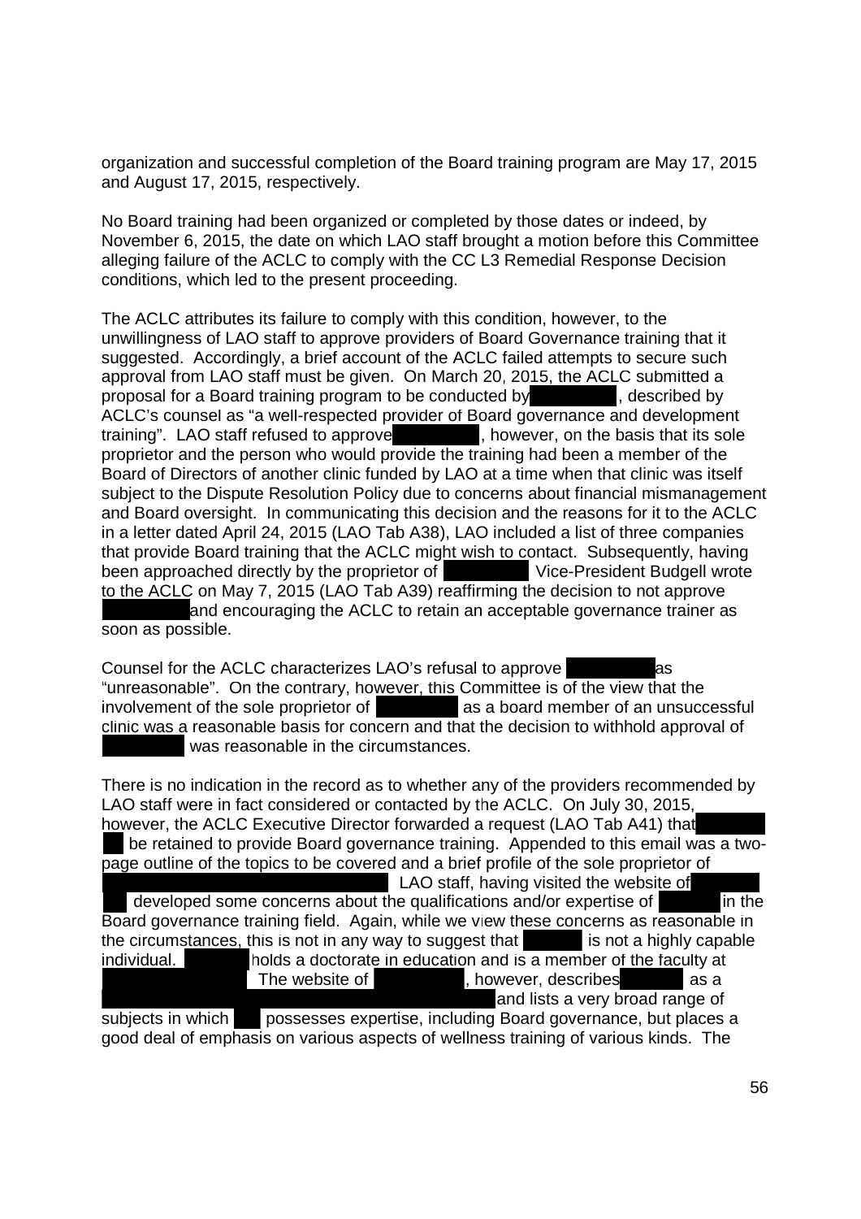organization and successful completion of the Board training program are May 17, 2015 and August 17, 2015, respectively.

No Board training had been organized or completed by those dates or indeed, by November 6, 2015, the date on which LAO staff brought a motion before this Committee alleging failure of the ACLC to comply with the CC L3 Remedial Response Decision conditions, which led to the present proceeding.

The ACLC attributes its failure to comply with this condition, however, to the unwillingness of LAO staff to approve providers of Board Governance training that it suggested. Accordingly, a brief account of the ACLC failed attempts to secure such approval from LAO staff must be given. On March 20, 2015, the ACLC submitted a proposal for a Board training program to be conducted by , described by ACLC's counsel as "a well-respected provider of Board governance and development training". LAO staff refused to approve , however, on the basis that its sole proprietor and the person who would provide the training had been a member of the Board of Directors of another clinic funded by LAO at a time when that clinic was itself subject to the Dispute Resolution Policy due to concerns about financial mismanagement and Board oversight. In communicating this decision and the reasons for it to the ACLC in a letter dated April 24, 2015 (LAO Tab A38), LAO included a list of three companies that provide Board training that the ACLC might wish to contact. Subsequently, having been approached directly by the proprietor of Vice-President Budgell wrote to the ACLC on May 7, 2015 (LAO Tab A39) reaffirming the decision to not approve and encouraging the ACLC to retain an acceptable governance trainer as soon as possible.

Counsel for the ACLC characterizes LAO's refusal to approve as "unreasonable". On the contrary, however, this Committee is of the view that the involvement of the sole proprietor of as a board member of an unsuccessful clinic was a reasonable basis for concern and that the decision to withhold approval of was reasonable in the circumstances.

There is no indication in the record as to whether any of the providers recommended by LAO staff were in fact considered or contacted by the ACLC. On July 30, 2015, however, the ACLC Executive Director forwarded a request (LAO Tab A41) that be retained to provide Board governance training. Appended to this email was a two-page outline of the topics to be covered and a brief profile of the sole proprietor of . LAO staff, having visited the website of developed some concerns about the qualifications and/or expertise of in the Board governance training field. Again, while we view these concerns as reasonable in the circumstances, this is not in any way to suggest that is not a highly capable individual. holds a doctorate in education and is a member of the faculty at . The website of , however, describes as a and lists a very broad range of subjects in which possesses expertise, including Board governance, but places a good deal of emphasis on various aspects of wellness training of various kinds. The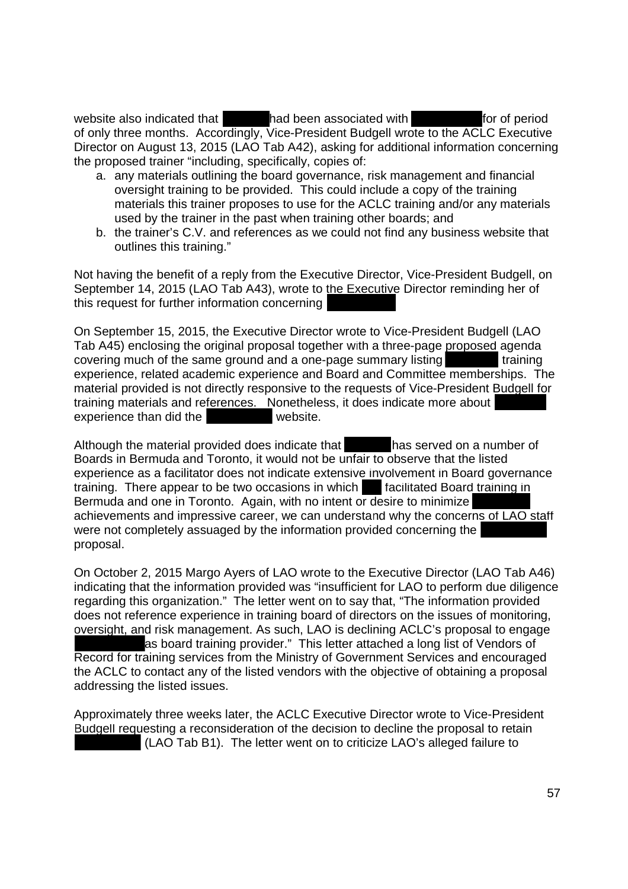website also indicated that had been associated with for of period of only three months. Accordingly, Vice-President Budgell wrote to the ACLC Executive Director on August 13, 2015 (LAO Tab A42), asking for additional information concerning the proposed trainer "including, specifically, copies of:

a. any materials outlining the board governance, risk management and financial oversight training to be provided. This could include a copy of the training materials this trainer proposes to use for the ACLC training and/or any materials used by the trainer in the past when training other boards; and
b. the trainer's C.V. and references as we could not find any business website that outlines this training."

Not having the benefit of a reply from the Executive Director, Vice-President Budgell, on September 14, 2015 (LAO Tab A43), wrote to the Executive Director reminding her of this request for further information concerning

On September 15, 2015, the Executive Director wrote to Vice-President Budgell (LAO Tab A45) enclosing the original proposal together with a three-page proposed agenda covering much of the same ground and a one-page summary listing training experience, related academic experience and Board and Committee memberships. The material provided is not directly responsive to the requests of Vice-President Budgell for training materials and references. Nonetheless, it does indicate more about experience than did the website.

Although the material provided does indicate that has served on a number of Boards in Bermuda and Toronto, it would not be unfair to observe that the listed experience as a facilitator does not indicate extensive involvement in Board governance training. There appear to be two occasions in which facilitated Board training in Bermuda and one in Toronto. Again, with no intent or desire to minimize achievements and impressive career, we can understand why the concerns of LAO staff were not completely assuaged by the information provided concerning the proposal.

On October 2, 2015 Margo Ayers of LAO wrote to the Executive Director (LAO Tab A46) indicating that the information provided was "insufficient for LAO to perform due diligence regarding this organization." The letter went on to say that, "The information provided does not reference experience in training board of directors on the issues of monitoring, oversight, and risk management. As such, LAO is declining ACLC's proposal to engage as board training provider." This letter attached a long list of Vendors of Record for training services from the Ministry of Government Services and encouraged the ACLC to contact any of the listed vendors with the objective of obtaining a proposal addressing the listed issues.

Approximately three weeks later, the ACLC Executive Director wrote to Vice-President Budgell requesting a reconsideration of the decision to decline the proposal to retain (LAO Tab B1). The letter went on to criticize LAO's alleged failure to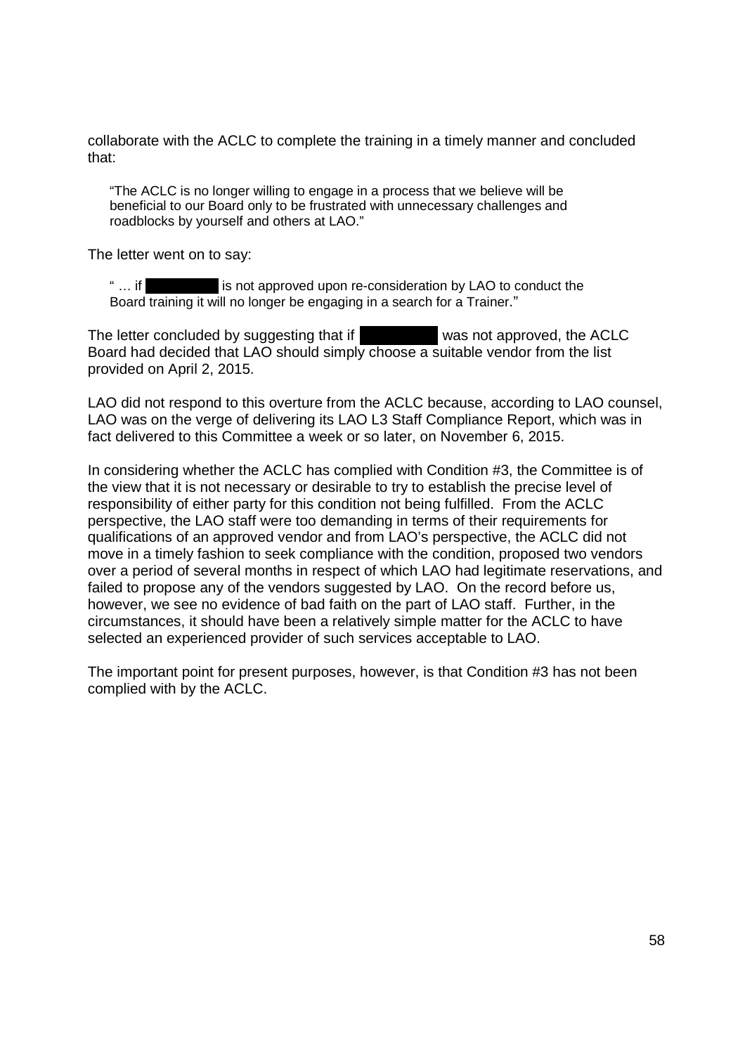collaborate with the ACLC to complete the training in a timely manner and concluded that:

> "The ACLC is no longer willing to engage in a process that we believe will be beneficial to our Board only to be frustrated with unnecessary challenges and roadblocks by yourself and others at LAO."

The letter went on to say:

> " … if ██████████ is not approved upon re-consideration by LAO to conduct the Board training it will no longer be engaging in a search for a Trainer."

The letter concluded by suggesting that if ██████████ was not approved, the ACLC Board had decided that LAO should simply choose a suitable vendor from the list provided on April 2, 2015.

LAO did not respond to this overture from the ACLC because, according to LAO counsel, LAO was on the verge of delivering its LAO L3 Staff Compliance Report, which was in fact delivered to this Committee a week or so later, on November 6, 2015.

In considering whether the ACLC has complied with Condition #3, the Committee is of the view that it is not necessary or desirable to try to establish the precise level of responsibility of either party for this condition not being fulfilled. From the ACLC perspective, the LAO staff were too demanding in terms of their requirements for qualifications of an approved vendor and from LAO's perspective, the ACLC did not move in a timely fashion to seek compliance with the condition, proposed two vendors over a period of several months in respect of which LAO had legitimate reservations, and failed to propose any of the vendors suggested by LAO. On the record before us, however, we see no evidence of bad faith on the part of LAO staff. Further, in the circumstances, it should have been a relatively simple matter for the ACLC to have selected an experienced provider of such services acceptable to LAO.

The important point for present purposes, however, is that Condition #3 has not been complied with by the ACLC.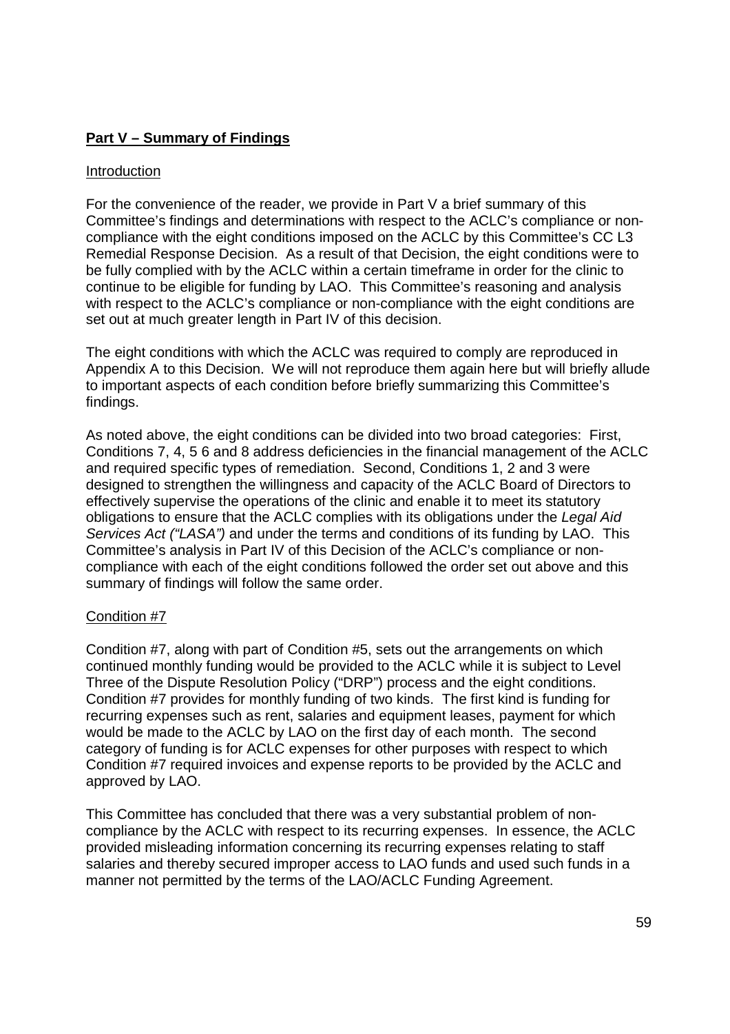## **Part V – Summary of Findings**

Introduction

For the convenience of the reader, we provide in Part V a brief summary of this Committee's findings and determinations with respect to the ACLC's compliance or non-compliance with the eight conditions imposed on the ACLC by this Committee's CC L3 Remedial Response Decision. As a result of that Decision, the eight conditions were to be fully complied with by the ACLC within a certain timeframe in order for the clinic to continue to be eligible for funding by LAO. This Committee's reasoning and analysis with respect to the ACLC's compliance or non-compliance with the eight conditions are set out at much greater length in Part IV of this decision.

The eight conditions with which the ACLC was required to comply are reproduced in Appendix A to this Decision. We will not reproduce them again here but will briefly allude to important aspects of each condition before briefly summarizing this Committee's findings.

As noted above, the eight conditions can be divided into two broad categories: First, Conditions 7, 4, 5 6 and 8 address deficiencies in the financial management of the ACLC and required specific types of remediation. Second, Conditions 1, 2 and 3 were designed to strengthen the willingness and capacity of the ACLC Board of Directors to effectively supervise the operations of the clinic and enable it to meet its statutory obligations to ensure that the ACLC complies with its obligations under the *Legal Aid Services Act ("LASA")* and under the terms and conditions of its funding by LAO. This Committee's analysis in Part IV of this Decision of the ACLC's compliance or non-compliance with each of the eight conditions followed the order set out above and this summary of findings will follow the same order.

Condition #7

Condition #7, along with part of Condition #5, sets out the arrangements on which continued monthly funding would be provided to the ACLC while it is subject to Level Three of the Dispute Resolution Policy ("DRP") process and the eight conditions. Condition #7 provides for monthly funding of two kinds. The first kind is funding for recurring expenses such as rent, salaries and equipment leases, payment for which would be made to the ACLC by LAO on the first day of each month. The second category of funding is for ACLC expenses for other purposes with respect to which Condition #7 required invoices and expense reports to be provided by the ACLC and approved by LAO.

This Committee has concluded that there was a very substantial problem of non-compliance by the ACLC with respect to its recurring expenses. In essence, the ACLC provided misleading information concerning its recurring expenses relating to staff salaries and thereby secured improper access to LAO funds and used such funds in a manner not permitted by the terms of the LAO/ACLC Funding Agreement.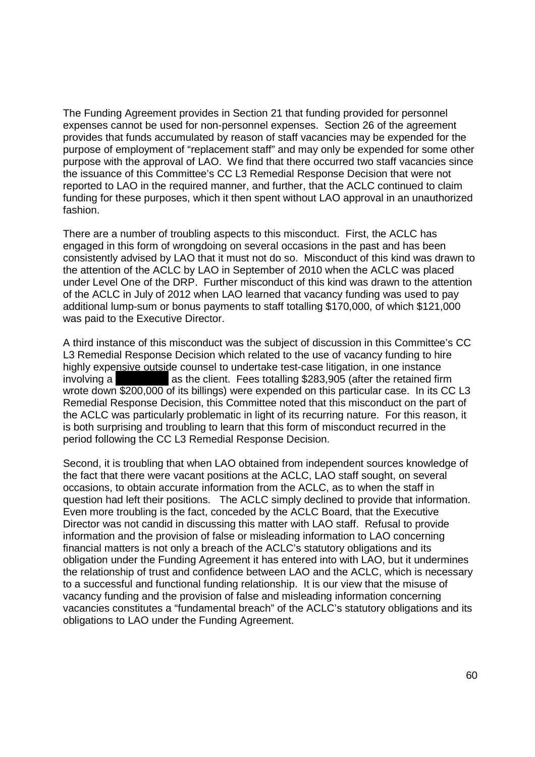The Funding Agreement provides in Section 21 that funding provided for personnel expenses cannot be used for non-personnel expenses. Section 26 of the agreement provides that funds accumulated by reason of staff vacancies may be expended for the purpose of employment of "replacement staff" and may only be expended for some other purpose with the approval of LAO. We find that there occurred two staff vacancies since the issuance of this Committee's CC L3 Remedial Response Decision that were not reported to LAO in the required manner, and further, that the ACLC continued to claim funding for these purposes, which it then spent without LAO approval in an unauthorized fashion.

There are a number of troubling aspects to this misconduct. First, the ACLC has engaged in this form of wrongdoing on several occasions in the past and has been consistently advised by LAO that it must not do so. Misconduct of this kind was drawn to the attention of the ACLC by LAO in September of 2010 when the ACLC was placed under Level One of the DRP. Further misconduct of this kind was drawn to the attention of the ACLC in July of 2012 when LAO learned that vacancy funding was used to pay additional lump-sum or bonus payments to staff totalling $170,000, of which $121,000 was paid to the Executive Director.

A third instance of this misconduct was the subject of discussion in this Committee's CC L3 Remedial Response Decision which related to the use of vacancy funding to hire highly expensive outside counsel to undertake test-case litigation, in one instance involving a [redacted] as the client. Fees totalling $283,905 (after the retained firm wrote down $200,000 of its billings) were expended on this particular case. In its CC L3 Remedial Response Decision, this Committee noted that this misconduct on the part of the ACLC was particularly problematic in light of its recurring nature. For this reason, it is both surprising and troubling to learn that this form of misconduct recurred in the period following the CC L3 Remedial Response Decision.

Second, it is troubling that when LAO obtained from independent sources knowledge of the fact that there were vacant positions at the ACLC, LAO staff sought, on several occasions, to obtain accurate information from the ACLC, as to when the staff in question had left their positions. The ACLC simply declined to provide that information. Even more troubling is the fact, conceded by the ACLC Board, that the Executive Director was not candid in discussing this matter with LAO staff. Refusal to provide information and the provision of false or misleading information to LAO concerning financial matters is not only a breach of the ACLC's statutory obligations and its obligation under the Funding Agreement it has entered into with LAO, but it undermines the relationship of trust and confidence between LAO and the ACLC, which is necessary to a successful and functional funding relationship. It is our view that the misuse of vacancy funding and the provision of false and misleading information concerning vacancies constitutes a "fundamental breach" of the ACLC's statutory obligations and its obligations to LAO under the Funding Agreement.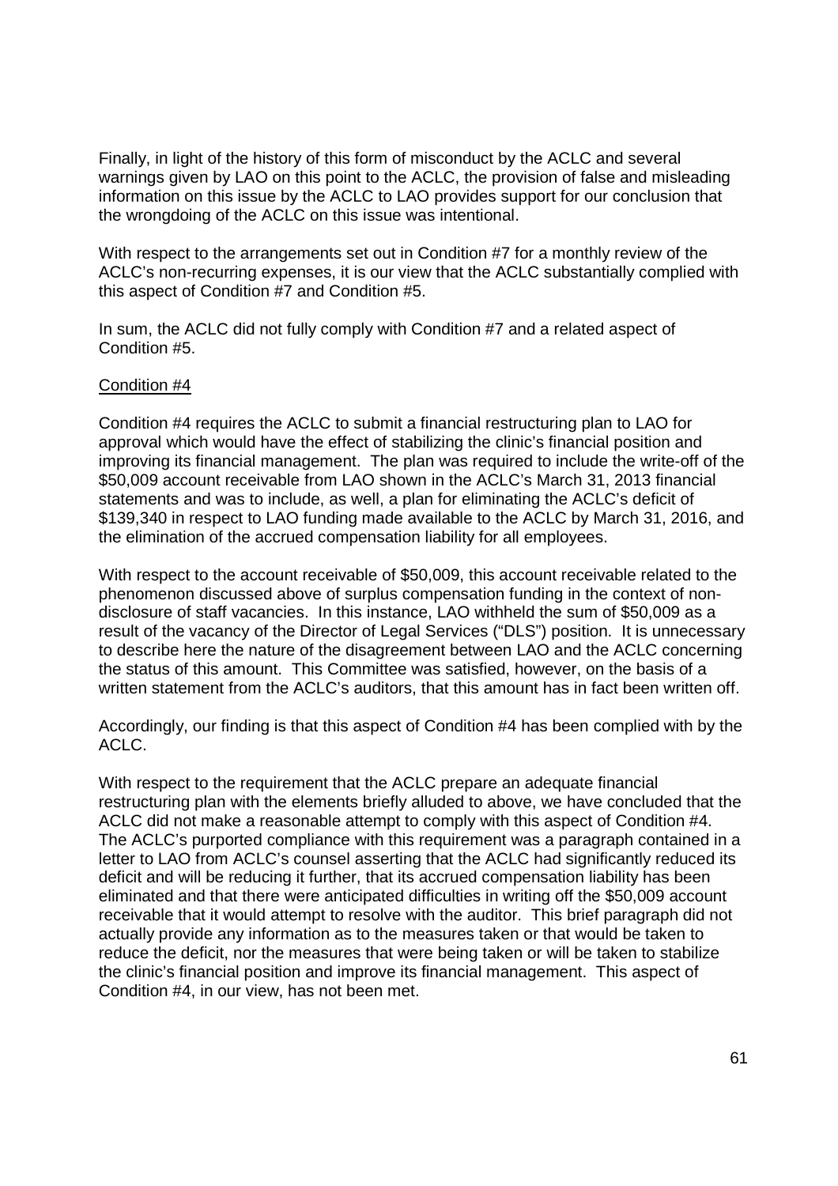Finally, in light of the history of this form of misconduct by the ACLC and several warnings given by LAO on this point to the ACLC, the provision of false and misleading information on this issue by the ACLC to LAO provides support for our conclusion that the wrongdoing of the ACLC on this issue was intentional.

With respect to the arrangements set out in Condition #7 for a monthly review of the ACLC's non-recurring expenses, it is our view that the ACLC substantially complied with this aspect of Condition #7 and Condition #5.

In sum, the ACLC did not fully comply with Condition #7 and a related aspect of Condition #5.

Condition #4

Condition #4 requires the ACLC to submit a financial restructuring plan to LAO for approval which would have the effect of stabilizing the clinic's financial position and improving its financial management. The plan was required to include the write-off of the $50,009 account receivable from LAO shown in the ACLC's March 31, 2013 financial statements and was to include, as well, a plan for eliminating the ACLC's deficit of $139,340 in respect to LAO funding made available to the ACLC by March 31, 2016, and the elimination of the accrued compensation liability for all employees.

With respect to the account receivable of $50,009, this account receivable related to the phenomenon discussed above of surplus compensation funding in the context of non-disclosure of staff vacancies. In this instance, LAO withheld the sum of $50,009 as a result of the vacancy of the Director of Legal Services ("DLS") position. It is unnecessary to describe here the nature of the disagreement between LAO and the ACLC concerning the status of this amount. This Committee was satisfied, however, on the basis of a written statement from the ACLC's auditors, that this amount has in fact been written off.

Accordingly, our finding is that this aspect of Condition #4 has been complied with by the ACLC.

With respect to the requirement that the ACLC prepare an adequate financial restructuring plan with the elements briefly alluded to above, we have concluded that the ACLC did not make a reasonable attempt to comply with this aspect of Condition #4. The ACLC's purported compliance with this requirement was a paragraph contained in a letter to LAO from ACLC's counsel asserting that the ACLC had significantly reduced its deficit and will be reducing it further, that its accrued compensation liability has been eliminated and that there were anticipated difficulties in writing off the $50,009 account receivable that it would attempt to resolve with the auditor. This brief paragraph did not actually provide any information as to the measures taken or that would be taken to reduce the deficit, nor the measures that were being taken or will be taken to stabilize the clinic's financial position and improve its financial management. This aspect of Condition #4, in our view, has not been met.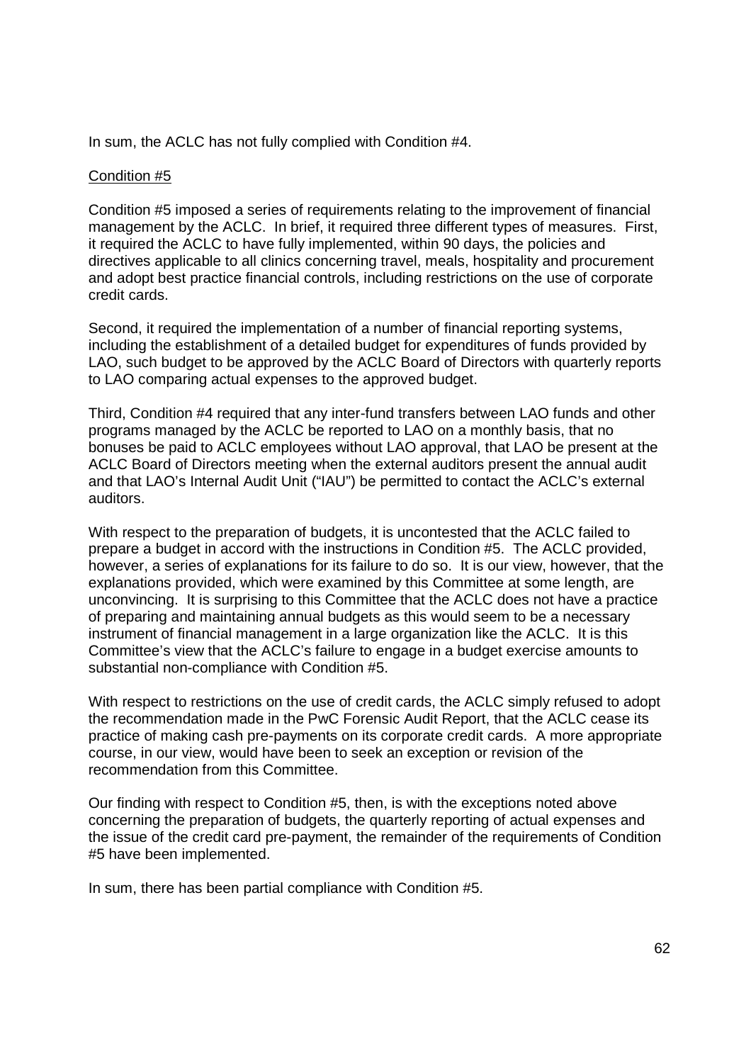In sum, the ACLC has not fully complied with Condition #4.

<u>Condition #5</u>

Condition #5 imposed a series of requirements relating to the improvement of financial management by the ACLC. In brief, it required three different types of measures. First, it required the ACLC to have fully implemented, within 90 days, the policies and directives applicable to all clinics concerning travel, meals, hospitality and procurement and adopt best practice financial controls, including restrictions on the use of corporate credit cards.

Second, it required the implementation of a number of financial reporting systems, including the establishment of a detailed budget for expenditures of funds provided by LAO, such budget to be approved by the ACLC Board of Directors with quarterly reports to LAO comparing actual expenses to the approved budget.

Third, Condition #4 required that any inter-fund transfers between LAO funds and other programs managed by the ACLC be reported to LAO on a monthly basis, that no bonuses be paid to ACLC employees without LAO approval, that LAO be present at the ACLC Board of Directors meeting when the external auditors present the annual audit and that LAO's Internal Audit Unit ("IAU") be permitted to contact the ACLC's external auditors.

With respect to the preparation of budgets, it is uncontested that the ACLC failed to prepare a budget in accord with the instructions in Condition #5. The ACLC provided, however, a series of explanations for its failure to do so. It is our view, however, that the explanations provided, which were examined by this Committee at some length, are unconvincing. It is surprising to this Committee that the ACLC does not have a practice of preparing and maintaining annual budgets as this would seem to be a necessary instrument of financial management in a large organization like the ACLC. It is this Committee's view that the ACLC's failure to engage in a budget exercise amounts to substantial non-compliance with Condition #5.

With respect to restrictions on the use of credit cards, the ACLC simply refused to adopt the recommendation made in the PwC Forensic Audit Report, that the ACLC cease its practice of making cash pre-payments on its corporate credit cards. A more appropriate course, in our view, would have been to seek an exception or revision of the recommendation from this Committee.

Our finding with respect to Condition #5, then, is with the exceptions noted above concerning the preparation of budgets, the quarterly reporting of actual expenses and the issue of the credit card pre-payment, the remainder of the requirements of Condition #5 have been implemented.

In sum, there has been partial compliance with Condition #5.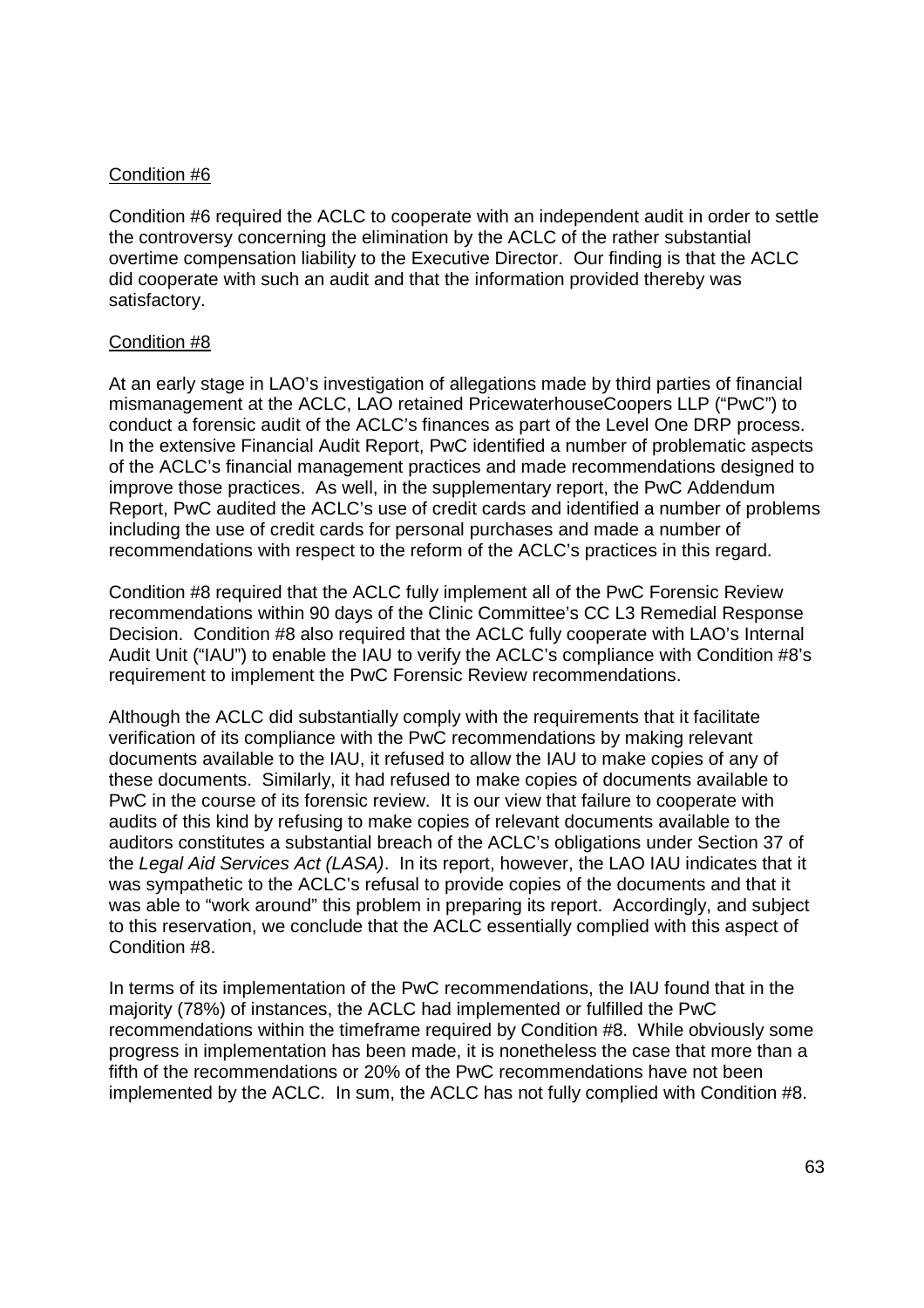Condition #6

Condition #6 required the ACLC to cooperate with an independent audit in order to settle the controversy concerning the elimination by the ACLC of the rather substantial overtime compensation liability to the Executive Director. Our finding is that the ACLC did cooperate with such an audit and that the information provided thereby was satisfactory.

Condition #8

At an early stage in LAO's investigation of allegations made by third parties of financial mismanagement at the ACLC, LAO retained PricewaterhouseCoopers LLP ("PwC") to conduct a forensic audit of the ACLC's finances as part of the Level One DRP process. In the extensive Financial Audit Report, PwC identified a number of problematic aspects of the ACLC's financial management practices and made recommendations designed to improve those practices. As well, in the supplementary report, the PwC Addendum Report, PwC audited the ACLC's use of credit cards and identified a number of problems including the use of credit cards for personal purchases and made a number of recommendations with respect to the reform of the ACLC's practices in this regard.

Condition #8 required that the ACLC fully implement all of the PwC Forensic Review recommendations within 90 days of the Clinic Committee's CC L3 Remedial Response Decision. Condition #8 also required that the ACLC fully cooperate with LAO's Internal Audit Unit ("IAU") to enable the IAU to verify the ACLC's compliance with Condition #8's requirement to implement the PwC Forensic Review recommendations.

Although the ACLC did substantially comply with the requirements that it facilitate verification of its compliance with the PwC recommendations by making relevant documents available to the IAU, it refused to allow the IAU to make copies of any of these documents. Similarly, it had refused to make copies of documents available to PwC in the course of its forensic review. It is our view that failure to cooperate with audits of this kind by refusing to make copies of relevant documents available to the auditors constitutes a substantial breach of the ACLC's obligations under Section 37 of the *Legal Aid Services Act (LASA)*. In its report, however, the LAO IAU indicates that it was sympathetic to the ACLC's refusal to provide copies of the documents and that it was able to "work around" this problem in preparing its report. Accordingly, and subject to this reservation, we conclude that the ACLC essentially complied with this aspect of Condition #8.

In terms of its implementation of the PwC recommendations, the IAU found that in the majority (78%) of instances, the ACLC had implemented or fulfilled the PwC recommendations within the timeframe required by Condition #8. While obviously some progress in implementation has been made, it is nonetheless the case that more than a fifth of the recommendations or 20% of the PwC recommendations have not been implemented by the ACLC. In sum, the ACLC has not fully complied with Condition #8.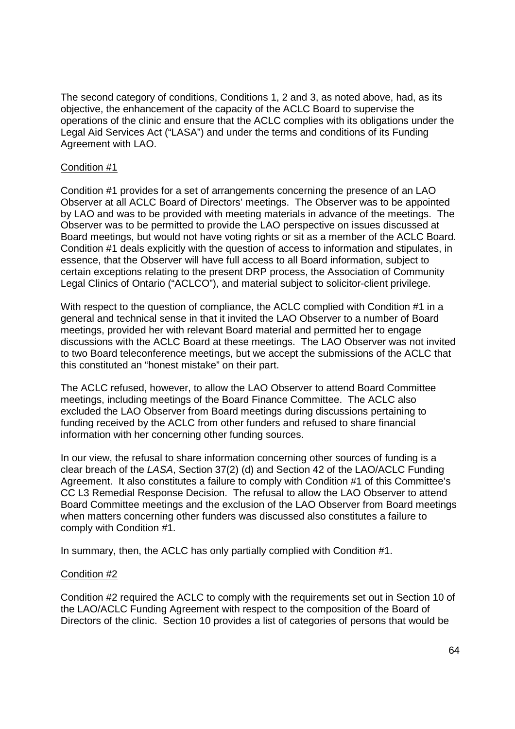The second category of conditions, Conditions 1, 2 and 3, as noted above, had, as its objective, the enhancement of the capacity of the ACLC Board to supervise the operations of the clinic and ensure that the ACLC complies with its obligations under the Legal Aid Services Act ("LASA") and under the terms and conditions of its Funding Agreement with LAO.

Condition #1

Condition #1 provides for a set of arrangements concerning the presence of an LAO Observer at all ACLC Board of Directors' meetings. The Observer was to be appointed by LAO and was to be provided with meeting materials in advance of the meetings. The Observer was to be permitted to provide the LAO perspective on issues discussed at Board meetings, but would not have voting rights or sit as a member of the ACLC Board. Condition #1 deals explicitly with the question of access to information and stipulates, in essence, that the Observer will have full access to all Board information, subject to certain exceptions relating to the present DRP process, the Association of Community Legal Clinics of Ontario ("ACLCO"), and material subject to solicitor-client privilege.

With respect to the question of compliance, the ACLC complied with Condition #1 in a general and technical sense in that it invited the LAO Observer to a number of Board meetings, provided her with relevant Board material and permitted her to engage discussions with the ACLC Board at these meetings. The LAO Observer was not invited to two Board teleconference meetings, but we accept the submissions of the ACLC that this constituted an "honest mistake" on their part.

The ACLC refused, however, to allow the LAO Observer to attend Board Committee meetings, including meetings of the Board Finance Committee. The ACLC also excluded the LAO Observer from Board meetings during discussions pertaining to funding received by the ACLC from other funders and refused to share financial information with her concerning other funding sources.

In our view, the refusal to share information concerning other sources of funding is a clear breach of the *LASA*, Section 37(2) (d) and Section 42 of the LAO/ACLC Funding Agreement. It also constitutes a failure to comply with Condition #1 of this Committee's CC L3 Remedial Response Decision. The refusal to allow the LAO Observer to attend Board Committee meetings and the exclusion of the LAO Observer from Board meetings when matters concerning other funders was discussed also constitutes a failure to comply with Condition #1.

In summary, then, the ACLC has only partially complied with Condition #1.

Condition #2

Condition #2 required the ACLC to comply with the requirements set out in Section 10 of the LAO/ACLC Funding Agreement with respect to the composition of the Board of Directors of the clinic. Section 10 provides a list of categories of persons that would be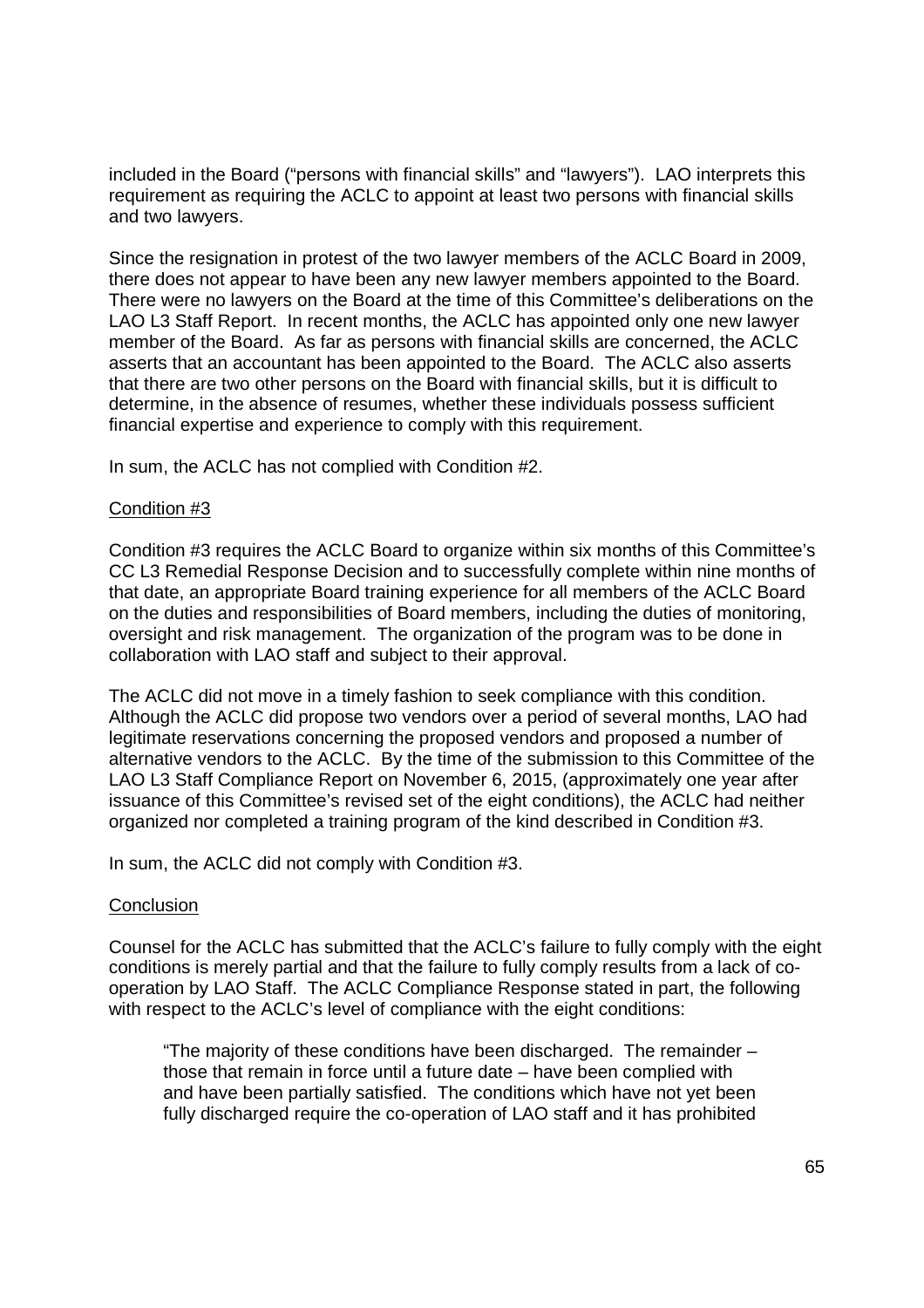included in the Board ("persons with financial skills" and "lawyers"). LAO interprets this requirement as requiring the ACLC to appoint at least two persons with financial skills and two lawyers.

Since the resignation in protest of the two lawyer members of the ACLC Board in 2009, there does not appear to have been any new lawyer members appointed to the Board. There were no lawyers on the Board at the time of this Committee's deliberations on the LAO L3 Staff Report. In recent months, the ACLC has appointed only one new lawyer member of the Board. As far as persons with financial skills are concerned, the ACLC asserts that an accountant has been appointed to the Board. The ACLC also asserts that there are two other persons on the Board with financial skills, but it is difficult to determine, in the absence of resumes, whether these individuals possess sufficient financial expertise and experience to comply with this requirement.

In sum, the ACLC has not complied with Condition #2.

<u>Condition #3</u>

Condition #3 requires the ACLC Board to organize within six months of this Committee's CC L3 Remedial Response Decision and to successfully complete within nine months of that date, an appropriate Board training experience for all members of the ACLC Board on the duties and responsibilities of Board members, including the duties of monitoring, oversight and risk management. The organization of the program was to be done in collaboration with LAO staff and subject to their approval.

The ACLC did not move in a timely fashion to seek compliance with this condition. Although the ACLC did propose two vendors over a period of several months, LAO had legitimate reservations concerning the proposed vendors and proposed a number of alternative vendors to the ACLC. By the time of the submission to this Committee of the LAO L3 Staff Compliance Report on November 6, 2015, (approximately one year after issuance of this Committee's revised set of the eight conditions), the ACLC had neither organized nor completed a training program of the kind described in Condition #3.

In sum, the ACLC did not comply with Condition #3.

<u>Conclusion</u>

Counsel for the ACLC has submitted that the ACLC's failure to fully comply with the eight conditions is merely partial and that the failure to fully comply results from a lack of co-operation by LAO Staff. The ACLC Compliance Response stated in part, the following with respect to the ACLC's level of compliance with the eight conditions:

> "The majority of these conditions have been discharged. The remainder – those that remain in force until a future date – have been complied with and have been partially satisfied. The conditions which have not yet been fully discharged require the co-operation of LAO staff and it has prohibited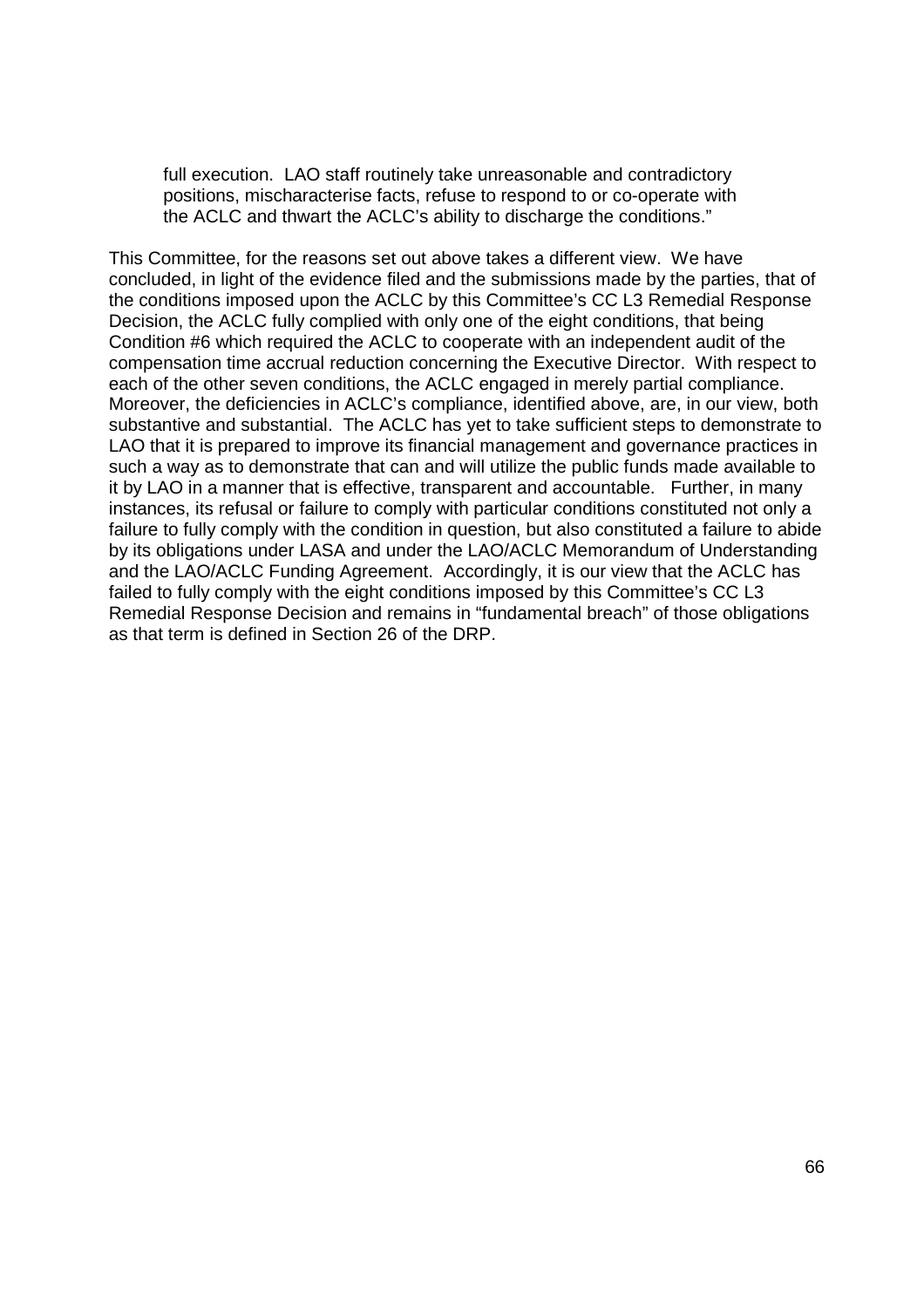> full execution. LAO staff routinely take unreasonable and contradictory positions, mischaracterise facts, refuse to respond to or co-operate with the ACLC and thwart the ACLC's ability to discharge the conditions."

This Committee, for the reasons set out above takes a different view. We have concluded, in light of the evidence filed and the submissions made by the parties, that of the conditions imposed upon the ACLC by this Committee's CC L3 Remedial Response Decision, the ACLC fully complied with only one of the eight conditions, that being Condition #6 which required the ACLC to cooperate with an independent audit of the compensation time accrual reduction concerning the Executive Director. With respect to each of the other seven conditions, the ACLC engaged in merely partial compliance. Moreover, the deficiencies in ACLC's compliance, identified above, are, in our view, both substantive and substantial. The ACLC has yet to take sufficient steps to demonstrate to LAO that it is prepared to improve its financial management and governance practices in such a way as to demonstrate that can and will utilize the public funds made available to it by LAO in a manner that is effective, transparent and accountable. Further, in many instances, its refusal or failure to comply with particular conditions constituted not only a failure to fully comply with the condition in question, but also constituted a failure to abide by its obligations under LASA and under the LAO/ACLC Memorandum of Understanding and the LAO/ACLC Funding Agreement. Accordingly, it is our view that the ACLC has failed to fully comply with the eight conditions imposed by this Committee's CC L3 Remedial Response Decision and remains in "fundamental breach" of those obligations as that term is defined in Section 26 of the DRP.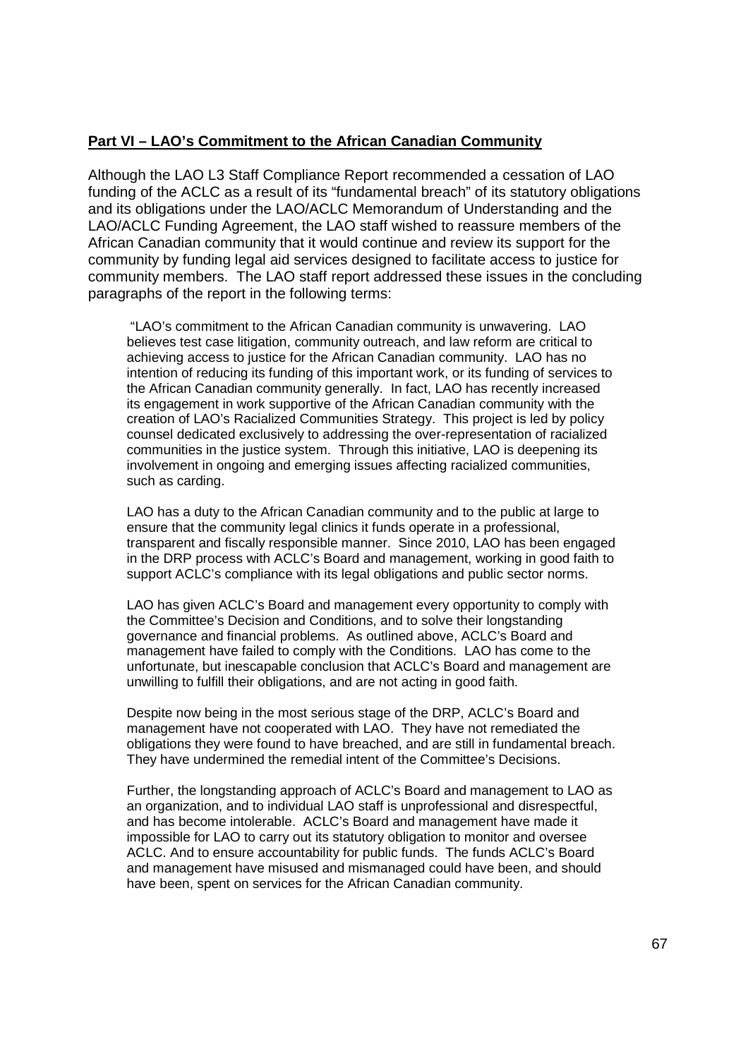**Part VI – LAO's Commitment to the African Canadian Community**

Although the LAO L3 Staff Compliance Report recommended a cessation of LAO funding of the ACLC as a result of its "fundamental breach" of its statutory obligations and its obligations under the LAO/ACLC Memorandum of Understanding and the LAO/ACLC Funding Agreement, the LAO staff wished to reassure members of the African Canadian community that it would continue and review its support for the community by funding legal aid services designed to facilitate access to justice for community members. The LAO staff report addressed these issues in the concluding paragraphs of the report in the following terms:

> "LAO's commitment to the African Canadian community is unwavering. LAO believes test case litigation, community outreach, and law reform are critical to achieving access to justice for the African Canadian community. LAO has no intention of reducing its funding of this important work, or its funding of services to the African Canadian community generally. In fact, LAO has recently increased its engagement in work supportive of the African Canadian community with the creation of LAO's Racialized Communities Strategy. This project is led by policy counsel dedicated exclusively to addressing the over-representation of racialized communities in the justice system. Through this initiative, LAO is deepening its involvement in ongoing and emerging issues affecting racialized communities, such as carding.
>
> LAO has a duty to the African Canadian community and to the public at large to ensure that the community legal clinics it funds operate in a professional, transparent and fiscally responsible manner. Since 2010, LAO has been engaged in the DRP process with ACLC's Board and management, working in good faith to support ACLC's compliance with its legal obligations and public sector norms.
>
> LAO has given ACLC's Board and management every opportunity to comply with the Committee's Decision and Conditions, and to solve their longstanding governance and financial problems. As outlined above, ACLC's Board and management have failed to comply with the Conditions. LAO has come to the unfortunate, but inescapable conclusion that ACLC's Board and management are unwilling to fulfill their obligations, and are not acting in good faith.
>
> Despite now being in the most serious stage of the DRP, ACLC's Board and management have not cooperated with LAO. They have not remediated the obligations they were found to have breached, and are still in fundamental breach. They have undermined the remedial intent of the Committee's Decisions.
>
> Further, the longstanding approach of ACLC's Board and management to LAO as an organization, and to individual LAO staff is unprofessional and disrespectful, and has become intolerable. ACLC's Board and management have made it impossible for LAO to carry out its statutory obligation to monitor and oversee ACLC. And to ensure accountability for public funds. The funds ACLC's Board and management have misused and mismanaged could have been, and should have been, spent on services for the African Canadian community.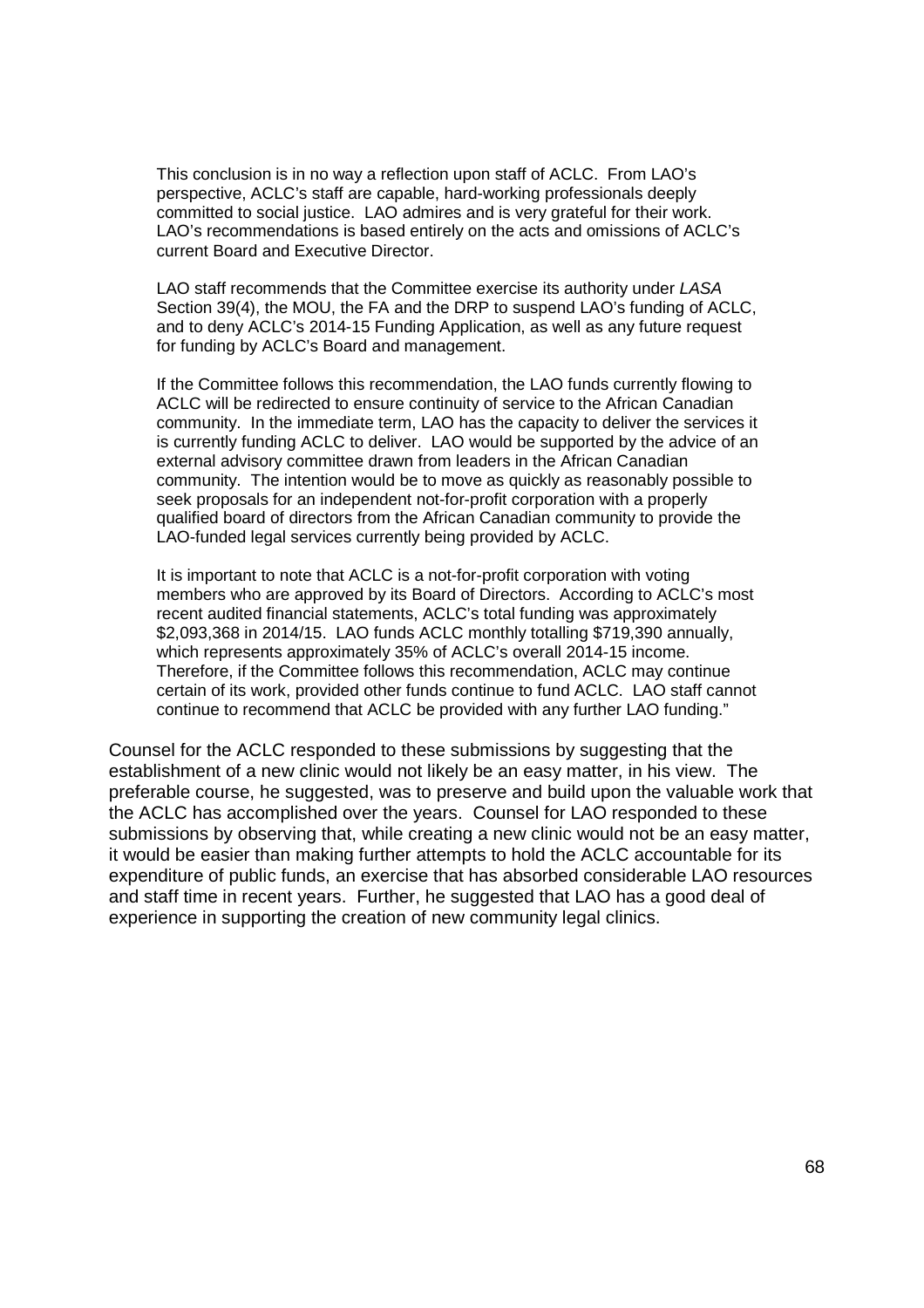> This conclusion is in no way a reflection upon staff of ACLC. From LAO's perspective, ACLC's staff are capable, hard-working professionals deeply committed to social justice. LAO admires and is very grateful for their work. LAO's recommendations is based entirely on the acts and omissions of ACLC's current Board and Executive Director.
>
> LAO staff recommends that the Committee exercise its authority under *LASA* Section 39(4), the MOU, the FA and the DRP to suspend LAO's funding of ACLC, and to deny ACLC's 2014-15 Funding Application, as well as any future request for funding by ACLC's Board and management.
>
> If the Committee follows this recommendation, the LAO funds currently flowing to ACLC will be redirected to ensure continuity of service to the African Canadian community. In the immediate term, LAO has the capacity to deliver the services it is currently funding ACLC to deliver. LAO would be supported by the advice of an external advisory committee drawn from leaders in the African Canadian community. The intention would be to move as quickly as reasonably possible to seek proposals for an independent not-for-profit corporation with a properly qualified board of directors from the African Canadian community to provide the LAO-funded legal services currently being provided by ACLC.
>
> It is important to note that ACLC is a not-for-profit corporation with voting members who are approved by its Board of Directors. According to ACLC's most recent audited financial statements, ACLC's total funding was approximately $2,093,368 in 2014/15. LAO funds ACLC monthly totalling $719,390 annually, which represents approximately 35% of ACLC's overall 2014-15 income. Therefore, if the Committee follows this recommendation, ACLC may continue certain of its work, provided other funds continue to fund ACLC. LAO staff cannot continue to recommend that ACLC be provided with any further LAO funding."

Counsel for the ACLC responded to these submissions by suggesting that the establishment of a new clinic would not likely be an easy matter, in his view. The preferable course, he suggested, was to preserve and build upon the valuable work that the ACLC has accomplished over the years. Counsel for LAO responded to these submissions by observing that, while creating a new clinic would not be an easy matter, it would be easier than making further attempts to hold the ACLC accountable for its expenditure of public funds, an exercise that has absorbed considerable LAO resources and staff time in recent years. Further, he suggested that LAO has a good deal of experience in supporting the creation of new community legal clinics.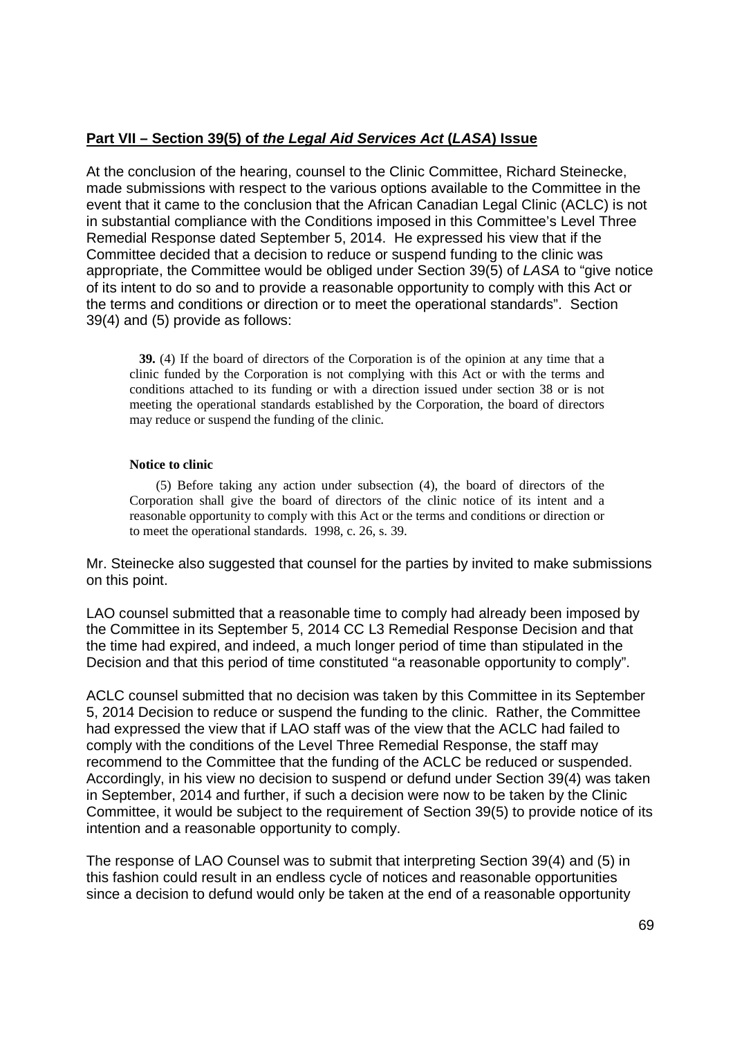## **Part VII – Section 39(5) of *the Legal Aid Services Act* (*LASA*) Issue**

At the conclusion of the hearing, counsel to the Clinic Committee, Richard Steinecke, made submissions with respect to the various options available to the Committee in the event that it came to the conclusion that the African Canadian Legal Clinic (ACLC) is not in substantial compliance with the Conditions imposed in this Committee's Level Three Remedial Response dated September 5, 2014. He expressed his view that if the Committee decided that a decision to reduce or suspend funding to the clinic was appropriate, the Committee would be obliged under Section 39(5) of *LASA* to "give notice of its intent to do so and to provide a reasonable opportunity to comply with this Act or the terms and conditions or direction or to meet the operational standards". Section 39(4) and (5) provide as follows:

> **39.** (4) If the board of directors of the Corporation is of the opinion at any time that a clinic funded by the Corporation is not complying with this Act or with the terms and conditions attached to its funding or with a direction issued under section 38 or is not meeting the operational standards established by the Corporation, the board of directors may reduce or suspend the funding of the clinic.
>
> **Notice to clinic**
>
> (5) Before taking any action under subsection (4), the board of directors of the Corporation shall give the board of directors of the clinic notice of its intent and a reasonable opportunity to comply with this Act or the terms and conditions or direction or to meet the operational standards. 1998, c. 26, s. 39.

Mr. Steinecke also suggested that counsel for the parties by invited to make submissions on this point.

LAO counsel submitted that a reasonable time to comply had already been imposed by the Committee in its September 5, 2014 CC L3 Remedial Response Decision and that the time had expired, and indeed, a much longer period of time than stipulated in the Decision and that this period of time constituted "a reasonable opportunity to comply".

ACLC counsel submitted that no decision was taken by this Committee in its September 5, 2014 Decision to reduce or suspend the funding to the clinic. Rather, the Committee had expressed the view that if LAO staff was of the view that the ACLC had failed to comply with the conditions of the Level Three Remedial Response, the staff may recommend to the Committee that the funding of the ACLC be reduced or suspended. Accordingly, in his view no decision to suspend or defund under Section 39(4) was taken in September, 2014 and further, if such a decision were now to be taken by the Clinic Committee, it would be subject to the requirement of Section 39(5) to provide notice of its intention and a reasonable opportunity to comply.

The response of LAO Counsel was to submit that interpreting Section 39(4) and (5) in this fashion could result in an endless cycle of notices and reasonable opportunities since a decision to defund would only be taken at the end of a reasonable opportunity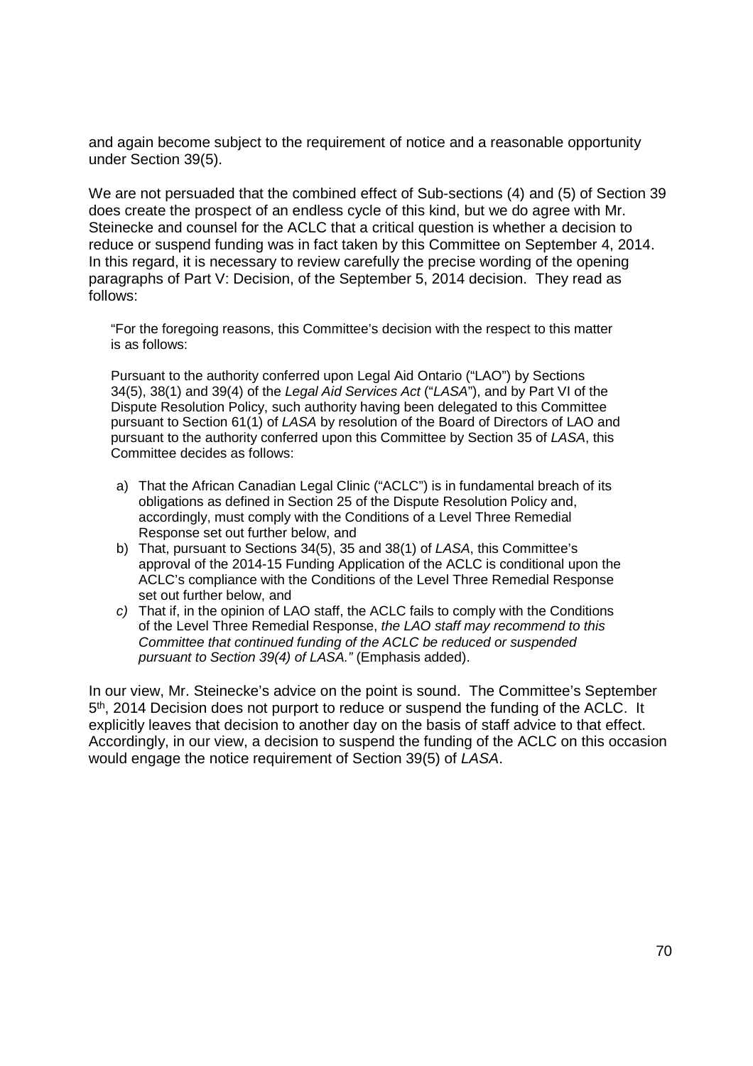and again become subject to the requirement of notice and a reasonable opportunity under Section 39(5).

We are not persuaded that the combined effect of Sub-sections (4) and (5) of Section 39 does create the prospect of an endless cycle of this kind, but we do agree with Mr. Steinecke and counsel for the ACLC that a critical question is whether a decision to reduce or suspend funding was in fact taken by this Committee on September 4, 2014. In this regard, it is necessary to review carefully the precise wording of the opening paragraphs of Part V: Decision, of the September 5, 2014 decision. They read as follows:

> "For the foregoing reasons, this Committee's decision with the respect to this matter is as follows:
>
> Pursuant to the authority conferred upon Legal Aid Ontario ("LAO") by Sections 34(5), 38(1) and 39(4) of the *Legal Aid Services Act* ("*LASA*"), and by Part VI of the Dispute Resolution Policy, such authority having been delegated to this Committee pursuant to Section 61(1) of *LASA* by resolution of the Board of Directors of LAO and pursuant to the authority conferred upon this Committee by Section 35 of *LASA*, this Committee decides as follows:
>
> a) That the African Canadian Legal Clinic ("ACLC") is in fundamental breach of its obligations as defined in Section 25 of the Dispute Resolution Policy and, accordingly, must comply with the Conditions of a Level Three Remedial Response set out further below, and
> b) That, pursuant to Sections 34(5), 35 and 38(1) of *LASA*, this Committee's approval of the 2014-15 Funding Application of the ACLC is conditional upon the ACLC's compliance with the Conditions of the Level Three Remedial Response set out further below, and
> *c)* That if, in the opinion of LAO staff, the ACLC fails to comply with the Conditions of the Level Three Remedial Response, *the LAO staff may recommend to this Committee that continued funding of the ACLC be reduced or suspended pursuant to Section 39(4) of LASA."* (Emphasis added).

In our view, Mr. Steinecke's advice on the point is sound. The Committee's September 5th, 2014 Decision does not purport to reduce or suspend the funding of the ACLC. It explicitly leaves that decision to another day on the basis of staff advice to that effect. Accordingly, in our view, a decision to suspend the funding of the ACLC on this occasion would engage the notice requirement of Section 39(5) of *LASA*.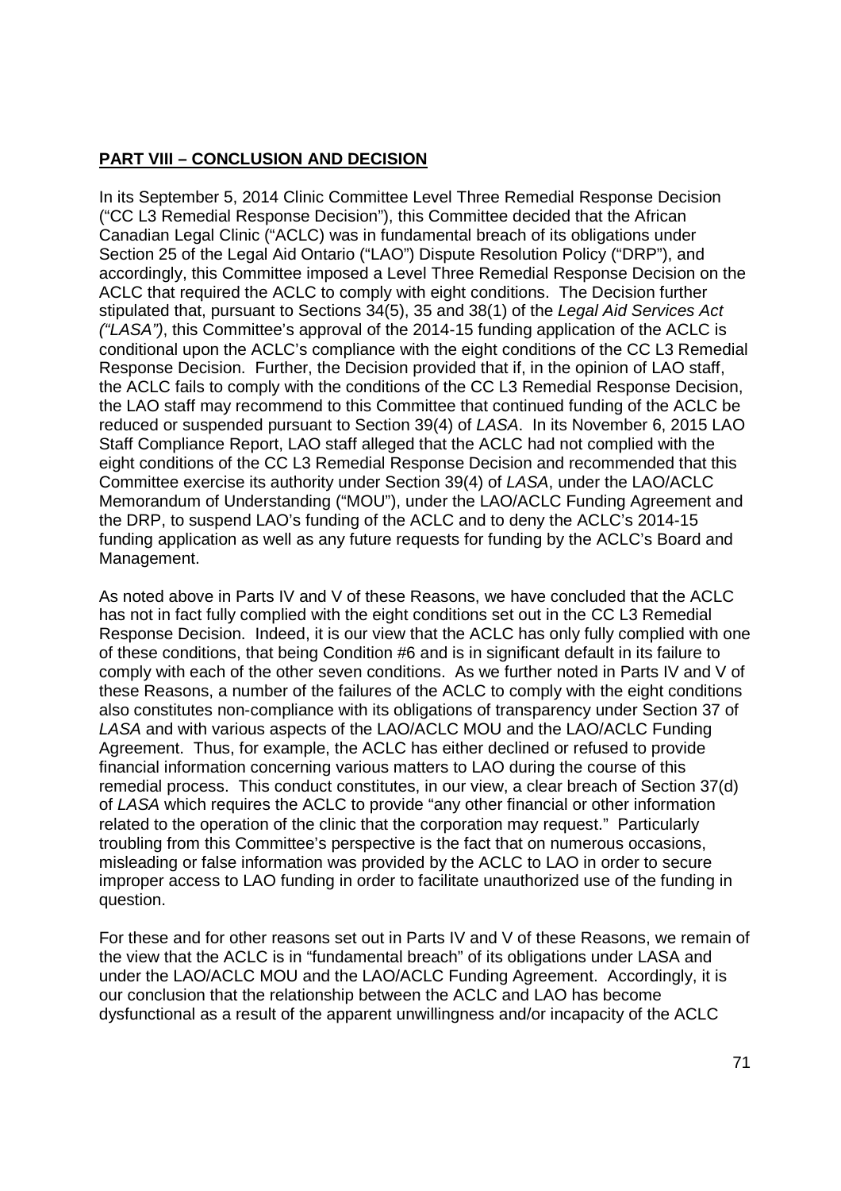**PART VIII – CONCLUSION AND DECISION**

In its September 5, 2014 Clinic Committee Level Three Remedial Response Decision ("CC L3 Remedial Response Decision"), this Committee decided that the African Canadian Legal Clinic ("ACLC") was in fundamental breach of its obligations under Section 25 of the Legal Aid Ontario ("LAO") Dispute Resolution Policy ("DRP"), and accordingly, this Committee imposed a Level Three Remedial Response Decision on the ACLC that required the ACLC to comply with eight conditions. The Decision further stipulated that, pursuant to Sections 34(5), 35 and 38(1) of the *Legal Aid Services Act ("LASA")*, this Committee's approval of the 2014-15 funding application of the ACLC is conditional upon the ACLC's compliance with the eight conditions of the CC L3 Remedial Response Decision. Further, the Decision provided that if, in the opinion of LAO staff, the ACLC fails to comply with the conditions of the CC L3 Remedial Response Decision, the LAO staff may recommend to this Committee that continued funding of the ACLC be reduced or suspended pursuant to Section 39(4) of *LASA*. In its November 6, 2015 LAO Staff Compliance Report, LAO staff alleged that the ACLC had not complied with the eight conditions of the CC L3 Remedial Response Decision and recommended that this Committee exercise its authority under Section 39(4) of *LASA*, under the LAO/ACLC Memorandum of Understanding ("MOU"), under the LAO/ACLC Funding Agreement and the DRP, to suspend LAO's funding of the ACLC and to deny the ACLC's 2014-15 funding application as well as any future requests for funding by the ACLC's Board and Management.

As noted above in Parts IV and V of these Reasons, we have concluded that the ACLC has not in fact fully complied with the eight conditions set out in the CC L3 Remedial Response Decision. Indeed, it is our view that the ACLC has only fully complied with one of these conditions, that being Condition #6 and is in significant default in its failure to comply with each of the other seven conditions. As we further noted in Parts IV and V of these Reasons, a number of the failures of the ACLC to comply with the eight conditions also constitutes non-compliance with its obligations of transparency under Section 37 of *LASA* and with various aspects of the LAO/ACLC MOU and the LAO/ACLC Funding Agreement. Thus, for example, the ACLC has either declined or refused to provide financial information concerning various matters to LAO during the course of this remedial process. This conduct constitutes, in our view, a clear breach of Section 37(d) of *LASA* which requires the ACLC to provide "any other financial or other information related to the operation of the clinic that the corporation may request." Particularly troubling from this Committee's perspective is the fact that on numerous occasions, misleading or false information was provided by the ACLC to LAO in order to secure improper access to LAO funding in order to facilitate unauthorized use of the funding in question.

For these and for other reasons set out in Parts IV and V of these Reasons, we remain of the view that the ACLC is in "fundamental breach" of its obligations under LASA and under the LAO/ACLC MOU and the LAO/ACLC Funding Agreement. Accordingly, it is our conclusion that the relationship between the ACLC and LAO has become dysfunctional as a result of the apparent unwillingness and/or incapacity of the ACLC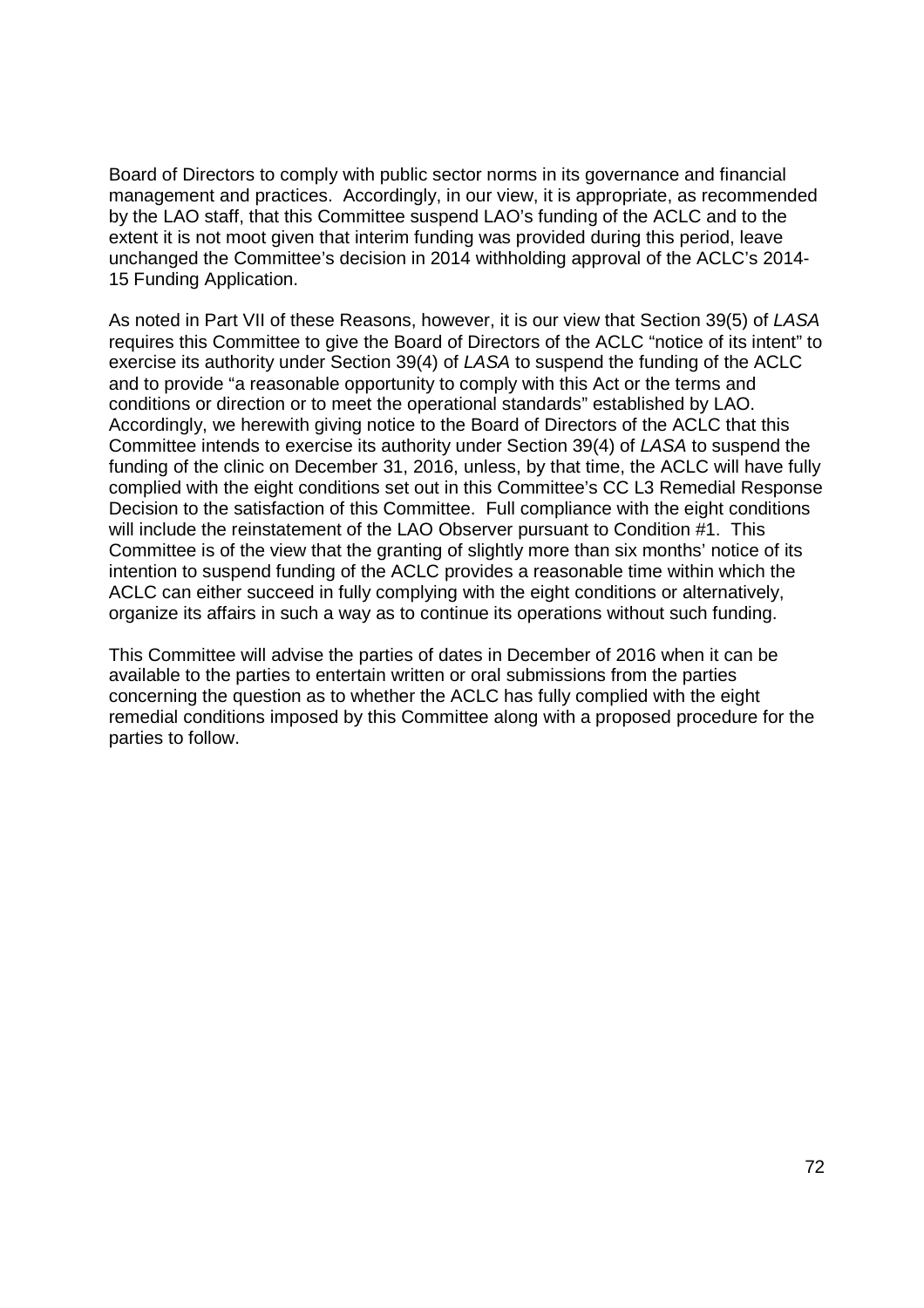Board of Directors to comply with public sector norms in its governance and financial management and practices. Accordingly, in our view, it is appropriate, as recommended by the LAO staff, that this Committee suspend LAO's funding of the ACLC and to the extent it is not moot given that interim funding was provided during this period, leave unchanged the Committee's decision in 2014 withholding approval of the ACLC's 2014-15 Funding Application.

As noted in Part VII of these Reasons, however, it is our view that Section 39(5) of *LASA* requires this Committee to give the Board of Directors of the ACLC "notice of its intent" to exercise its authority under Section 39(4) of *LASA* to suspend the funding of the ACLC and to provide "a reasonable opportunity to comply with this Act or the terms and conditions or direction or to meet the operational standards" established by LAO. Accordingly, we herewith giving notice to the Board of Directors of the ACLC that this Committee intends to exercise its authority under Section 39(4) of *LASA* to suspend the funding of the clinic on December 31, 2016, unless, by that time, the ACLC will have fully complied with the eight conditions set out in this Committee's CC L3 Remedial Response Decision to the satisfaction of this Committee. Full compliance with the eight conditions will include the reinstatement of the LAO Observer pursuant to Condition #1. This Committee is of the view that the granting of slightly more than six months' notice of its intention to suspend funding of the ACLC provides a reasonable time within which the ACLC can either succeed in fully complying with the eight conditions or alternatively, organize its affairs in such a way as to continue its operations without such funding.

This Committee will advise the parties of dates in December of 2016 when it can be available to the parties to entertain written or oral submissions from the parties concerning the question as to whether the ACLC has fully complied with the eight remedial conditions imposed by this Committee along with a proposed procedure for the parties to follow.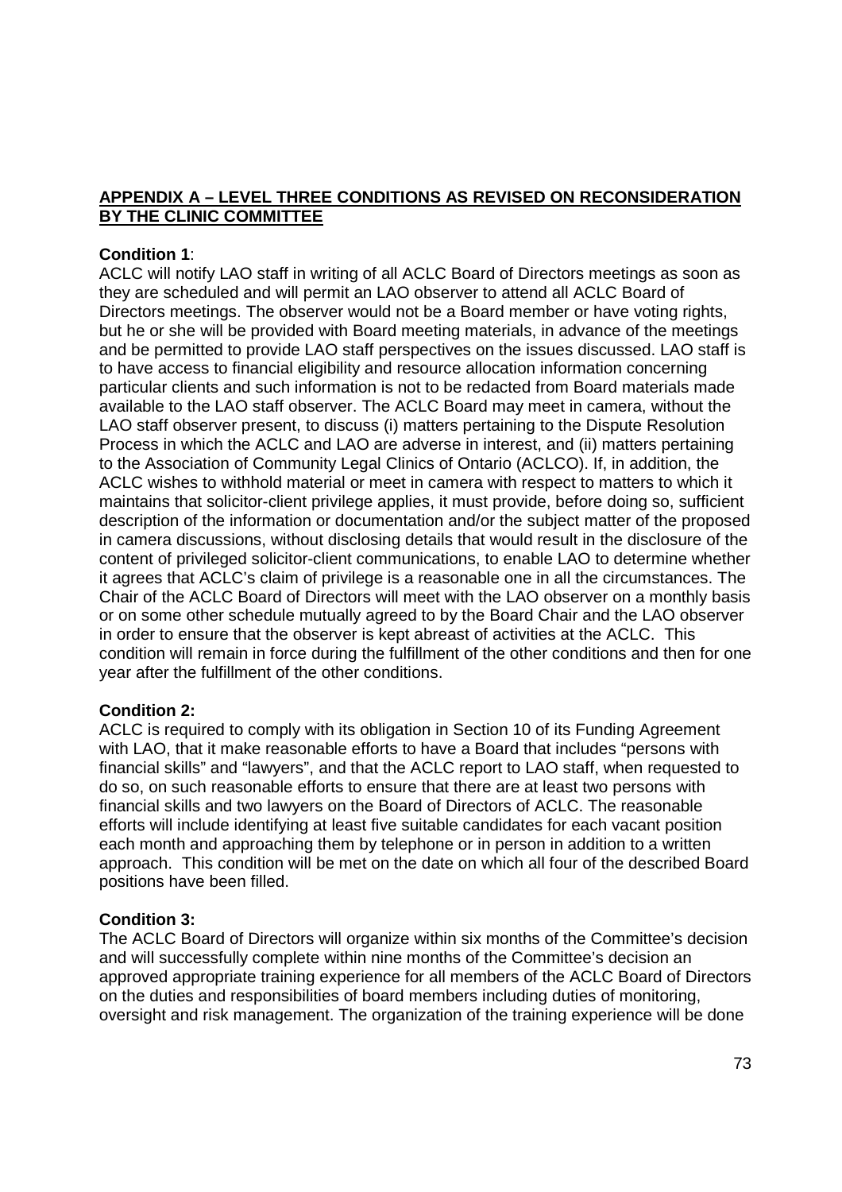## APPENDIX A – LEVEL THREE CONDITIONS AS REVISED ON RECONSIDERATION BY THE CLINIC COMMITTEE

**Condition 1**:

ACLC will notify LAO staff in writing of all ACLC Board of Directors meetings as soon as they are scheduled and will permit an LAO observer to attend all ACLC Board of Directors meetings. The observer would not be a Board member or have voting rights, but he or she will be provided with Board meeting materials, in advance of the meetings and be permitted to provide LAO staff perspectives on the issues discussed. LAO staff is to have access to financial eligibility and resource allocation information concerning particular clients and such information is not to be redacted from Board materials made available to the LAO staff observer. The ACLC Board may meet in camera, without the LAO staff observer present, to discuss (i) matters pertaining to the Dispute Resolution Process in which the ACLC and LAO are adverse in interest, and (ii) matters pertaining to the Association of Community Legal Clinics of Ontario (ACLCO). If, in addition, the ACLC wishes to withhold material or meet in camera with respect to matters to which it maintains that solicitor-client privilege applies, it must provide, before doing so, sufficient description of the information or documentation and/or the subject matter of the proposed in camera discussions, without disclosing details that would result in the disclosure of the content of privileged solicitor-client communications, to enable LAO to determine whether it agrees that ACLC's claim of privilege is a reasonable one in all the circumstances. The Chair of the ACLC Board of Directors will meet with the LAO observer on a monthly basis or on some other schedule mutually agreed to by the Board Chair and the LAO observer in order to ensure that the observer is kept abreast of activities at the ACLC. This condition will remain in force during the fulfillment of the other conditions and then for one year after the fulfillment of the other conditions.

**Condition 2:**

ACLC is required to comply with its obligation in Section 10 of its Funding Agreement with LAO, that it make reasonable efforts to have a Board that includes "persons with financial skills" and "lawyers", and that the ACLC report to LAO staff, when requested to do so, on such reasonable efforts to ensure that there are at least two persons with financial skills and two lawyers on the Board of Directors of ACLC. The reasonable efforts will include identifying at least five suitable candidates for each vacant position each month and approaching them by telephone or in person in addition to a written approach. This condition will be met on the date on which all four of the described Board positions have been filled.

**Condition 3:**

The ACLC Board of Directors will organize within six months of the Committee's decision and will successfully complete within nine months of the Committee's decision an approved appropriate training experience for all members of the ACLC Board of Directors on the duties and responsibilities of board members including duties of monitoring, oversight and risk management. The organization of the training experience will be done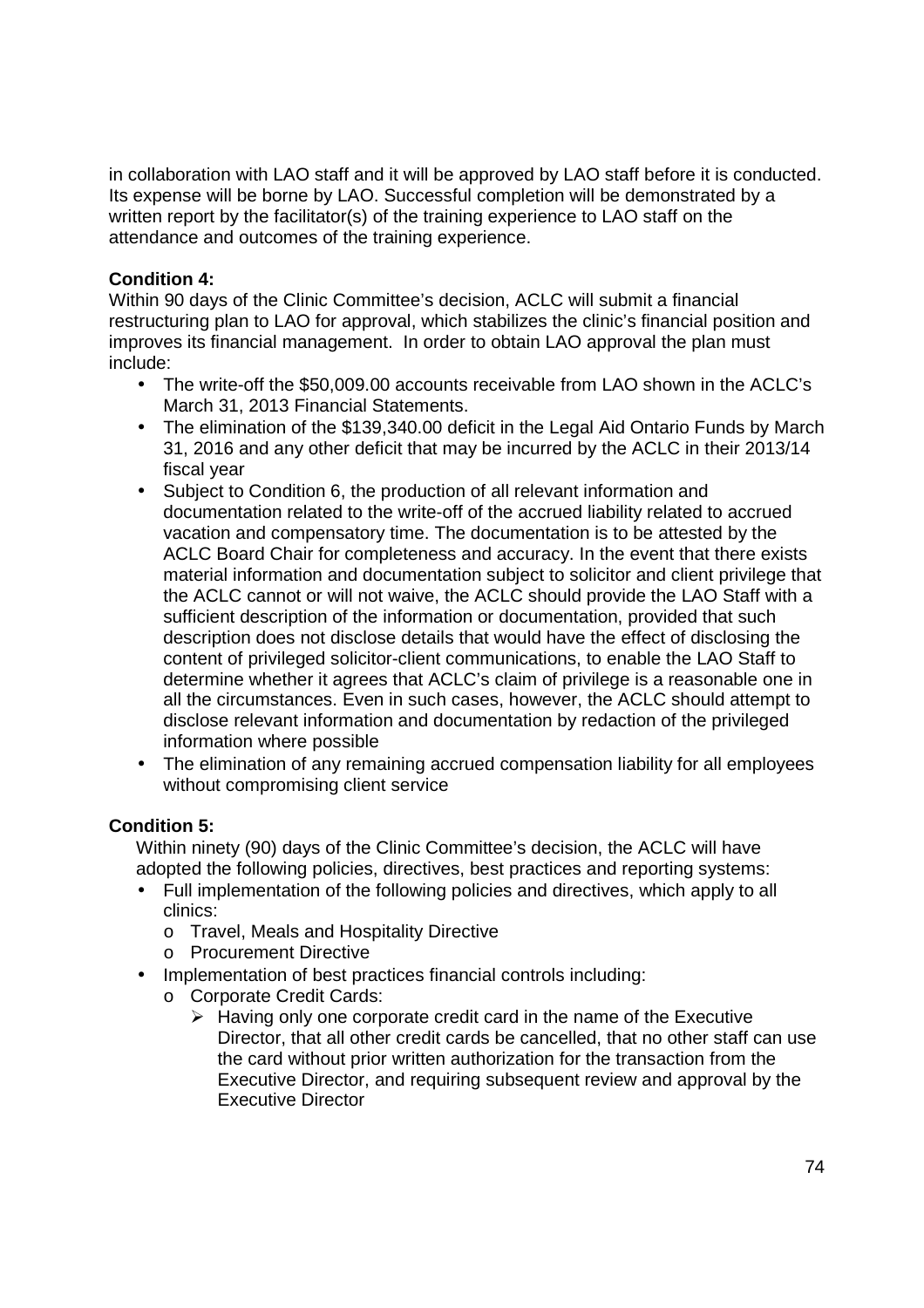in collaboration with LAO staff and it will be approved by LAO staff before it is conducted. Its expense will be borne by LAO. Successful completion will be demonstrated by a written report by the facilitator(s) of the training experience to LAO staff on the attendance and outcomes of the training experience.

**Condition 4:**
Within 90 days of the Clinic Committee's decision, ACLC will submit a financial restructuring plan to LAO for approval, which stabilizes the clinic's financial position and improves its financial management. In order to obtain LAO approval the plan must include:

- The write-off the $50,009.00 accounts receivable from LAO shown in the ACLC's March 31, 2013 Financial Statements.
- The elimination of the $139,340.00 deficit in the Legal Aid Ontario Funds by March 31, 2016 and any other deficit that may be incurred by the ACLC in their 2013/14 fiscal year
- Subject to Condition 6, the production of all relevant information and documentation related to the write-off of the accrued liability related to accrued vacation and compensatory time. The documentation is to be attested by the ACLC Board Chair for completeness and accuracy. In the event that there exists material information and documentation subject to solicitor and client privilege that the ACLC cannot or will not waive, the ACLC should provide the LAO Staff with a sufficient description of the information or documentation, provided that such description does not disclose details that would have the effect of disclosing the content of privileged solicitor-client communications, to enable the LAO Staff to determine whether it agrees that ACLC's claim of privilege is a reasonable one in all the circumstances. Even in such cases, however, the ACLC should attempt to disclose relevant information and documentation by redaction of the privileged information where possible
- The elimination of any remaining accrued compensation liability for all employees without compromising client service

**Condition 5:**
Within ninety (90) days of the Clinic Committee's decision, the ACLC will have adopted the following policies, directives, best practices and reporting systems:

- Full implementation of the following policies and directives, which apply to all clinics:
  - Travel, Meals and Hospitality Directive
  - Procurement Directive
- Implementation of best practices financial controls including:
  - Corporate Credit Cards:
    - Having only one corporate credit card in the name of the Executive Director, that all other credit cards be cancelled, that no other staff can use the card without prior written authorization for the transaction from the Executive Director, and requiring subsequent review and approval by the Executive Director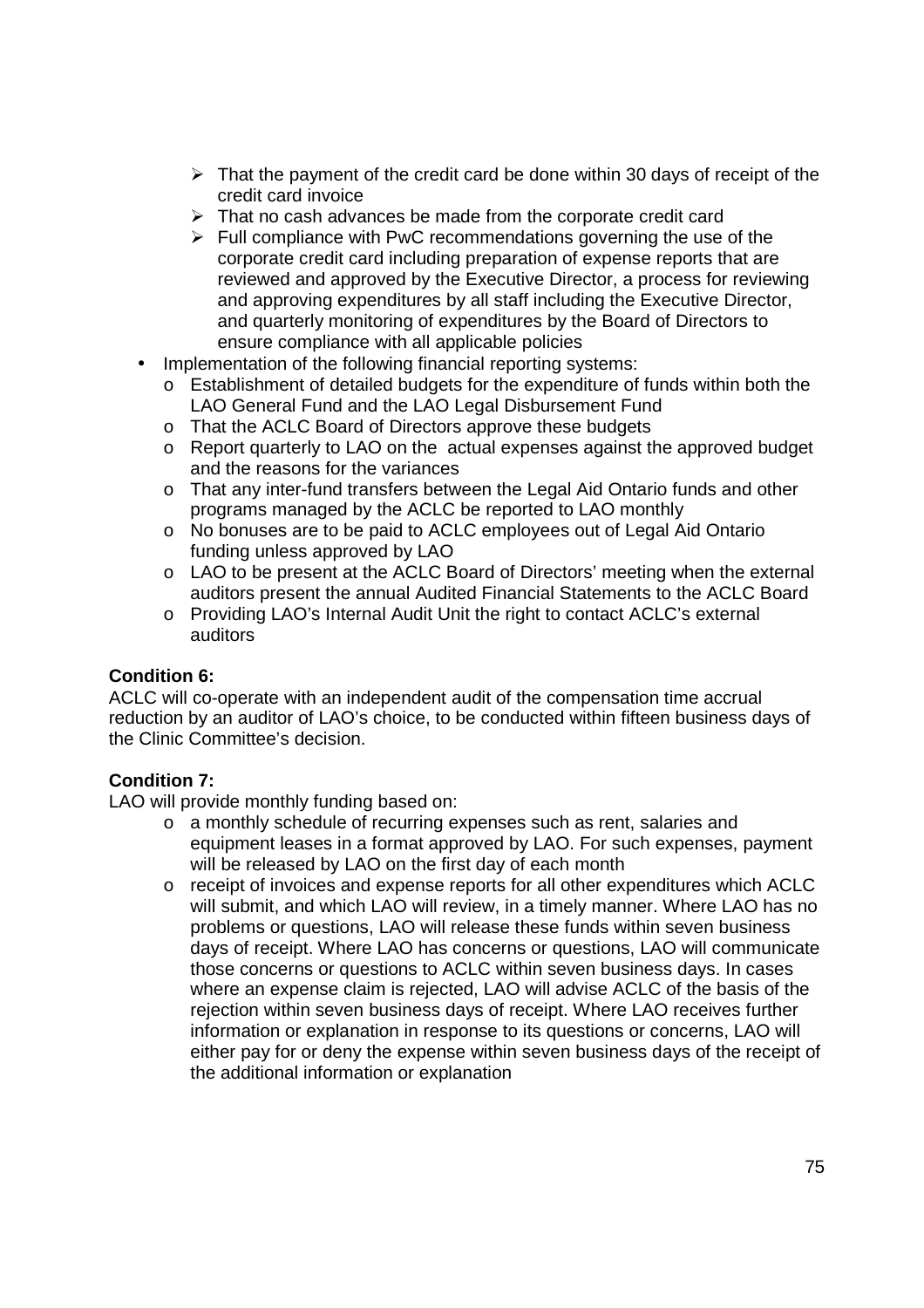- That the payment of the credit card be done within 30 days of receipt of the credit card invoice
  - That no cash advances be made from the corporate credit card
  - Full compliance with PwC recommendations governing the use of the corporate credit card including preparation of expense reports that are reviewed and approved by the Executive Director, a process for reviewing and approving expenditures by all staff including the Executive Director, and quarterly monitoring of expenditures by the Board of Directors to ensure compliance with all applicable policies
- Implementation of the following financial reporting systems:
  - Establishment of detailed budgets for the expenditure of funds within both the LAO General Fund and the LAO Legal Disbursement Fund
  - That the ACLC Board of Directors approve these budgets
  - Report quarterly to LAO on the actual expenses against the approved budget and the reasons for the variances
  - That any inter-fund transfers between the Legal Aid Ontario funds and other programs managed by the ACLC be reported to LAO monthly
  - No bonuses are to be paid to ACLC employees out of Legal Aid Ontario funding unless approved by LAO
  - LAO to be present at the ACLC Board of Directors' meeting when the external auditors present the annual Audited Financial Statements to the ACLC Board
  - Providing LAO's Internal Audit Unit the right to contact ACLC's external auditors

**Condition 6:**
ACLC will co-operate with an independent audit of the compensation time accrual reduction by an auditor of LAO's choice, to be conducted within fifteen business days of the Clinic Committee's decision.

**Condition 7:**
LAO will provide monthly funding based on:

- a monthly schedule of recurring expenses such as rent, salaries and equipment leases in a format approved by LAO. For such expenses, payment will be released by LAO on the first day of each month
- receipt of invoices and expense reports for all other expenditures which ACLC will submit, and which LAO will review, in a timely manner. Where LAO has no problems or questions, LAO will release these funds within seven business days of receipt. Where LAO has concerns or questions, LAO will communicate those concerns or questions to ACLC within seven business days. In cases where an expense claim is rejected, LAO will advise ACLC of the basis of the rejection within seven business days of receipt. Where LAO receives further information or explanation in response to its questions or concerns, LAO will either pay for or deny the expense within seven business days of the receipt of the additional information or explanation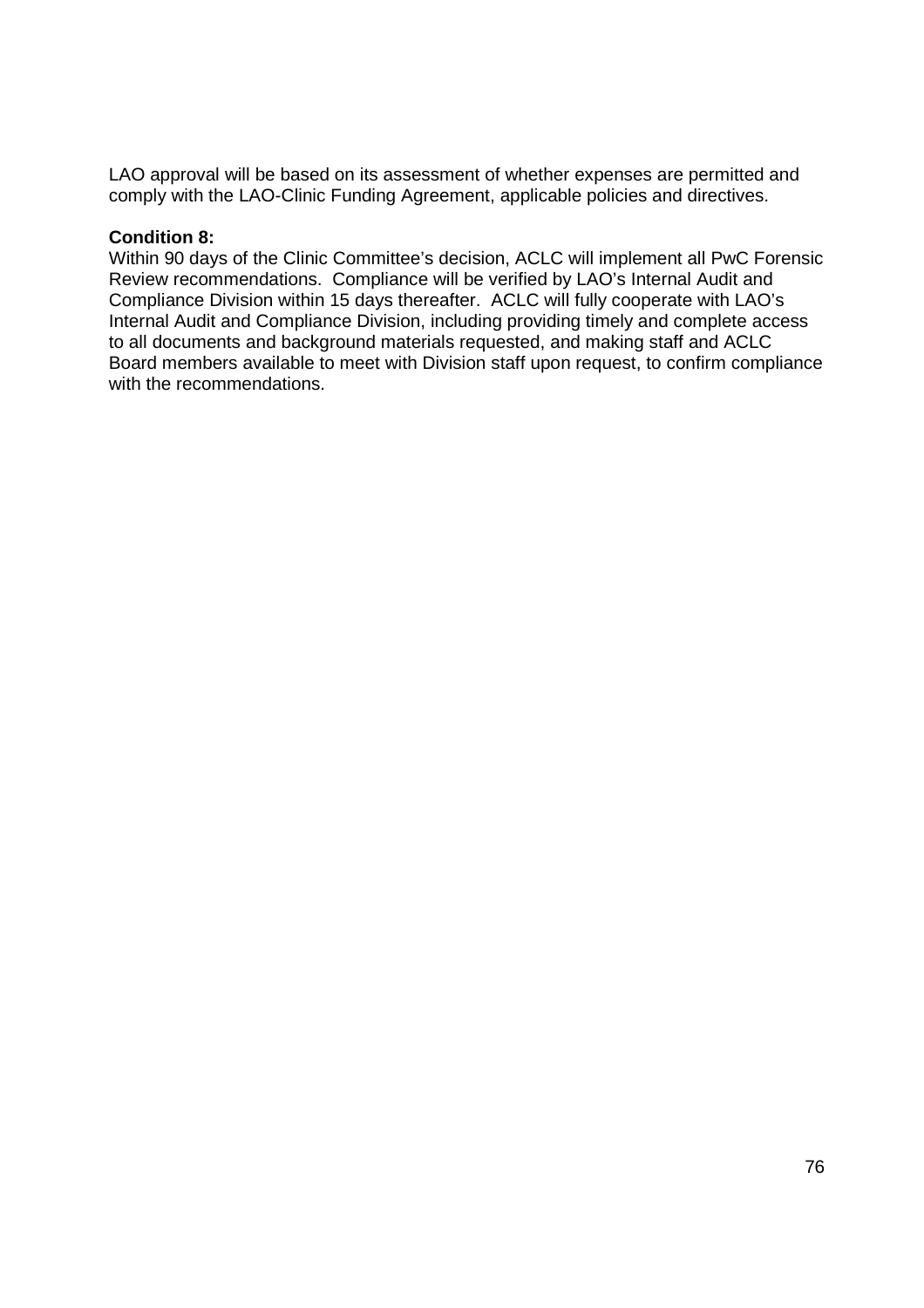LAO approval will be based on its assessment of whether expenses are permitted and comply with the LAO-Clinic Funding Agreement, applicable policies and directives.

**Condition 8:**
Within 90 days of the Clinic Committee's decision, ACLC will implement all PwC Forensic Review recommendations. Compliance will be verified by LAO's Internal Audit and Compliance Division within 15 days thereafter. ACLC will fully cooperate with LAO's Internal Audit and Compliance Division, including providing timely and complete access to all documents and background materials requested, and making staff and ACLC Board members available to meet with Division staff upon request, to confirm compliance with the recommendations.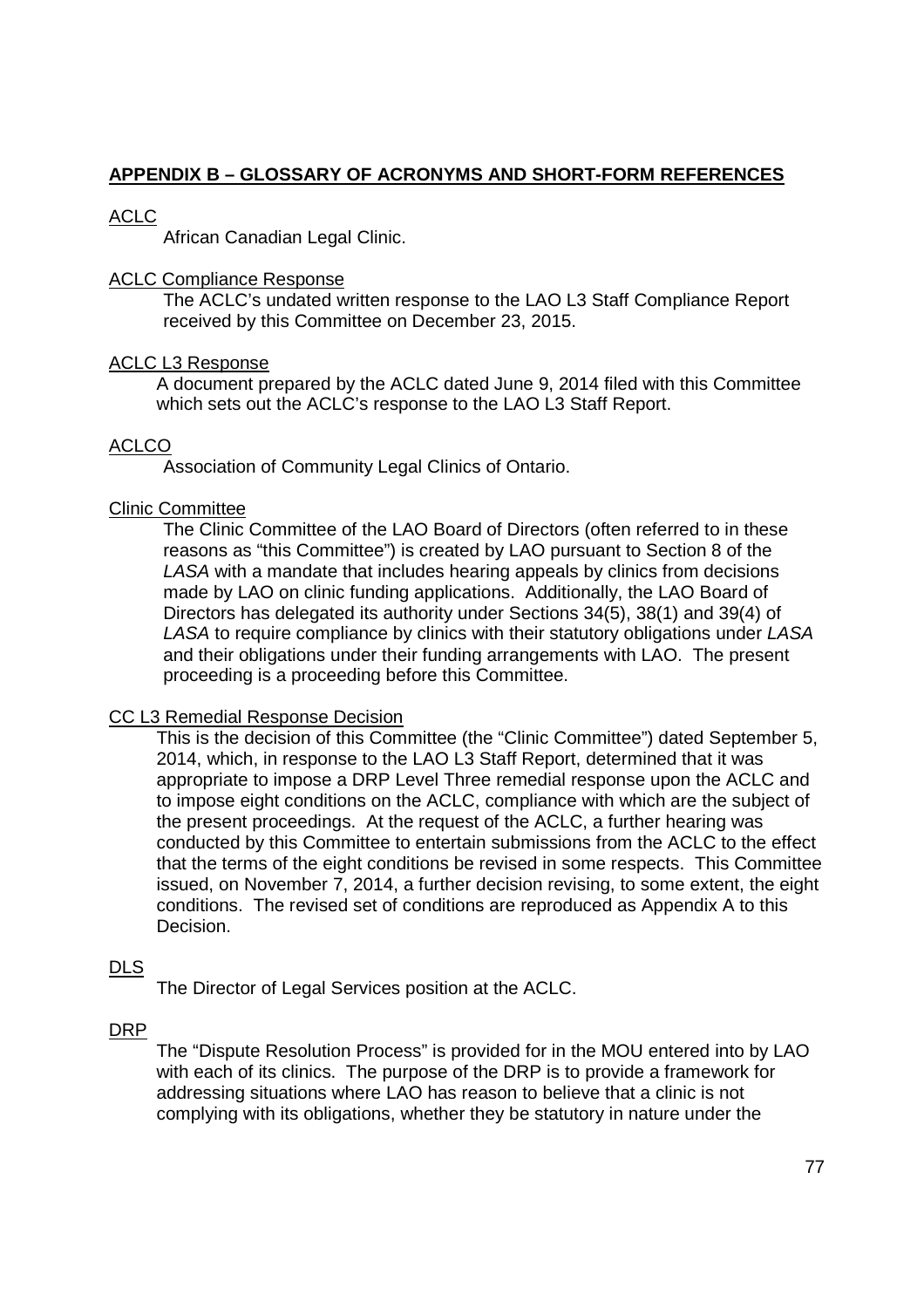## APPENDIX B – GLOSSARY OF ACRONYMS AND SHORT-FORM REFERENCES

ACLC

African Canadian Legal Clinic.

ACLC Compliance Response

The ACLC's undated written response to the LAO L3 Staff Compliance Report received by this Committee on December 23, 2015.

ACLC L3 Response

A document prepared by the ACLC dated June 9, 2014 filed with this Committee which sets out the ACLC's response to the LAO L3 Staff Report.

ACLCO

Association of Community Legal Clinics of Ontario.

Clinic Committee

The Clinic Committee of the LAO Board of Directors (often referred to in these reasons as "this Committee") is created by LAO pursuant to Section 8 of the *LASA* with a mandate that includes hearing appeals by clinics from decisions made by LAO on clinic funding applications. Additionally, the LAO Board of Directors has delegated its authority under Sections 34(5), 38(1) and 39(4) of *LASA* to require compliance by clinics with their statutory obligations under *LASA* and their obligations under their funding arrangements with LAO. The present proceeding is a proceeding before this Committee.

CC L3 Remedial Response Decision

This is the decision of this Committee (the "Clinic Committee") dated September 5, 2014, which, in response to the LAO L3 Staff Report, determined that it was appropriate to impose a DRP Level Three remedial response upon the ACLC and to impose eight conditions on the ACLC, compliance with which are the subject of the present proceedings. At the request of the ACLC, a further hearing was conducted by this Committee to entertain submissions from the ACLC to the effect that the terms of the eight conditions be revised in some respects. This Committee issued, on November 7, 2014, a further decision revising, to some extent, the eight conditions. The revised set of conditions are reproduced as Appendix A to this Decision.

DLS

The Director of Legal Services position at the ACLC.

DRP

The "Dispute Resolution Process" is provided for in the MOU entered into by LAO with each of its clinics. The purpose of the DRP is to provide a framework for addressing situations where LAO has reason to believe that a clinic is not complying with its obligations, whether they be statutory in nature under the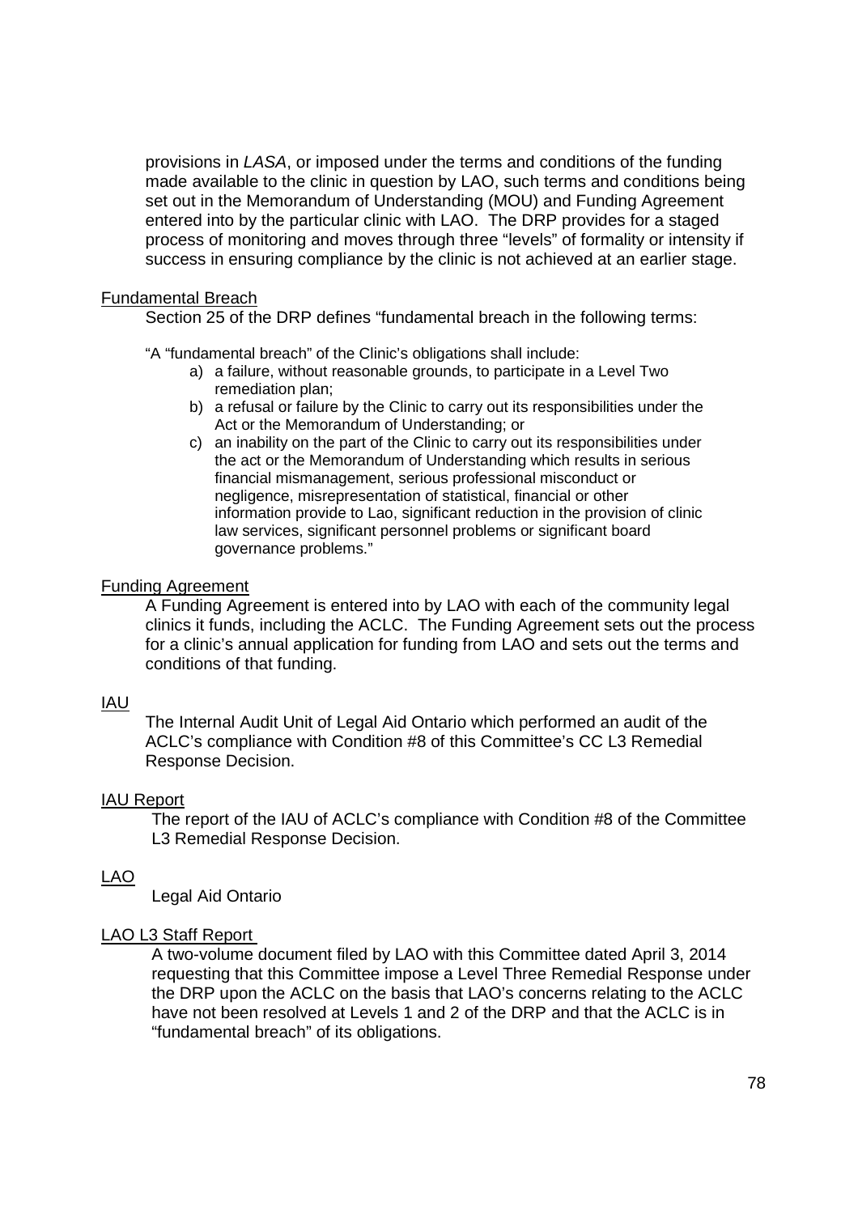provisions in *LASA*, or imposed under the terms and conditions of the funding made available to the clinic in question by LAO, such terms and conditions being set out in the Memorandum of Understanding (MOU) and Funding Agreement entered into by the particular clinic with LAO. The DRP provides for a staged process of monitoring and moves through three "levels" of formality or intensity if success in ensuring compliance by the clinic is not achieved at an earlier stage.

<u>Fundamental Breach</u>

Section 25 of the DRP defines "fundamental breach in the following terms:

"A "fundamental breach" of the Clinic's obligations shall include:

a) a failure, without reasonable grounds, to participate in a Level Two remediation plan;
b) a refusal or failure by the Clinic to carry out its responsibilities under the Act or the Memorandum of Understanding; or
c) an inability on the part of the Clinic to carry out its responsibilities under the act or the Memorandum of Understanding which results in serious financial mismanagement, serious professional misconduct or negligence, misrepresentation of statistical, financial or other information provide to Lao, significant reduction in the provision of clinic law services, significant personnel problems or significant board governance problems."

<u>Funding Agreement</u>

A Funding Agreement is entered into by LAO with each of the community legal clinics it funds, including the ACLC. The Funding Agreement sets out the process for a clinic's annual application for funding from LAO and sets out the terms and conditions of that funding.

<u>IAU</u>

The Internal Audit Unit of Legal Aid Ontario which performed an audit of the ACLC's compliance with Condition #8 of this Committee's CC L3 Remedial Response Decision.

<u>IAU Report</u>

The report of the IAU of ACLC's compliance with Condition #8 of the Committee L3 Remedial Response Decision.

<u>LAO</u>

Legal Aid Ontario

<u>LAO L3 Staff Report</u>

A two-volume document filed by LAO with this Committee dated April 3, 2014 requesting that this Committee impose a Level Three Remedial Response under the DRP upon the ACLC on the basis that LAO's concerns relating to the ACLC have not been resolved at Levels 1 and 2 of the DRP and that the ACLC is in "fundamental breach" of its obligations.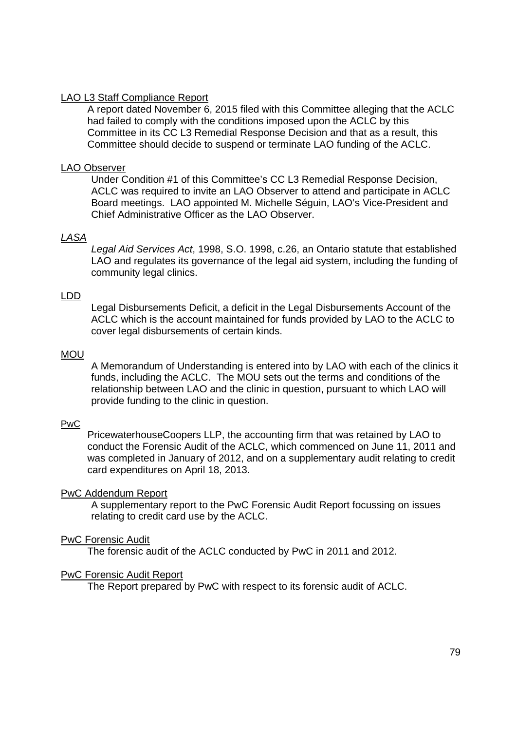<u>LAO L3 Staff Compliance Report</u>

A report dated November 6, 2015 filed with this Committee alleging that the ACLC had failed to comply with the conditions imposed upon the ACLC by this Committee in its CC L3 Remedial Response Decision and that as a result, this Committee should decide to suspend or terminate LAO funding of the ACLC.

<u>LAO Observer</u>

Under Condition #1 of this Committee's CC L3 Remedial Response Decision, ACLC was required to invite an LAO Observer to attend and participate in ACLC Board meetings. LAO appointed M. Michelle Séguin, LAO's Vice-President and Chief Administrative Officer as the LAO Observer.

<u>*LASA*</u>

*Legal Aid Services Act*, 1998, S.O. 1998, c.26, an Ontario statute that established LAO and regulates its governance of the legal aid system, including the funding of community legal clinics.

<u>LDD</u>

Legal Disbursements Deficit, a deficit in the Legal Disbursements Account of the ACLC which is the account maintained for funds provided by LAO to the ACLC to cover legal disbursements of certain kinds.

<u>MOU</u>

A Memorandum of Understanding is entered into by LAO with each of the clinics it funds, including the ACLC. The MOU sets out the terms and conditions of the relationship between LAO and the clinic in question, pursuant to which LAO will provide funding to the clinic in question.

<u>PwC</u>

PricewaterhouseCoopers LLP, the accounting firm that was retained by LAO to conduct the Forensic Audit of the ACLC, which commenced on June 11, 2011 and was completed in January of 2012, and on a supplementary audit relating to credit card expenditures on April 18, 2013.

<u>PwC Addendum Report</u>

A supplementary report to the PwC Forensic Audit Report focussing on issues relating to credit card use by the ACLC.

<u>PwC Forensic Audit</u>

The forensic audit of the ACLC conducted by PwC in 2011 and 2012.

<u>PwC Forensic Audit Report</u>

The Report prepared by PwC with respect to its forensic audit of ACLC.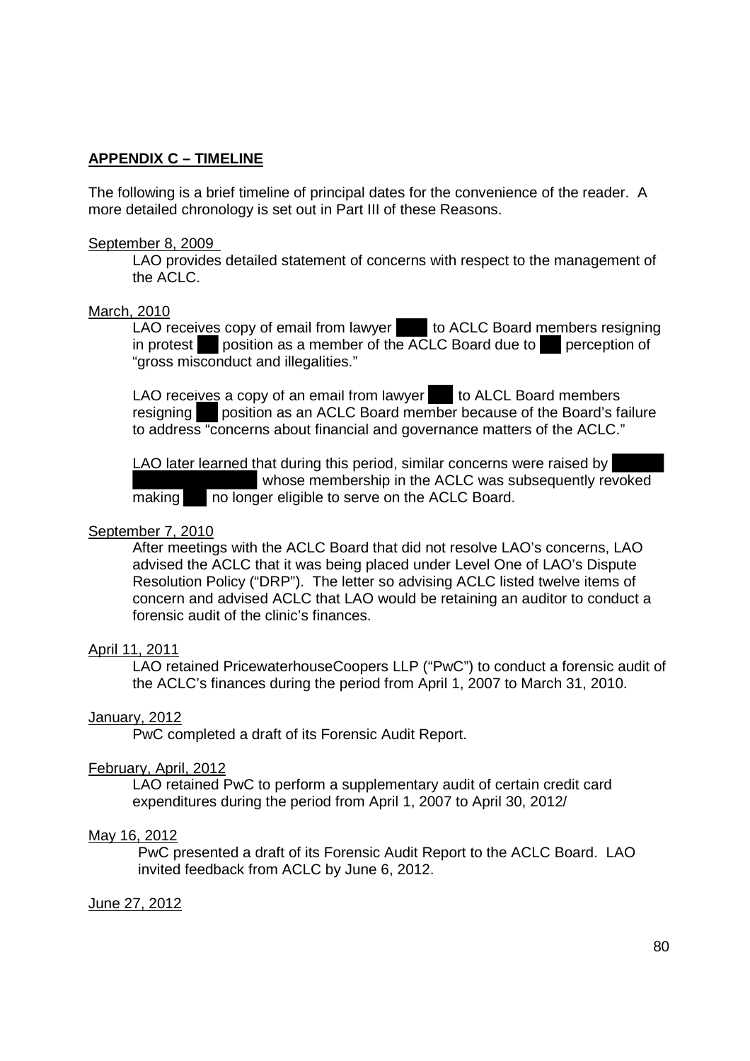**APPENDIX C – TIMELINE**

The following is a brief timeline of principal dates for the convenience of the reader. A more detailed chronology is set out in Part III of these Reasons.

<u>September 8, 2009</u>

LAO provides detailed statement of concerns with respect to the management of the ACLC.

<u>March, 2010</u>

LAO receives copy of email from lawyer ████ to ACLC Board members resigning in protest ██ position as a member of the ACLC Board due to ██ perception of "gross misconduct and illegalities."

LAO receives a copy of an email from lawyer ███ to ALCL Board members resigning ██ position as an ACLC Board member because of the Board's failure to address "concerns about financial and governance matters of the ACLC."

LAO later learned that during this period, similar concerns were raised by ██████ ████████████ whose membership in the ACLC was subsequently revoked making ███ no longer eligible to serve on the ACLC Board.

<u>September 7, 2010</u>

After meetings with the ACLC Board that did not resolve LAO's concerns, LAO advised the ACLC that it was being placed under Level One of LAO's Dispute Resolution Policy ("DRP"). The letter so advising ACLC listed twelve items of concern and advised ACLC that LAO would be retaining an auditor to conduct a forensic audit of the clinic's finances.

<u>April 11, 2011</u>

LAO retained PricewaterhouseCoopers LLP ("PwC") to conduct a forensic audit of the ACLC's finances during the period from April 1, 2007 to March 31, 2010.

<u>January, 2012</u>

PwC completed a draft of its Forensic Audit Report.

<u>February, April, 2012</u>

LAO retained PwC to perform a supplementary audit of certain credit card expenditures during the period from April 1, 2007 to April 30, 2012/

<u>May 16, 2012</u>

PwC presented a draft of its Forensic Audit Report to the ACLC Board. LAO invited feedback from ACLC by June 6, 2012.

<u>June 27, 2012</u>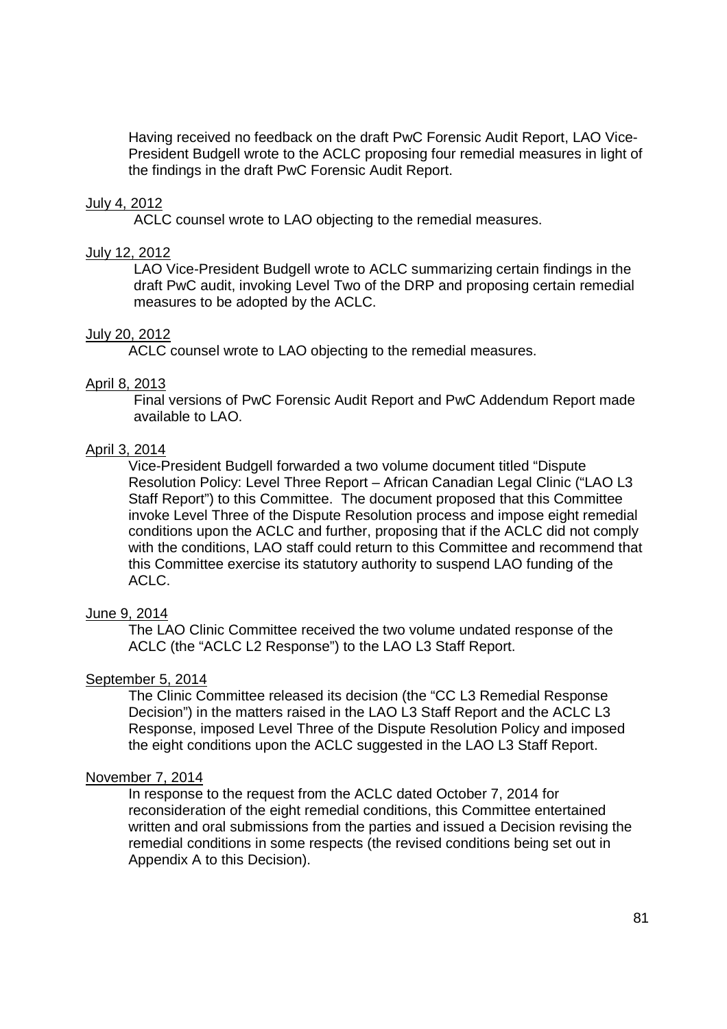Having received no feedback on the draft PwC Forensic Audit Report, LAO Vice-President Budgell wrote to the ACLC proposing four remedial measures in light of the findings in the draft PwC Forensic Audit Report.

<u>July 4, 2012</u>

ACLC counsel wrote to LAO objecting to the remedial measures.

<u>July 12, 2012</u>

LAO Vice-President Budgell wrote to ACLC summarizing certain findings in the draft PwC audit, invoking Level Two of the DRP and proposing certain remedial measures to be adopted by the ACLC.

<u>July 20, 2012</u>

ACLC counsel wrote to LAO objecting to the remedial measures.

<u>April 8, 2013</u>

Final versions of PwC Forensic Audit Report and PwC Addendum Report made available to LAO.

<u>April 3, 2014</u>

Vice-President Budgell forwarded a two volume document titled "Dispute Resolution Policy: Level Three Report – African Canadian Legal Clinic ("LAO L3 Staff Report") to this Committee. The document proposed that this Committee invoke Level Three of the Dispute Resolution process and impose eight remedial conditions upon the ACLC and further, proposing that if the ACLC did not comply with the conditions, LAO staff could return to this Committee and recommend that this Committee exercise its statutory authority to suspend LAO funding of the ACLC.

<u>June 9, 2014</u>

The LAO Clinic Committee received the two volume undated response of the ACLC (the "ACLC L2 Response") to the LAO L3 Staff Report.

<u>September 5, 2014</u>

The Clinic Committee released its decision (the "CC L3 Remedial Response Decision") in the matters raised in the LAO L3 Staff Report and the ACLC L3 Response, imposed Level Three of the Dispute Resolution Policy and imposed the eight conditions upon the ACLC suggested in the LAO L3 Staff Report.

<u>November 7, 2014</u>

In response to the request from the ACLC dated October 7, 2014 for reconsideration of the eight remedial conditions, this Committee entertained written and oral submissions from the parties and issued a Decision revising the remedial conditions in some respects (the revised conditions being set out in Appendix A to this Decision).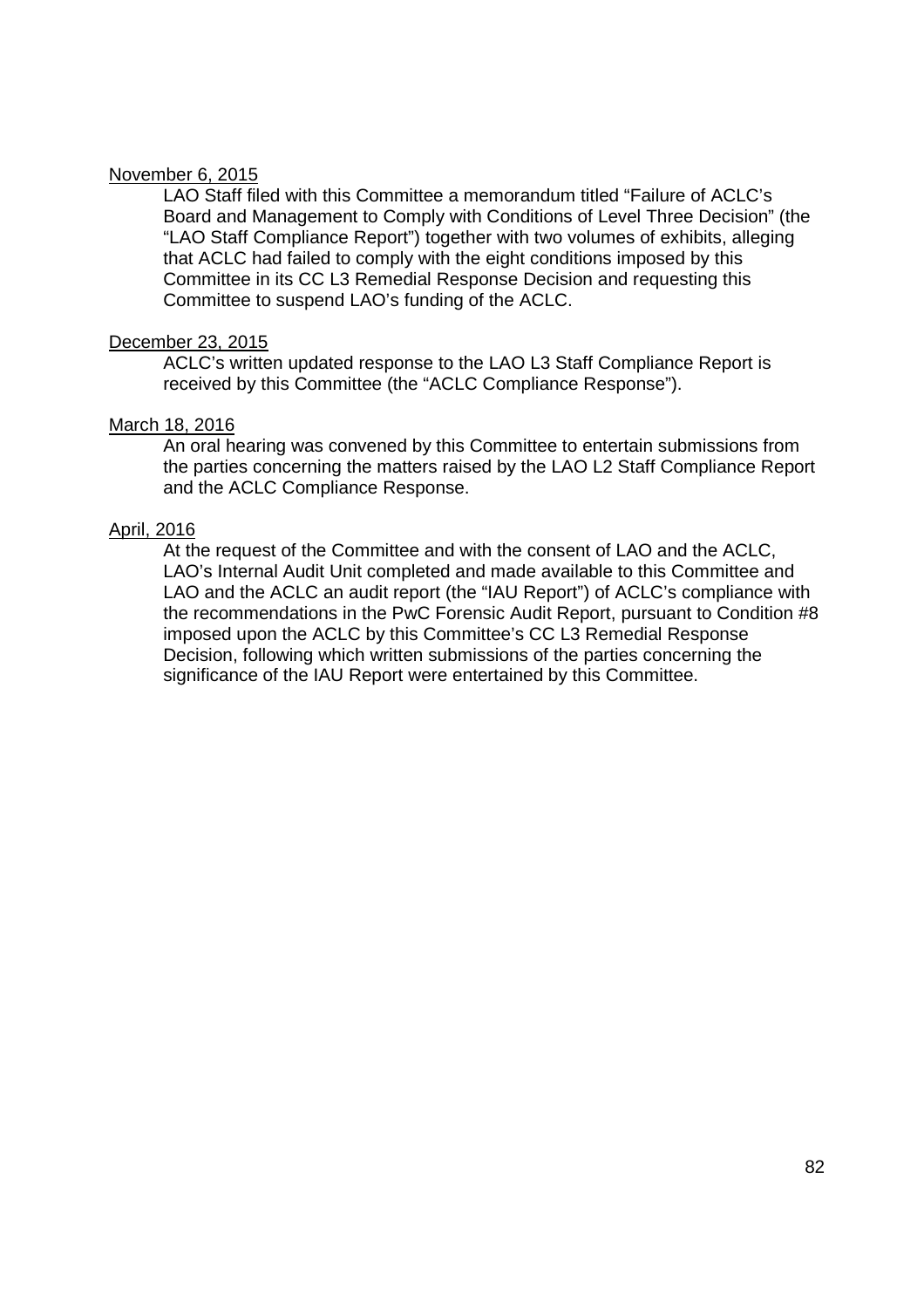<u>November 6, 2015</u>

LAO Staff filed with this Committee a memorandum titled "Failure of ACLC's Board and Management to Comply with Conditions of Level Three Decision" (the "LAO Staff Compliance Report") together with two volumes of exhibits, alleging that ACLC had failed to comply with the eight conditions imposed by this Committee in its CC L3 Remedial Response Decision and requesting this Committee to suspend LAO's funding of the ACLC.

<u>December 23, 2015</u>

ACLC's written updated response to the LAO L3 Staff Compliance Report is received by this Committee (the "ACLC Compliance Response").

<u>March 18, 2016</u>

An oral hearing was convened by this Committee to entertain submissions from the parties concerning the matters raised by the LAO L2 Staff Compliance Report and the ACLC Compliance Response.

<u>April, 2016</u>

At the request of the Committee and with the consent of LAO and the ACLC, LAO's Internal Audit Unit completed and made available to this Committee and LAO and the ACLC an audit report (the "IAU Report") of ACLC's compliance with the recommendations in the PwC Forensic Audit Report, pursuant to Condition #8 imposed upon the ACLC by this Committee's CC L3 Remedial Response Decision, following which written submissions of the parties concerning the significance of the IAU Report were entertained by this Committee.